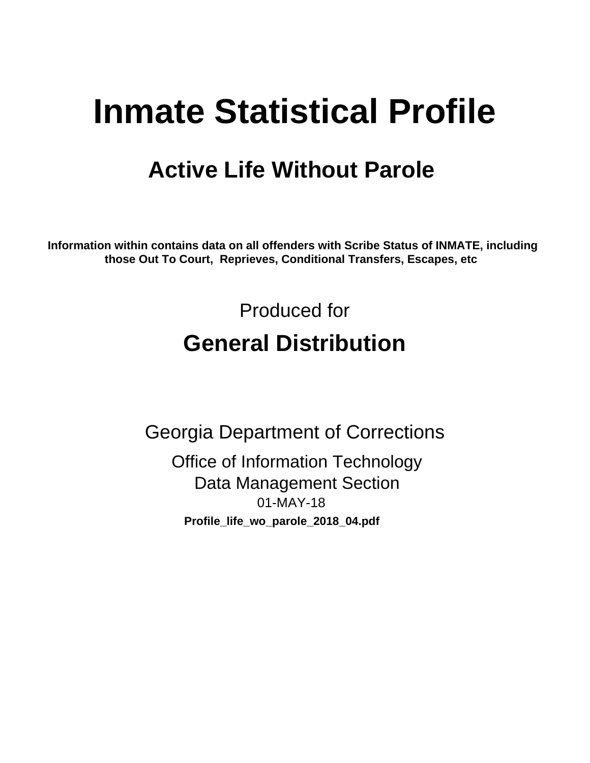# Inmate Statistical Profile

## Active Life Without Parole

**Information within contains data on all offenders with Scribe Status of INMATE, including those Out To Court, Reprieves, Conditional Transfers, Escapes, etc**

Produced for

## General Distribution

Georgia Department of Corrections

Office of Information Technology

Data Management Section

01-MAY-18

**Profile_life_wo_parole_2018_04.pdf**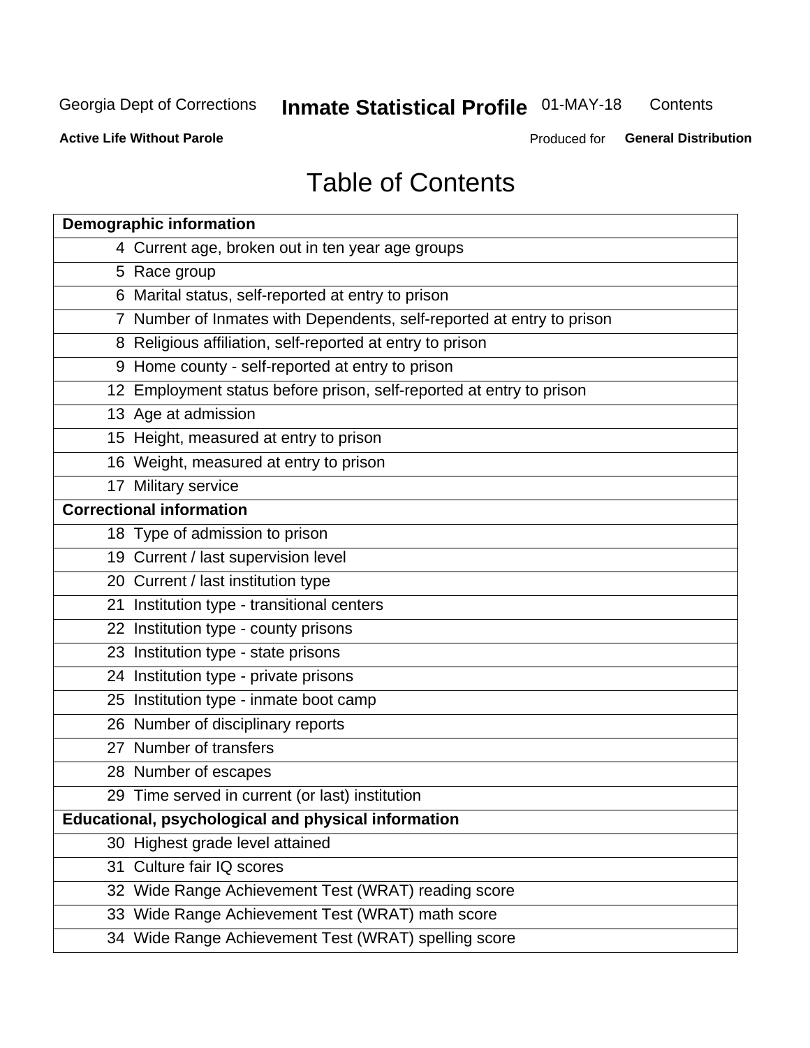Georgia Dept of Corrections **Inmate Statistical Profile** 01-MAY-18 Contents

**Active Life Without Parole** Produced for **General Distribution**

# Table of Contents

| **Demographic information** | |
|---|---|
| 4 | Current age, broken out in ten year age groups |
| 5 | Race group |
| 6 | Marital status, self-reported at entry to prison |
| 7 | Number of Inmates with Dependents, self-reported at entry to prison |
| 8 | Religious affiliation, self-reported at entry to prison |
| 9 | Home county - self-reported at entry to prison |
| 12 | Employment status before prison, self-reported at entry to prison |
| 13 | Age at admission |
| 15 | Height, measured at entry to prison |
| 16 | Weight, measured at entry to prison |
| 17 | Military service |
| **Correctional information** | |
| 18 | Type of admission to prison |
| 19 | Current / last supervision level |
| 20 | Current / last institution type |
| 21 | Institution type - transitional centers |
| 22 | Institution type - county prisons |
| 23 | Institution type - state prisons |
| 24 | Institution type - private prisons |
| 25 | Institution type - inmate boot camp |
| 26 | Number of disciplinary reports |
| 27 | Number of transfers |
| 28 | Number of escapes |
| 29 | Time served in current (or last) institution |
| **Educational, psychological and physical information** | |
| 30 | Highest grade level attained |
| 31 | Culture fair IQ scores |
| 32 | Wide Range Achievement Test (WRAT) reading score |
| 33 | Wide Range Achievement Test (WRAT) math score |
| 34 | Wide Range Achievement Test (WRAT) spelling score |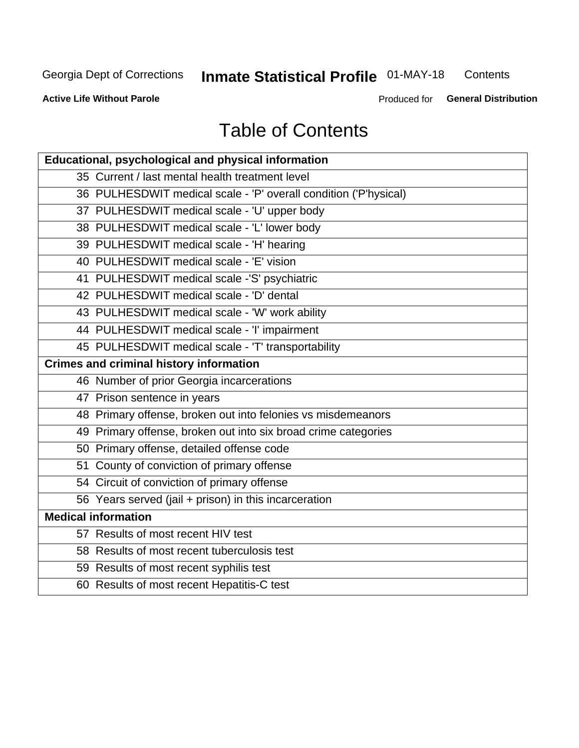# Table of Contents

| Educational, psychological and physical information |
|---|
| 35 Current / last mental health treatment level |
| 36 PULHESDWIT medical scale - 'P' overall condition ('P'hysical) |
| 37 PULHESDWIT medical scale - 'U' upper body |
| 38 PULHESDWIT medical scale - 'L' lower body |
| 39 PULHESDWIT medical scale - 'H' hearing |
| 40 PULHESDWIT medical scale - 'E' vision |
| 41 PULHESDWIT medical scale -'S' psychiatric |
| 42 PULHESDWIT medical scale - 'D' dental |
| 43 PULHESDWIT medical scale - 'W' work ability |
| 44 PULHESDWIT medical scale - 'I' impairment |
| 45 PULHESDWIT medical scale - 'T' transportability |
| **Crimes and criminal history information** |
| 46 Number of prior Georgia incarcerations |
| 47 Prison sentence in years |
| 48 Primary offense, broken out into felonies vs misdemeanors |
| 49 Primary offense, broken out into six broad crime categories |
| 50 Primary offense, detailed offense code |
| 51 County of conviction of primary offense |
| 54 Circuit of conviction of primary offense |
| 56 Years served (jail + prison) in this incarceration |
| **Medical information** |
| 57 Results of most recent HIV test |
| 58 Results of most recent tuberculosis test |
| 59 Results of most recent syphilis test |
| 60 Results of most recent Hepatitis-C test |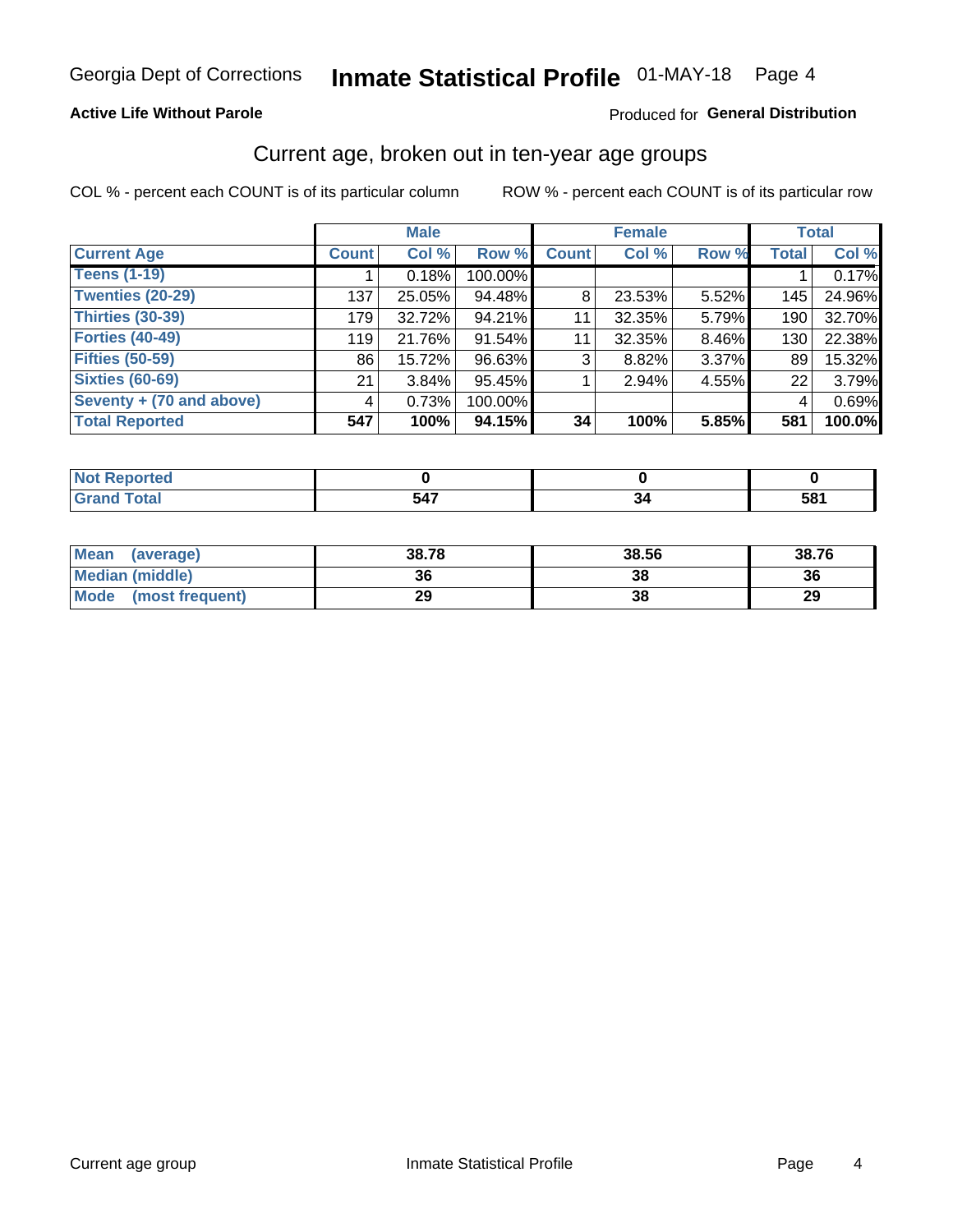Georgia Dept of Corrections **Inmate Statistical Profile** 01-MAY-18

**Active Life Without Parole**

Produced for **General Distribution**

## Current age, broken out in ten-year age groups

COL % - percent each COUNT is of its particular column ROW % - percent each COUNT is of its particular row

| | Male | | | Female | | | Total | |
|---|---|---|---|---|---|---|---|---|
| **Current Age** | **Count** | **Col %** | **Row %** | **Count** | **Col %** | **Row %** | **Total** | **Col %** |
| **Teens (1-19)** | 1 | 0.18% | 100.00% | | | | 1 | 0.17% |
| **Twenties (20-29)** | 137 | 25.05% | 94.48% | 8 | 23.53% | 5.52% | 145 | 24.96% |
| **Thirties (30-39)** | 179 | 32.72% | 94.21% | 11 | 32.35% | 5.79% | 190 | 32.70% |
| **Forties (40-49)** | 119 | 21.76% | 91.54% | 11 | 32.35% | 8.46% | 130 | 22.38% |
| **Fifties (50-59)** | 86 | 15.72% | 96.63% | 3 | 8.82% | 3.37% | 89 | 15.32% |
| **Sixties (60-69)** | 21 | 3.84% | 95.45% | 1 | 2.94% | 4.55% | 22 | 3.79% |
| **Seventy + (70 and above)** | 4 | 0.73% | 100.00% | | | | 4 | 0.69% |
| **Total Reported** | **547** | **100%** | **94.15%** | **34** | **100%** | **5.85%** | **581** | **100.0%** |

| | Male | Female | Total |
|---|---|---|---|
| **Not Reported** | **0** | **0** | **0** |
| **Grand Total** | **547** | **34** | **581** |

| | Male | Female | Total |
|---|---|---|---|
| **Mean (average)** | **38.78** | **38.56** | **38.76** |
| **Median (middle)** | **36** | **38** | **36** |
| **Mode (most frequent)** | **29** | **38** | **29** |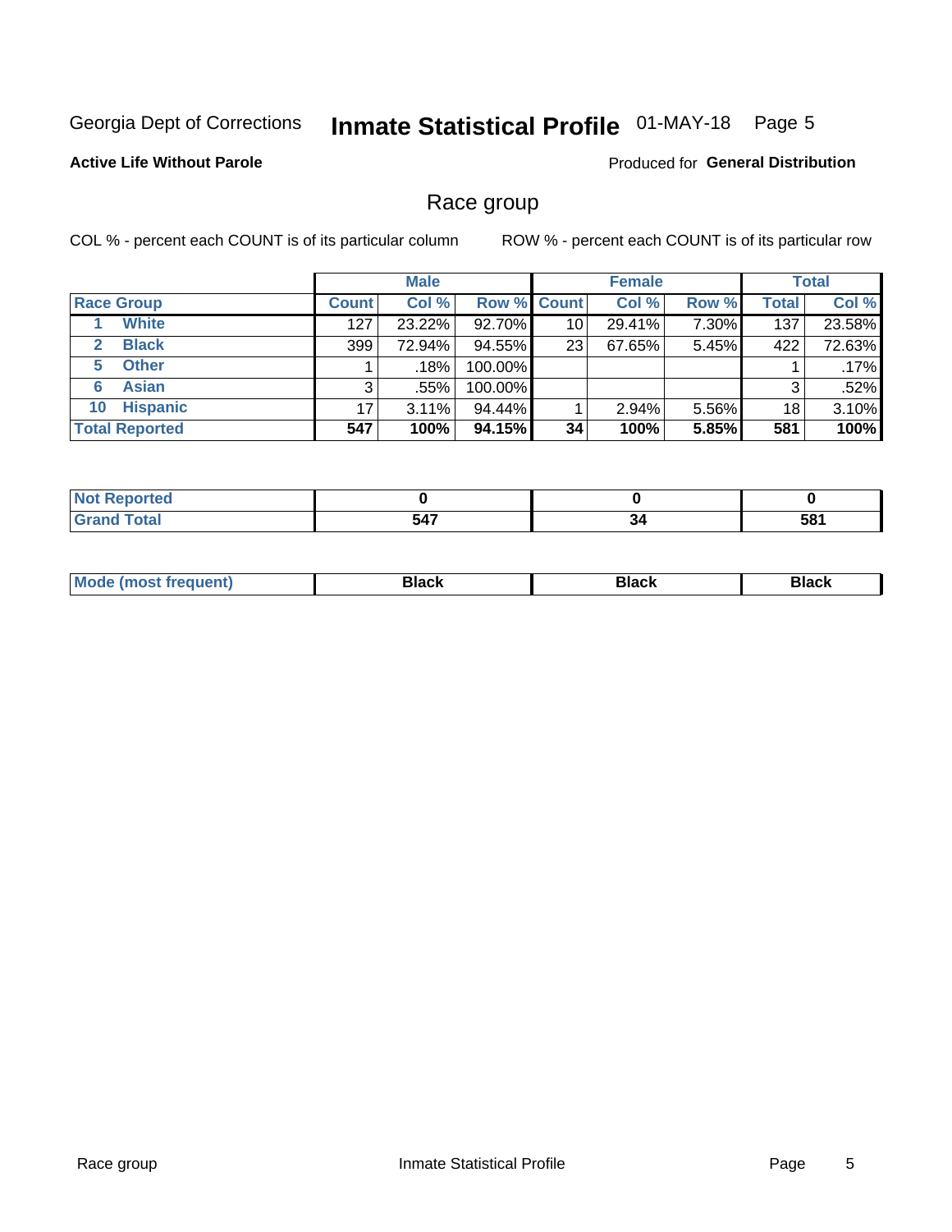Georgia Dept of Corrections **Inmate Statistical Profile** 01-MAY-18 Page 5

**Active Life Without Parole**

Produced for **General Distribution**

## Race group

COL % - percent each COUNT is of its particular column

ROW % - percent each COUNT is of its particular row

| | | Male | | | Female | | | Total | |
|---|---|---|---|---|---|---|---|---|---|
| **Race Group** | | **Count** | **Col %** | **Row %** | **Count** | **Col %** | **Row %** | **Total** | **Col %** |
| 1 | **White** | 127 | 23.22% | 92.70% | 10 | 29.41% | 7.30% | 137 | 23.58% |
| 2 | **Black** | 399 | 72.94% | 94.55% | 23 | 67.65% | 5.45% | 422 | 72.63% |
| 5 | **Other** | 1 | .18% | 100.00% | | | | 1 | .17% |
| 6 | **Asian** | 3 | .55% | 100.00% | | | | 3 | .52% |
| 10 | **Hispanic** | 17 | 3.11% | 94.44% | 1 | 2.94% | 5.56% | 18 | 3.10% |
| **Total Reported** | | **547** | **100%** | **94.15%** | **34** | **100%** | **5.85%** | **581** | **100%** |

| | Male | Female | Total |
|---|---|---|---|
| **Not Reported** | **0** | **0** | **0** |
| **Grand Total** | **547** | **34** | **581** |

| | Male | Female | Total |
|---|---|---|---|
| **Mode (most frequent)** | **Black** | **Black** | **Black** |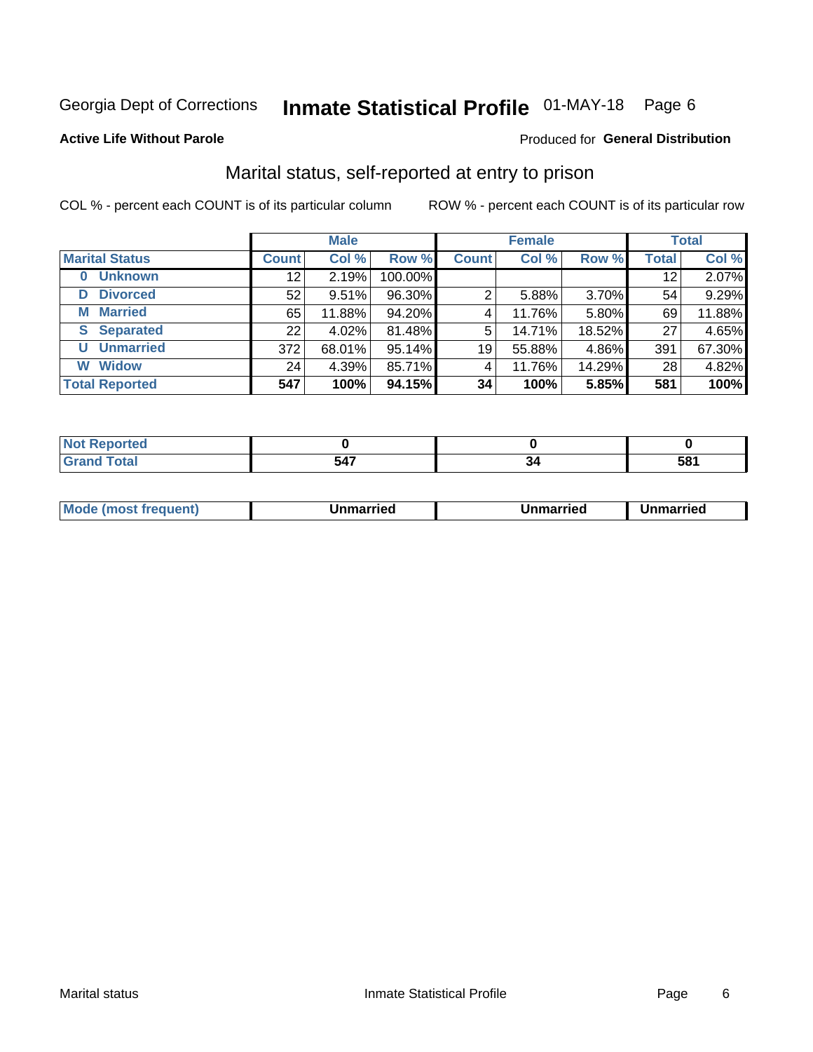Georgia Dept of Corrections **Inmate Statistical Profile** 01-MAY-18 Page 6

**Active Life Without Parole**

Produced for **General Distribution**

## Marital status, self-reported at entry to prison

COL % - percent each COUNT is of its particular column

ROW % - percent each COUNT is of its particular row

| | Male | | | Female | | | Total | |
|---|---|---|---|---|---|---|---|---|
| **Marital Status** | **Count** | **Col %** | **Row %** | **Count** | **Col %** | **Row %** | **Total** | **Col %** |
| **0 Unknown** | 12 | 2.19% | 100.00% | | | | 12 | 2.07% |
| **D Divorced** | 52 | 9.51% | 96.30% | 2 | 5.88% | 3.70% | 54 | 9.29% |
| **M Married** | 65 | 11.88% | 94.20% | 4 | 11.76% | 5.80% | 69 | 11.88% |
| **S Separated** | 22 | 4.02% | 81.48% | 5 | 14.71% | 18.52% | 27 | 4.65% |
| **U Unmarried** | 372 | 68.01% | 95.14% | 19 | 55.88% | 4.86% | 391 | 67.30% |
| **W Widow** | 24 | 4.39% | 85.71% | 4 | 11.76% | 14.29% | 28 | 4.82% |
| **Total Reported** | **547** | **100%** | **94.15%** | **34** | **100%** | **5.85%** | **581** | **100%** |

| | Male | Female | Total |
|---|---|---|---|
| **Not Reported** | **0** | **0** | **0** |
| **Grand Total** | **547** | **34** | **581** |

| | Male | Female | Total |
|---|---|---|---|
| **Mode (most frequent)** | **Unmarried** | **Unmarried** | **Unmarried** |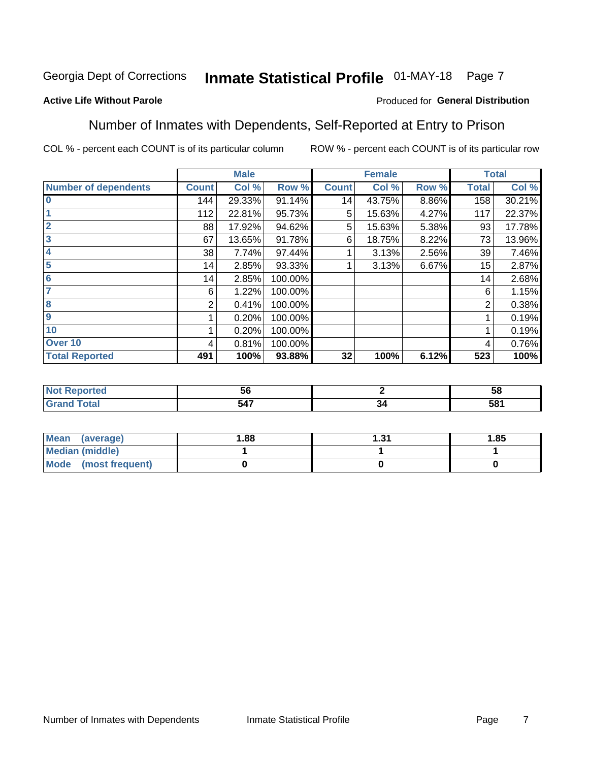Georgia Dept of Corrections **Inmate Statistical Profile** 01-MAY-18

**Active Life Without Parole**

Produced for **General Distribution**

## Number of Inmates with Dependents, Self-Reported at Entry to Prison

COL % - percent each COUNT is of its particular column ROW % - percent each COUNT is of its particular row

| | Male | | | Female | | | Total | |
|---|---|---|---|---|---|---|---|---|
| Number of dependents | Count | Col % | Row % | Count | Col % | Row % | Total | Col % |
| 0 | 144 | 29.33% | 91.14% | 14 | 43.75% | 8.86% | 158 | 30.21% |
| 1 | 112 | 22.81% | 95.73% | 5 | 15.63% | 4.27% | 117 | 22.37% |
| 2 | 88 | 17.92% | 94.62% | 5 | 15.63% | 5.38% | 93 | 17.78% |
| 3 | 67 | 13.65% | 91.78% | 6 | 18.75% | 8.22% | 73 | 13.96% |
| 4 | 38 | 7.74% | 97.44% | 1 | 3.13% | 2.56% | 39 | 7.46% |
| 5 | 14 | 2.85% | 93.33% | 1 | 3.13% | 6.67% | 15 | 2.87% |
| 6 | 14 | 2.85% | 100.00% | | | | 14 | 2.68% |
| 7 | 6 | 1.22% | 100.00% | | | | 6 | 1.15% |
| 8 | 2 | 0.41% | 100.00% | | | | 2 | 0.38% |
| 9 | 1 | 0.20% | 100.00% | | | | 1 | 0.19% |
| 10 | 1 | 0.20% | 100.00% | | | | 1 | 0.19% |
| Over 10 | 4 | 0.81% | 100.00% | | | | 4 | 0.76% |
| **Total Reported** | **491** | **100%** | **93.88%** | **32** | **100%** | **6.12%** | **523** | **100%** |

| | Male | Female | Total |
|---|---|---|---|
| Not Reported | 56 | 2 | 58 |
| Grand Total | 547 | 34 | 581 |

| | Male | Female | Total |
|---|---|---|---|
| Mean (average) | 1.88 | 1.31 | 1.85 |
| Median (middle) | 1 | 1 | 1 |
| Mode (most frequent) | 0 | 0 | 0 |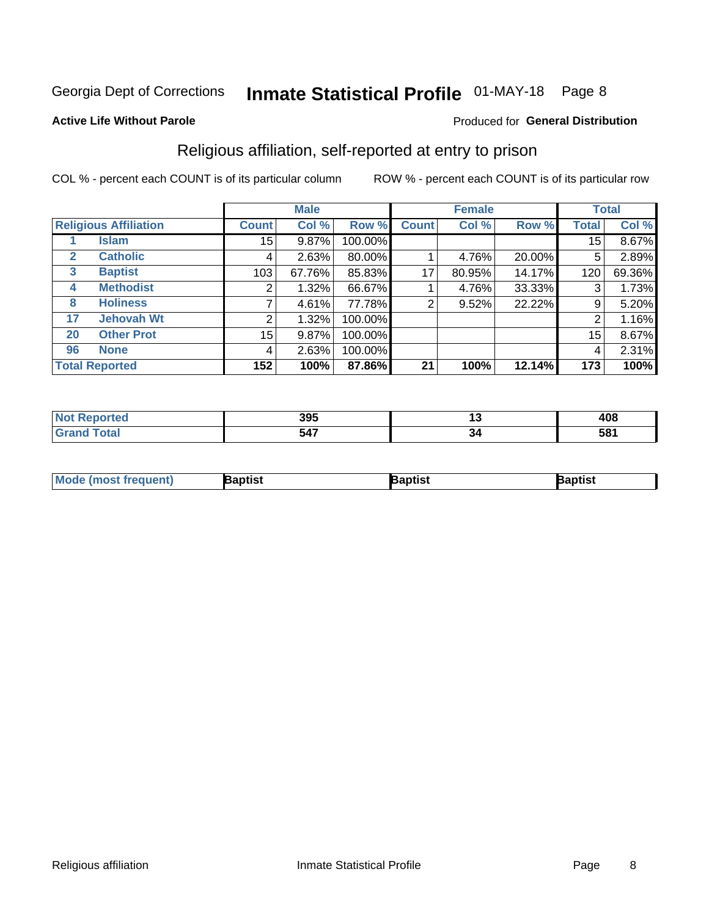Georgia Dept of Corrections **Inmate Statistical Profile** 01-MAY-18

**Active Life Without Parole**

Produced for **General Distribution**

## Religious affiliation, self-reported at entry to prison

COL % - percent each COUNT is of its particular column    ROW % - percent each COUNT is of its particular row

| | | Male | | | Female | | | Total | |
|---|---|---|---|---|---|---|---|---|---|
| **Religious Affiliation** | | **Count** | **Col %** | **Row %** | **Count** | **Col %** | **Row %** | **Total** | **Col %** |
| 1 | Islam | 15 | 9.87% | 100.00% | | | | 15 | 8.67% |
| 2 | Catholic | 4 | 2.63% | 80.00% | 1 | 4.76% | 20.00% | 5 | 2.89% |
| 3 | Baptist | 103 | 67.76% | 85.83% | 17 | 80.95% | 14.17% | 120 | 69.36% |
| 4 | Methodist | 2 | 1.32% | 66.67% | 1 | 4.76% | 33.33% | 3 | 1.73% |
| 8 | Holiness | 7 | 4.61% | 77.78% | 2 | 9.52% | 22.22% | 9 | 5.20% |
| 17 | Jehovah Wt | 2 | 1.32% | 100.00% | | | | 2 | 1.16% |
| 20 | Other Prot | 15 | 9.87% | 100.00% | | | | 15 | 8.67% |
| 96 | None | 4 | 2.63% | 100.00% | | | | 4 | 2.31% |
| **Total Reported** | | **152** | **100%** | **87.86%** | **21** | **100%** | **12.14%** | **173** | **100%** |

| | Male | Female | Total |
|---|---|---|---|
| **Not Reported** | **395** | **13** | **408** |
| **Grand Total** | **547** | **34** | **581** |

| | Male | Female | Total |
|---|---|---|---|
| **Mode (most frequent)** | **Baptist** | **Baptist** | **Baptist** |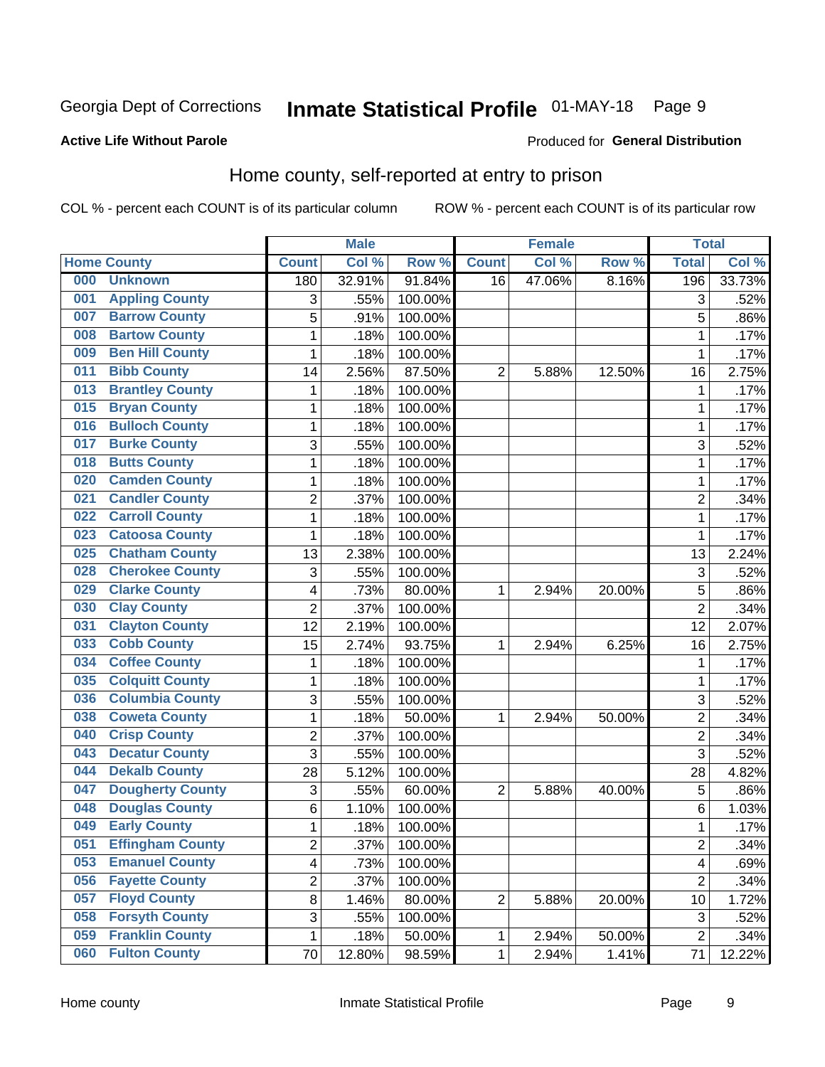Georgia Dept of Corrections **Inmate Statistical Profile** 01-MAY-18

**Active Life Without Parole**

Produced for **General Distribution**

## Home county, self-reported at entry to prison

COL % - percent each COUNT is of its particular column ROW % - percent each COUNT is of its particular row

| Home County | | Male | | | Female | | | Total | |
|---|---|---|---|---|---|---|---|---|---|
| | | Count | Col % | Row % | Count | Col % | Row % | Total | Col % |
| 000 | Unknown | 180 | 32.91% | 91.84% | 16 | 47.06% | 8.16% | 196 | 33.73% |
| 001 | Appling County | 3 | .55% | 100.00% | | | | 3 | .52% |
| 007 | Barrow County | 5 | .91% | 100.00% | | | | 5 | .86% |
| 008 | Bartow County | 1 | .18% | 100.00% | | | | 1 | .17% |
| 009 | Ben Hill County | 1 | .18% | 100.00% | | | | 1 | .17% |
| 011 | Bibb County | 14 | 2.56% | 87.50% | 2 | 5.88% | 12.50% | 16 | 2.75% |
| 013 | Brantley County | 1 | .18% | 100.00% | | | | 1 | .17% |
| 015 | Bryan County | 1 | .18% | 100.00% | | | | 1 | .17% |
| 016 | Bulloch County | 1 | .18% | 100.00% | | | | 1 | .17% |
| 017 | Burke County | 3 | .55% | 100.00% | | | | 3 | .52% |
| 018 | Butts County | 1 | .18% | 100.00% | | | | 1 | .17% |
| 020 | Camden County | 1 | .18% | 100.00% | | | | 1 | .17% |
| 021 | Candler County | 2 | .37% | 100.00% | | | | 2 | .34% |
| 022 | Carroll County | 1 | .18% | 100.00% | | | | 1 | .17% |
| 023 | Catoosa County | 1 | .18% | 100.00% | | | | 1 | .17% |
| 025 | Chatham County | 13 | 2.38% | 100.00% | | | | 13 | 2.24% |
| 028 | Cherokee County | 3 | .55% | 100.00% | | | | 3 | .52% |
| 029 | Clarke County | 4 | .73% | 80.00% | 1 | 2.94% | 20.00% | 5 | .86% |
| 030 | Clay County | 2 | .37% | 100.00% | | | | 2 | .34% |
| 031 | Clayton County | 12 | 2.19% | 100.00% | | | | 12 | 2.07% |
| 033 | Cobb County | 15 | 2.74% | 93.75% | 1 | 2.94% | 6.25% | 16 | 2.75% |
| 034 | Coffee County | 1 | .18% | 100.00% | | | | 1 | .17% |
| 035 | Colquitt County | 1 | .18% | 100.00% | | | | 1 | .17% |
| 036 | Columbia County | 3 | .55% | 100.00% | | | | 3 | .52% |
| 038 | Coweta County | 1 | .18% | 50.00% | 1 | 2.94% | 50.00% | 2 | .34% |
| 040 | Crisp County | 2 | .37% | 100.00% | | | | 2 | .34% |
| 043 | Decatur County | 3 | .55% | 100.00% | | | | 3 | .52% |
| 044 | Dekalb County | 28 | 5.12% | 100.00% | | | | 28 | 4.82% |
| 047 | Dougherty County | 3 | .55% | 60.00% | 2 | 5.88% | 40.00% | 5 | .86% |
| 048 | Douglas County | 6 | 1.10% | 100.00% | | | | 6 | 1.03% |
| 049 | Early County | 1 | .18% | 100.00% | | | | 1 | .17% |
| 051 | Effingham County | 2 | .37% | 100.00% | | | | 2 | .34% |
| 053 | Emanuel County | 4 | .73% | 100.00% | | | | 4 | .69% |
| 056 | Fayette County | 2 | .37% | 100.00% | | | | 2 | .34% |
| 057 | Floyd County | 8 | 1.46% | 80.00% | 2 | 5.88% | 20.00% | 10 | 1.72% |
| 058 | Forsyth County | 3 | .55% | 100.00% | | | | 3 | .52% |
| 059 | Franklin County | 1 | .18% | 50.00% | 1 | 2.94% | 50.00% | 2 | .34% |
| 060 | Fulton County | 70 | 12.80% | 98.59% | 1 | 2.94% | 1.41% | 71 | 12.22% |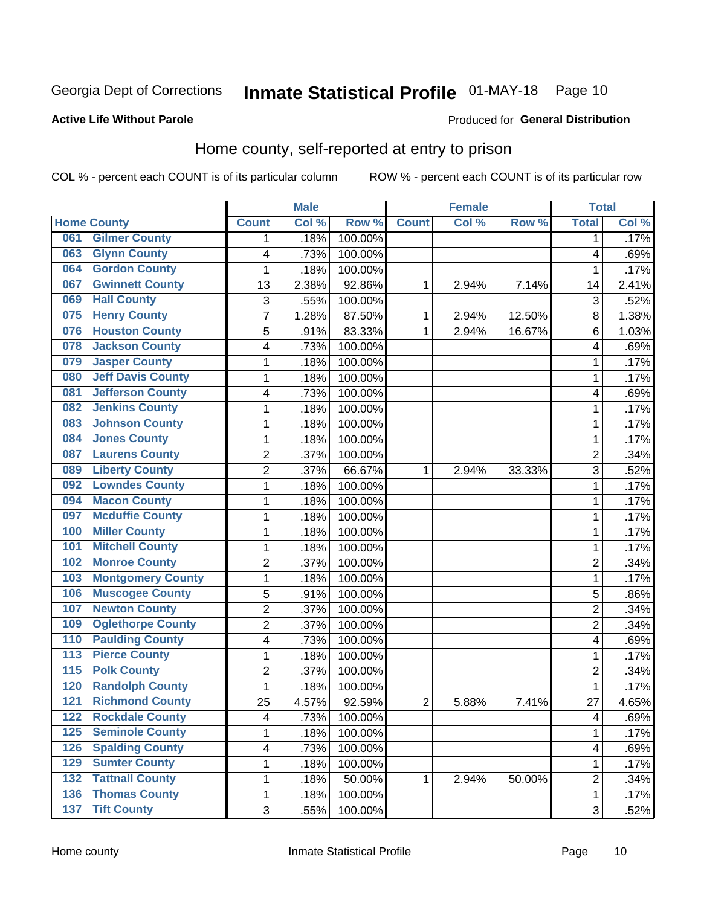Georgia Dept of Corrections **Inmate Statistical Profile** 01-MAY-18

**Active Life Without Parole**

Produced for **General Distribution**

## Home county, self-reported at entry to prison

COL % - percent each COUNT is of its particular column ROW % - percent each COUNT is of its particular row

| Home County | | Male | | | Female | | | Total | |
|---|---|---|---|---|---|---|---|---|---|
| | | Count | Col % | Row % | Count | Col % | Row % | Total | Col % |
| 061 | Gilmer County | 1 | .18% | 100.00% | | | | 1 | .17% |
| 063 | Glynn County | 4 | .73% | 100.00% | | | | 4 | .69% |
| 064 | Gordon County | 1 | .18% | 100.00% | | | | 1 | .17% |
| 067 | Gwinnett County | 13 | 2.38% | 92.86% | 1 | 2.94% | 7.14% | 14 | 2.41% |
| 069 | Hall County | 3 | .55% | 100.00% | | | | 3 | .52% |
| 075 | Henry County | 7 | 1.28% | 87.50% | 1 | 2.94% | 12.50% | 8 | 1.38% |
| 076 | Houston County | 5 | .91% | 83.33% | 1 | 2.94% | 16.67% | 6 | 1.03% |
| 078 | Jackson County | 4 | .73% | 100.00% | | | | 4 | .69% |
| 079 | Jasper County | 1 | .18% | 100.00% | | | | 1 | .17% |
| 080 | Jeff Davis County | 1 | .18% | 100.00% | | | | 1 | .17% |
| 081 | Jefferson County | 4 | .73% | 100.00% | | | | 4 | .69% |
| 082 | Jenkins County | 1 | .18% | 100.00% | | | | 1 | .17% |
| 083 | Johnson County | 1 | .18% | 100.00% | | | | 1 | .17% |
| 084 | Jones County | 1 | .18% | 100.00% | | | | 1 | .17% |
| 087 | Laurens County | 2 | .37% | 100.00% | | | | 2 | .34% |
| 089 | Liberty County | 2 | .37% | 66.67% | 1 | 2.94% | 33.33% | 3 | .52% |
| 092 | Lowndes County | 1 | .18% | 100.00% | | | | 1 | .17% |
| 094 | Macon County | 1 | .18% | 100.00% | | | | 1 | .17% |
| 097 | Mcduffie County | 1 | .18% | 100.00% | | | | 1 | .17% |
| 100 | Miller County | 1 | .18% | 100.00% | | | | 1 | .17% |
| 101 | Mitchell County | 1 | .18% | 100.00% | | | | 1 | .17% |
| 102 | Monroe County | 2 | .37% | 100.00% | | | | 2 | .34% |
| 103 | Montgomery County | 1 | .18% | 100.00% | | | | 1 | .17% |
| 106 | Muscogee County | 5 | .91% | 100.00% | | | | 5 | .86% |
| 107 | Newton County | 2 | .37% | 100.00% | | | | 2 | .34% |
| 109 | Oglethorpe County | 2 | .37% | 100.00% | | | | 2 | .34% |
| 110 | Paulding County | 4 | .73% | 100.00% | | | | 4 | .69% |
| 113 | Pierce County | 1 | .18% | 100.00% | | | | 1 | .17% |
| 115 | Polk County | 2 | .37% | 100.00% | | | | 2 | .34% |
| 120 | Randolph County | 1 | .18% | 100.00% | | | | 1 | .17% |
| 121 | Richmond County | 25 | 4.57% | 92.59% | 2 | 5.88% | 7.41% | 27 | 4.65% |
| 122 | Rockdale County | 4 | .73% | 100.00% | | | | 4 | .69% |
| 125 | Seminole County | 1 | .18% | 100.00% | | | | 1 | .17% |
| 126 | Spalding County | 4 | .73% | 100.00% | | | | 4 | .69% |
| 129 | Sumter County | 1 | .18% | 100.00% | | | | 1 | .17% |
| 132 | Tattnall County | 1 | .18% | 50.00% | 1 | 2.94% | 50.00% | 2 | .34% |
| 136 | Thomas County | 1 | .18% | 100.00% | | | | 1 | .17% |
| 137 | Tift County | 3 | .55% | 100.00% | | | | 3 | .52% |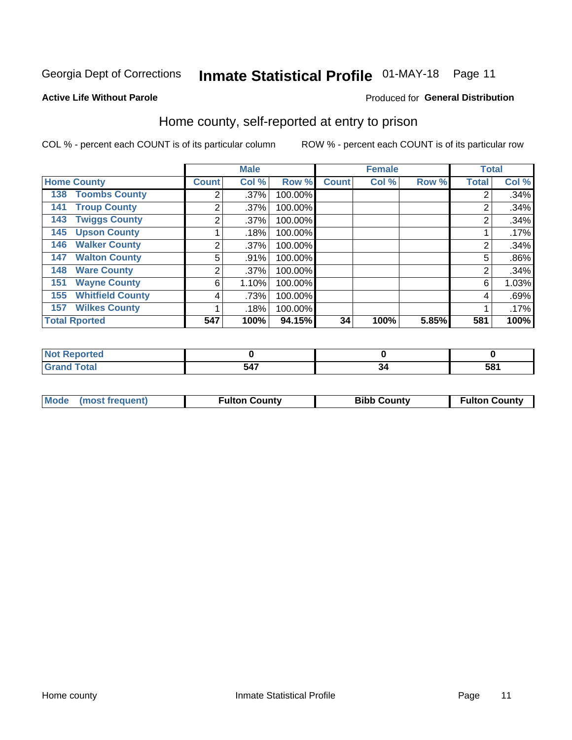Georgia Dept of Corrections **Inmate Statistical Profile** 01-MAY-18

**Active Life Without Parole**

Produced for **General Distribution**

## Home county, self-reported at entry to prison

COL % - percent each COUNT is of its particular column ROW % - percent each COUNT is of its particular row

| Home County | Male | | | Female | | | Total | |
|---|---|---|---|---|---|---|---|---|
| | Count | Col % | Row % | Count | Col % | Row % | Total | Col % |
| 138 Toombs County | 2 | .37% | 100.00% | | | | 2 | .34% |
| 141 Troup County | 2 | .37% | 100.00% | | | | 2 | .34% |
| 143 Twiggs County | 2 | .37% | 100.00% | | | | 2 | .34% |
| 145 Upson County | 1 | .18% | 100.00% | | | | 1 | .17% |
| 146 Walker County | 2 | .37% | 100.00% | | | | 2 | .34% |
| 147 Walton County | 5 | .91% | 100.00% | | | | 5 | .86% |
| 148 Ware County | 2 | .37% | 100.00% | | | | 2 | .34% |
| 151 Wayne County | 6 | 1.10% | 100.00% | | | | 6 | 1.03% |
| 155 Whitfield County | 4 | .73% | 100.00% | | | | 4 | .69% |
| 157 Wilkes County | 1 | .18% | 100.00% | | | | 1 | .17% |
| **Total Rported** | **547** | **100%** | **94.15%** | **34** | **100%** | **5.85%** | **581** | **100%** |

| | Male | Female | Total |
|---|---|---|---|
| Not Reported | **0** | **0** | **0** |
| Grand Total | **547** | **34** | **581** |

| | Male | Female | Total |
|---|---|---|---|
| Mode (most frequent) | **Fulton County** | **Bibb County** | **Fulton County** |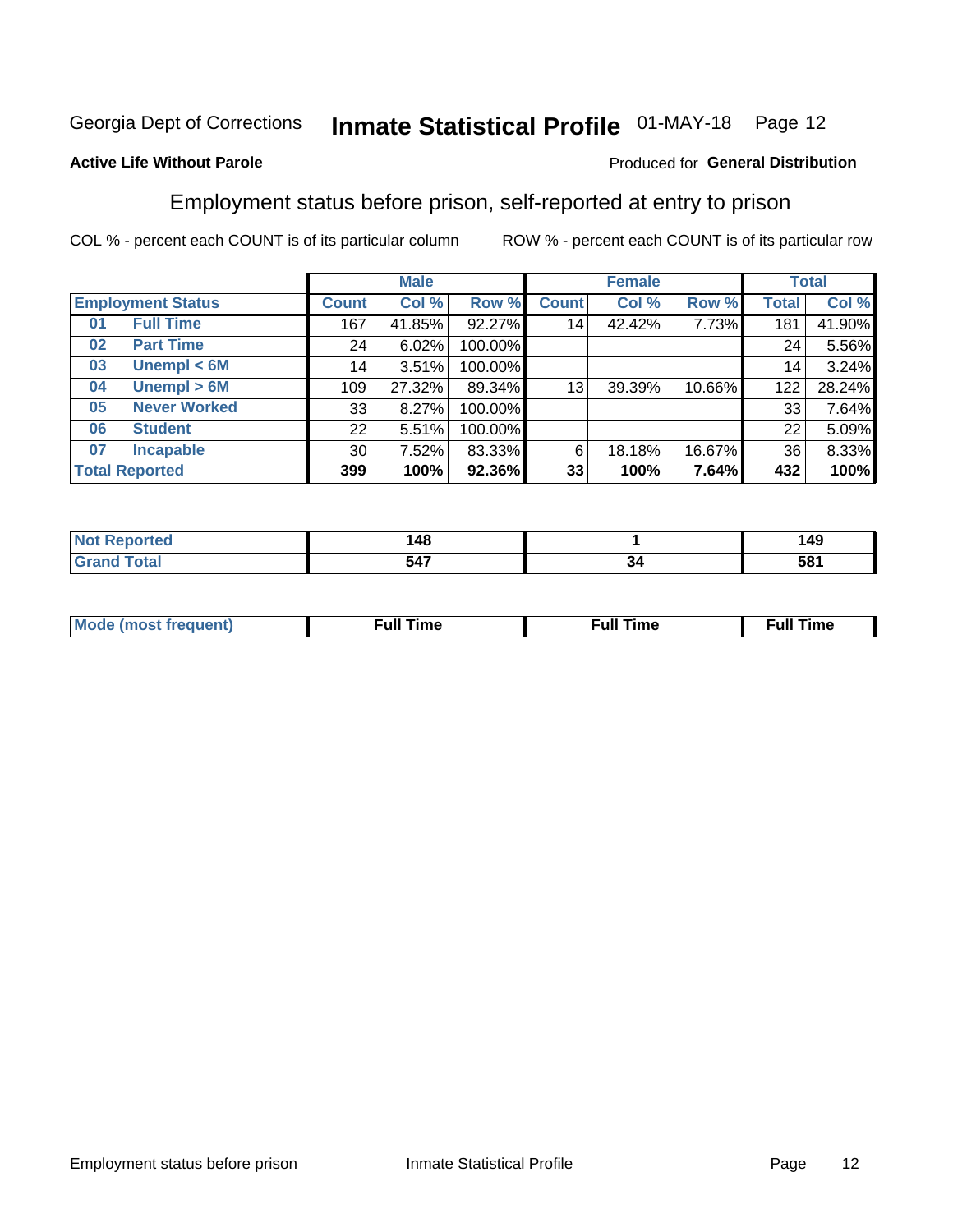Georgia Dept of Corrections **Inmate Statistical Profile** 01-MAY-18 Page 12

**Active Life Without Parole**

Produced for **General Distribution**

## Employment status before prison, self-reported at entry to prison

COL % - percent each COUNT is of its particular column ROW % - percent each COUNT is of its particular row

| | | Male | | | Female | | | Total | |
|---|---|---|---|---|---|---|---|---|---|
| **Employment Status** | | **Count** | **Col %** | **Row %** | **Count** | **Col %** | **Row %** | **Total** | **Col %** |
| 01 | Full Time | 167 | 41.85% | 92.27% | 14 | 42.42% | 7.73% | 181 | 41.90% |
| 02 | Part Time | 24 | 6.02% | 100.00% | | | | 24 | 5.56% |
| 03 | Unempl < 6M | 14 | 3.51% | 100.00% | | | | 14 | 3.24% |
| 04 | Unempl > 6M | 109 | 27.32% | 89.34% | 13 | 39.39% | 10.66% | 122 | 28.24% |
| 05 | Never Worked | 33 | 8.27% | 100.00% | | | | 33 | 7.64% |
| 06 | Student | 22 | 5.51% | 100.00% | | | | 22 | 5.09% |
| 07 | Incapable | 30 | 7.52% | 83.33% | 6 | 18.18% | 16.67% | 36 | 8.33% |
| **Total Reported** | | **399** | **100%** | **92.36%** | **33** | **100%** | **7.64%** | **432** | **100%** |

| | Male | Female | Total |
|---|---|---|---|
| Not Reported | 148 | 1 | 149 |
| Grand Total | 547 | 34 | 581 |

| | Male | Female | Total |
|---|---|---|---|
| Mode (most frequent) | Full Time | Full Time | Full Time |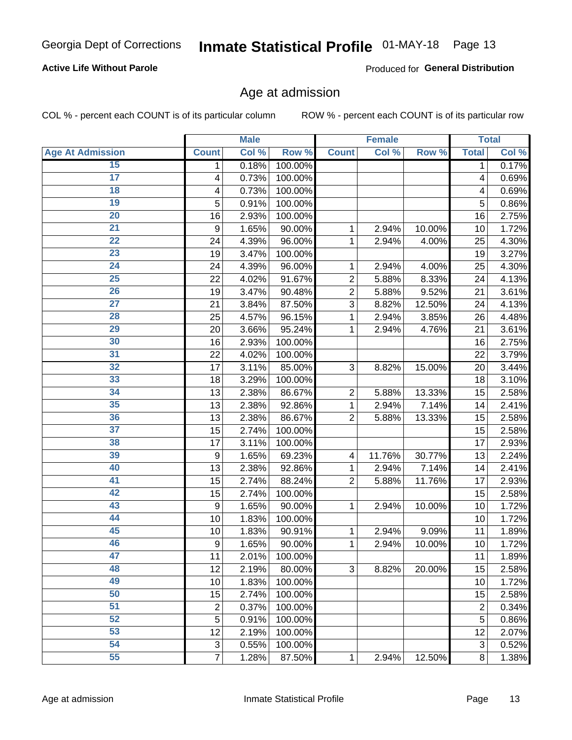**Active Life Without Parole**

Produced for **General Distribution**

## Age at admission

COL % - percent each COUNT is of its particular column

ROW % - percent each COUNT is of its particular row

| | Male | | | Female | | | Total | |
|---|---|---|---|---|---|---|---|---|
| Age At Admission | Count | Col % | Row % | Count | Col % | Row % | Total | Col % |
| 15 | 1 | 0.18% | 100.00% | | | | 1 | 0.17% |
| 17 | 4 | 0.73% | 100.00% | | | | 4 | 0.69% |
| 18 | 4 | 0.73% | 100.00% | | | | 4 | 0.69% |
| 19 | 5 | 0.91% | 100.00% | | | | 5 | 0.86% |
| 20 | 16 | 2.93% | 100.00% | | | | 16 | 2.75% |
| 21 | 9 | 1.65% | 90.00% | 1 | 2.94% | 10.00% | 10 | 1.72% |
| 22 | 24 | 4.39% | 96.00% | 1 | 2.94% | 4.00% | 25 | 4.30% |
| 23 | 19 | 3.47% | 100.00% | | | | 19 | 3.27% |
| 24 | 24 | 4.39% | 96.00% | 1 | 2.94% | 4.00% | 25 | 4.30% |
| 25 | 22 | 4.02% | 91.67% | 2 | 5.88% | 8.33% | 24 | 4.13% |
| 26 | 19 | 3.47% | 90.48% | 2 | 5.88% | 9.52% | 21 | 3.61% |
| 27 | 21 | 3.84% | 87.50% | 3 | 8.82% | 12.50% | 24 | 4.13% |
| 28 | 25 | 4.57% | 96.15% | 1 | 2.94% | 3.85% | 26 | 4.48% |
| 29 | 20 | 3.66% | 95.24% | 1 | 2.94% | 4.76% | 21 | 3.61% |
| 30 | 16 | 2.93% | 100.00% | | | | 16 | 2.75% |
| 31 | 22 | 4.02% | 100.00% | | | | 22 | 3.79% |
| 32 | 17 | 3.11% | 85.00% | 3 | 8.82% | 15.00% | 20 | 3.44% |
| 33 | 18 | 3.29% | 100.00% | | | | 18 | 3.10% |
| 34 | 13 | 2.38% | 86.67% | 2 | 5.88% | 13.33% | 15 | 2.58% |
| 35 | 13 | 2.38% | 92.86% | 1 | 2.94% | 7.14% | 14 | 2.41% |
| 36 | 13 | 2.38% | 86.67% | 2 | 5.88% | 13.33% | 15 | 2.58% |
| 37 | 15 | 2.74% | 100.00% | | | | 15 | 2.58% |
| 38 | 17 | 3.11% | 100.00% | | | | 17 | 2.93% |
| 39 | 9 | 1.65% | 69.23% | 4 | 11.76% | 30.77% | 13 | 2.24% |
| 40 | 13 | 2.38% | 92.86% | 1 | 2.94% | 7.14% | 14 | 2.41% |
| 41 | 15 | 2.74% | 88.24% | 2 | 5.88% | 11.76% | 17 | 2.93% |
| 42 | 15 | 2.74% | 100.00% | | | | 15 | 2.58% |
| 43 | 9 | 1.65% | 90.00% | 1 | 2.94% | 10.00% | 10 | 1.72% |
| 44 | 10 | 1.83% | 100.00% | | | | 10 | 1.72% |
| 45 | 10 | 1.83% | 90.91% | 1 | 2.94% | 9.09% | 11 | 1.89% |
| 46 | 9 | 1.65% | 90.00% | 1 | 2.94% | 10.00% | 10 | 1.72% |
| 47 | 11 | 2.01% | 100.00% | | | | 11 | 1.89% |
| 48 | 12 | 2.19% | 80.00% | 3 | 8.82% | 20.00% | 15 | 2.58% |
| 49 | 10 | 1.83% | 100.00% | | | | 10 | 1.72% |
| 50 | 15 | 2.74% | 100.00% | | | | 15 | 2.58% |
| 51 | 2 | 0.37% | 100.00% | | | | 2 | 0.34% |
| 52 | 5 | 0.91% | 100.00% | | | | 5 | 0.86% |
| 53 | 12 | 2.19% | 100.00% | | | | 12 | 2.07% |
| 54 | 3 | 0.55% | 100.00% | | | | 3 | 0.52% |
| 55 | 7 | 1.28% | 87.50% | 1 | 2.94% | 12.50% | 8 | 1.38% |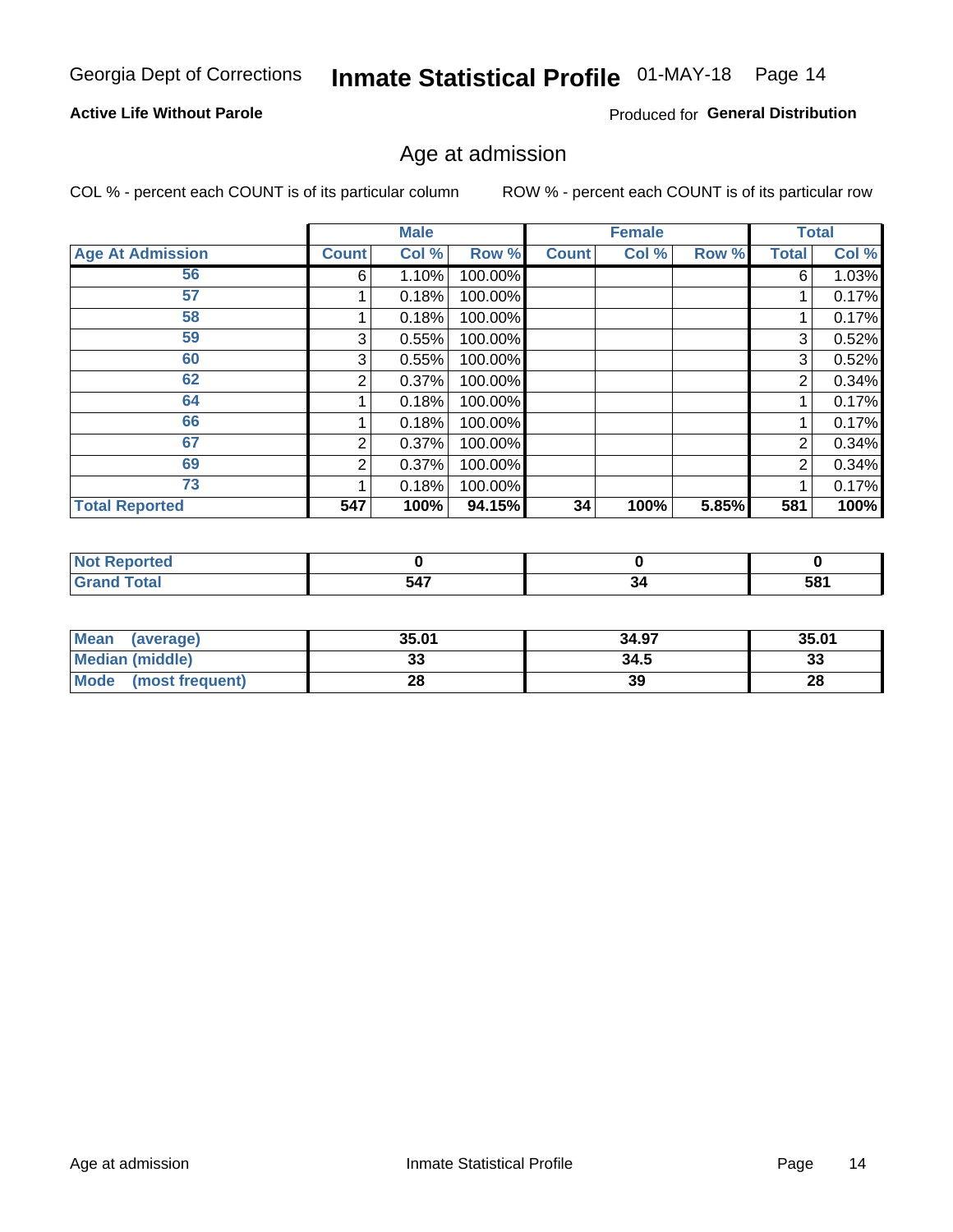Georgia Dept of Corrections **Inmate Statistical Profile** 01-MAY-18

**Active Life Without Parole**

Produced for **General Distribution**

## Age at admission

COL % - percent each COUNT is of its particular column ROW % - percent each COUNT is of its particular row

| | Male | | | Female | | | Total | |
|---|---|---|---|---|---|---|---|---|
| **Age At Admission** | **Count** | **Col %** | **Row %** | **Count** | **Col %** | **Row %** | **Total** | **Col %** |
| 56 | 6 | 1.10% | 100.00% | | | | 6 | 1.03% |
| 57 | 1 | 0.18% | 100.00% | | | | 1 | 0.17% |
| 58 | 1 | 0.18% | 100.00% | | | | 1 | 0.17% |
| 59 | 3 | 0.55% | 100.00% | | | | 3 | 0.52% |
| 60 | 3 | 0.55% | 100.00% | | | | 3 | 0.52% |
| 62 | 2 | 0.37% | 100.00% | | | | 2 | 0.34% |
| 64 | 1 | 0.18% | 100.00% | | | | 1 | 0.17% |
| 66 | 1 | 0.18% | 100.00% | | | | 1 | 0.17% |
| 67 | 2 | 0.37% | 100.00% | | | | 2 | 0.34% |
| 69 | 2 | 0.37% | 100.00% | | | | 2 | 0.34% |
| 73 | 1 | 0.18% | 100.00% | | | | 1 | 0.17% |
| **Total Reported** | **547** | **100%** | **94.15%** | **34** | **100%** | **5.85%** | **581** | **100%** |

| | Male | Female | Total |
|---|---|---|---|
| Not Reported | 0 | 0 | 0 |
| Grand Total | 547 | 34 | 581 |

| | Male | Female | Total |
|---|---|---|---|
| Mean (average) | 35.01 | 34.97 | 35.01 |
| Median (middle) | 33 | 34.5 | 33 |
| Mode (most frequent) | 28 | 39 | 28 |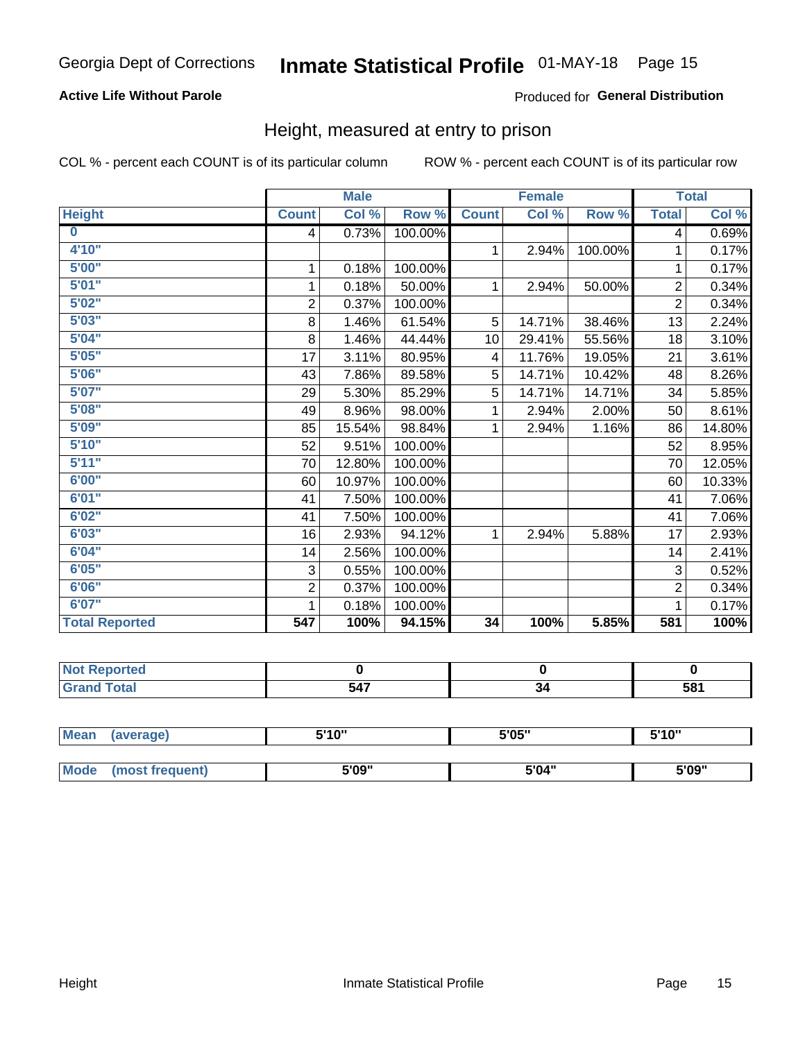Georgia Dept of Corrections **Inmate Statistical Profile** 01-MAY-18

**Active Life Without Parole**

Produced for **General Distribution**

## Height, measured at entry to prison

COL % - percent each COUNT is of its particular column    ROW % - percent each COUNT is of its particular row

| | Male | | | Female | | | Total | |
|---|---|---|---|---|---|---|---|---|
| **Height** | **Count** | **Col %** | **Row %** | **Count** | **Col %** | **Row %** | **Total** | **Col %** |
| **0** | 4 | 0.73% | 100.00% | | | | 4 | 0.69% |
| **4'10"** | | | | 1 | 2.94% | 100.00% | 1 | 0.17% |
| **5'00"** | 1 | 0.18% | 100.00% | | | | 1 | 0.17% |
| **5'01"** | 1 | 0.18% | 50.00% | 1 | 2.94% | 50.00% | 2 | 0.34% |
| **5'02"** | 2 | 0.37% | 100.00% | | | | 2 | 0.34% |
| **5'03"** | 8 | 1.46% | 61.54% | 5 | 14.71% | 38.46% | 13 | 2.24% |
| **5'04"** | 8 | 1.46% | 44.44% | 10 | 29.41% | 55.56% | 18 | 3.10% |
| **5'05"** | 17 | 3.11% | 80.95% | 4 | 11.76% | 19.05% | 21 | 3.61% |
| **5'06"** | 43 | 7.86% | 89.58% | 5 | 14.71% | 10.42% | 48 | 8.26% |
| **5'07"** | 29 | 5.30% | 85.29% | 5 | 14.71% | 14.71% | 34 | 5.85% |
| **5'08"** | 49 | 8.96% | 98.00% | 1 | 2.94% | 2.00% | 50 | 8.61% |
| **5'09"** | 85 | 15.54% | 98.84% | 1 | 2.94% | 1.16% | 86 | 14.80% |
| **5'10"** | 52 | 9.51% | 100.00% | | | | 52 | 8.95% |
| **5'11"** | 70 | 12.80% | 100.00% | | | | 70 | 12.05% |
| **6'00"** | 60 | 10.97% | 100.00% | | | | 60 | 10.33% |
| **6'01"** | 41 | 7.50% | 100.00% | | | | 41 | 7.06% |
| **6'02"** | 41 | 7.50% | 100.00% | | | | 41 | 7.06% |
| **6'03"** | 16 | 2.93% | 94.12% | 1 | 2.94% | 5.88% | 17 | 2.93% |
| **6'04"** | 14 | 2.56% | 100.00% | | | | 14 | 2.41% |
| **6'05"** | 3 | 0.55% | 100.00% | | | | 3 | 0.52% |
| **6'06"** | 2 | 0.37% | 100.00% | | | | 2 | 0.34% |
| **6'07"** | 1 | 0.18% | 100.00% | | | | 1 | 0.17% |
| **Total Reported** | **547** | **100%** | **94.15%** | **34** | **100%** | **5.85%** | **581** | **100%** |

| | Male | Female | Total |
|---|---|---|---|
| **Not Reported** | **0** | **0** | **0** |
| **Grand Total** | **547** | **34** | **581** |

| | Male | Female | Total |
|---|---|---|---|
| **Mean (average)** | **5'10"** | **5'05"** | **5'10"** |
| **Mode (most frequent)** | **5'09"** | **5'04"** | **5'09"** |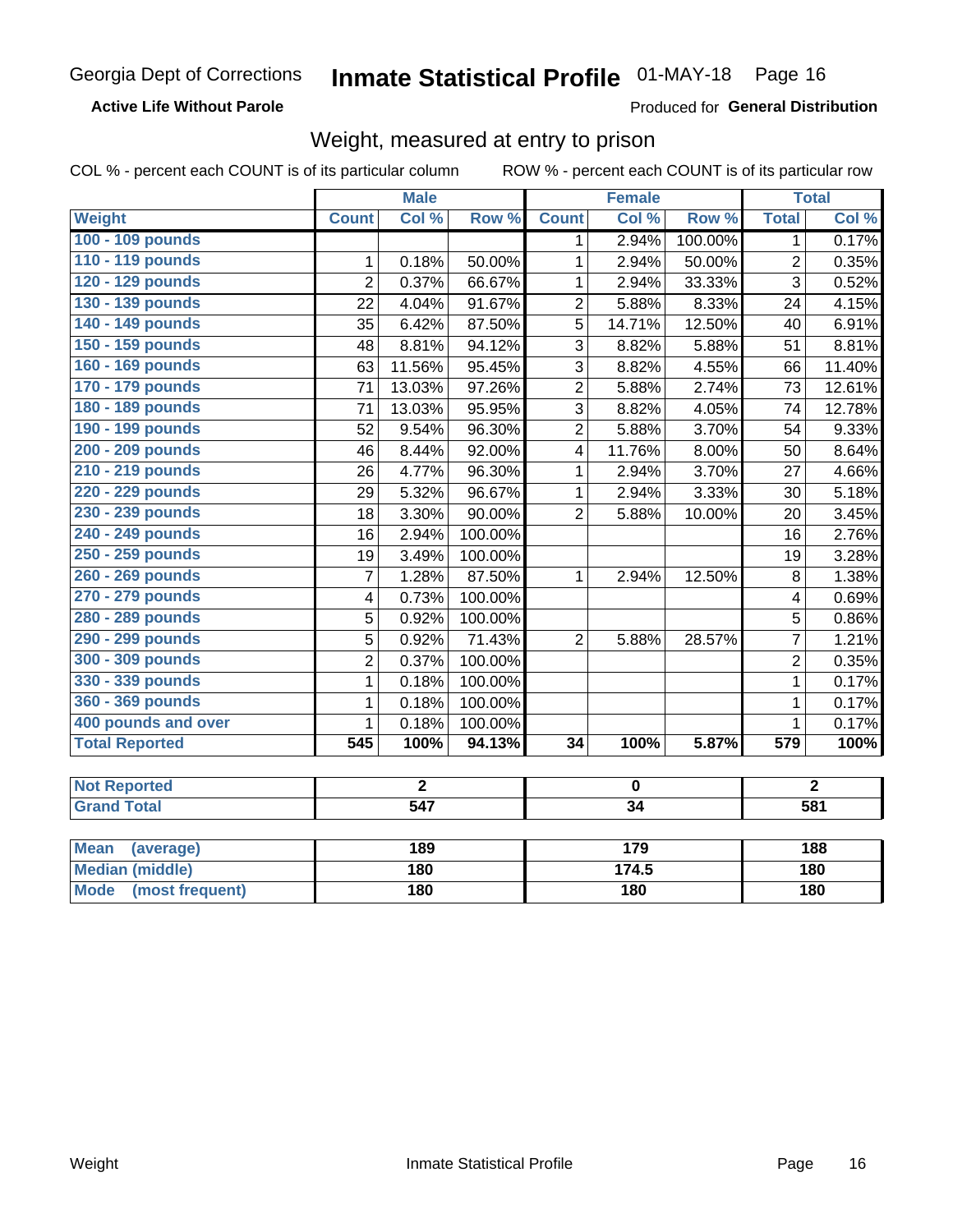Georgia Dept of Corrections **Inmate Statistical Profile** 01-MAY-18

**Active Life Without Parole**

Produced for **General Distribution**

## Weight, measured at entry to prison

COL % - percent each COUNT is of its particular column ROW % - percent each COUNT is of its particular row

| Weight | Male | | | Female | | | Total | |
|---|---|---|---|---|---|---|---|---|
| | Count | Col % | Row % | Count | Col % | Row % | Total | Col % |
| 100 - 109 pounds | | | | 1 | 2.94% | 100.00% | 1 | 0.17% |
| 110 - 119 pounds | 1 | 0.18% | 50.00% | 1 | 2.94% | 50.00% | 2 | 0.35% |
| 120 - 129 pounds | 2 | 0.37% | 66.67% | 1 | 2.94% | 33.33% | 3 | 0.52% |
| 130 - 139 pounds | 22 | 4.04% | 91.67% | 2 | 5.88% | 8.33% | 24 | 4.15% |
| 140 - 149 pounds | 35 | 6.42% | 87.50% | 5 | 14.71% | 12.50% | 40 | 6.91% |
| 150 - 159 pounds | 48 | 8.81% | 94.12% | 3 | 8.82% | 5.88% | 51 | 8.81% |
| 160 - 169 pounds | 63 | 11.56% | 95.45% | 3 | 8.82% | 4.55% | 66 | 11.40% |
| 170 - 179 pounds | 71 | 13.03% | 97.26% | 2 | 5.88% | 2.74% | 73 | 12.61% |
| 180 - 189 pounds | 71 | 13.03% | 95.95% | 3 | 8.82% | 4.05% | 74 | 12.78% |
| 190 - 199 pounds | 52 | 9.54% | 96.30% | 2 | 5.88% | 3.70% | 54 | 9.33% |
| 200 - 209 pounds | 46 | 8.44% | 92.00% | 4 | 11.76% | 8.00% | 50 | 8.64% |
| 210 - 219 pounds | 26 | 4.77% | 96.30% | 1 | 2.94% | 3.70% | 27 | 4.66% |
| 220 - 229 pounds | 29 | 5.32% | 96.67% | 1 | 2.94% | 3.33% | 30 | 5.18% |
| 230 - 239 pounds | 18 | 3.30% | 90.00% | 2 | 5.88% | 10.00% | 20 | 3.45% |
| 240 - 249 pounds | 16 | 2.94% | 100.00% | | | | 16 | 2.76% |
| 250 - 259 pounds | 19 | 3.49% | 100.00% | | | | 19 | 3.28% |
| 260 - 269 pounds | 7 | 1.28% | 87.50% | 1 | 2.94% | 12.50% | 8 | 1.38% |
| 270 - 279 pounds | 4 | 0.73% | 100.00% | | | | 4 | 0.69% |
| 280 - 289 pounds | 5 | 0.92% | 100.00% | | | | 5 | 0.86% |
| 290 - 299 pounds | 5 | 0.92% | 71.43% | 2 | 5.88% | 28.57% | 7 | 1.21% |
| 300 - 309 pounds | 2 | 0.37% | 100.00% | | | | 2 | 0.35% |
| 330 - 339 pounds | 1 | 0.18% | 100.00% | | | | 1 | 0.17% |
| 360 - 369 pounds | 1 | 0.18% | 100.00% | | | | 1 | 0.17% |
| 400 pounds and over | 1 | 0.18% | 100.00% | | | | 1 | 0.17% |
| **Total Reported** | **545** | **100%** | **94.13%** | **34** | **100%** | **5.87%** | **579** | **100%** |

| | Male | Female | Total |
|---|---|---|---|
| Not Reported | 2 | 0 | 2 |
| Grand Total | 547 | 34 | 581 |

| | Male | Female | Total |
|---|---|---|---|
| Mean (average) | 189 | 179 | 188 |
| Median (middle) | 180 | 174.5 | 180 |
| Mode (most frequent) | 180 | 180 | 180 |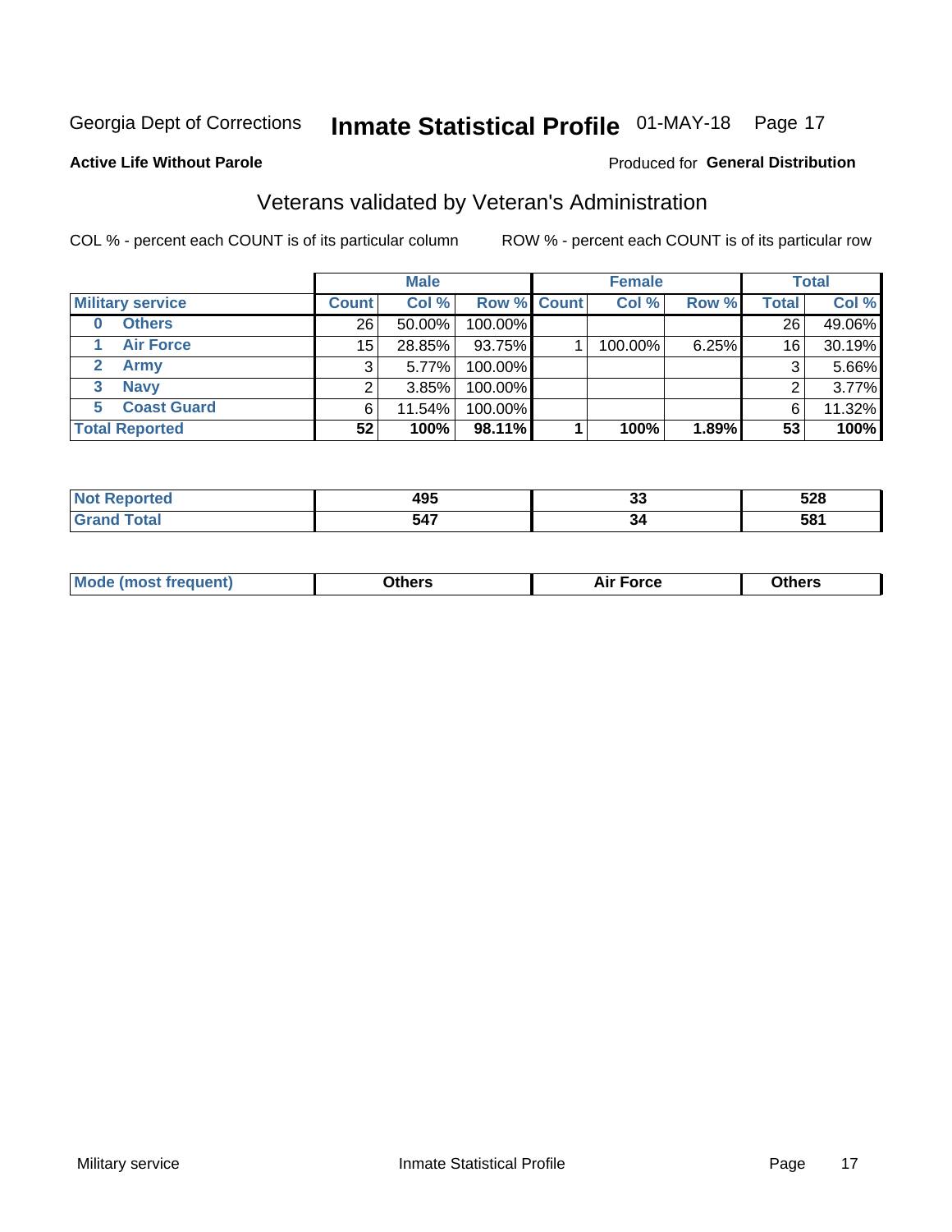Georgia Dept of Corrections **Inmate Statistical Profile** 01-MAY-18 Page 17

**Active Life Without Parole**

Produced for **General Distribution**

## Veterans validated by Veteran's Administration

COL % - percent each COUNT is of its particular column ROW % - percent each COUNT is of its particular row

| | | Male | | | Female | | | Total | |
|---|---|---|---|---|---|---|---|---|---|
| **Military service** | | **Count** | **Col %** | **Row %** | **Count** | **Col %** | **Row %** | **Total** | **Col %** |
| 0 | Others | 26 | 50.00% | 100.00% | | | | 26 | 49.06% |
| 1 | Air Force | 15 | 28.85% | 93.75% | 1 | 100.00% | 6.25% | 16 | 30.19% |
| 2 | Army | 3 | 5.77% | 100.00% | | | | 3 | 5.66% |
| 3 | Navy | 2 | 3.85% | 100.00% | | | | 2 | 3.77% |
| 5 | Coast Guard | 6 | 11.54% | 100.00% | | | | 6 | 11.32% |
| **Total Reported** | | **52** | **100%** | **98.11%** | **1** | **100%** | **1.89%** | **53** | **100%** |

| | Male | Female | Total |
|---|---|---|---|
| **Not Reported** | **495** | **33** | **528** |
| **Grand Total** | **547** | **34** | **581** |

| | Male | Female | Total |
|---|---|---|---|
| **Mode (most frequent)** | **Others** | **Air Force** | **Others** |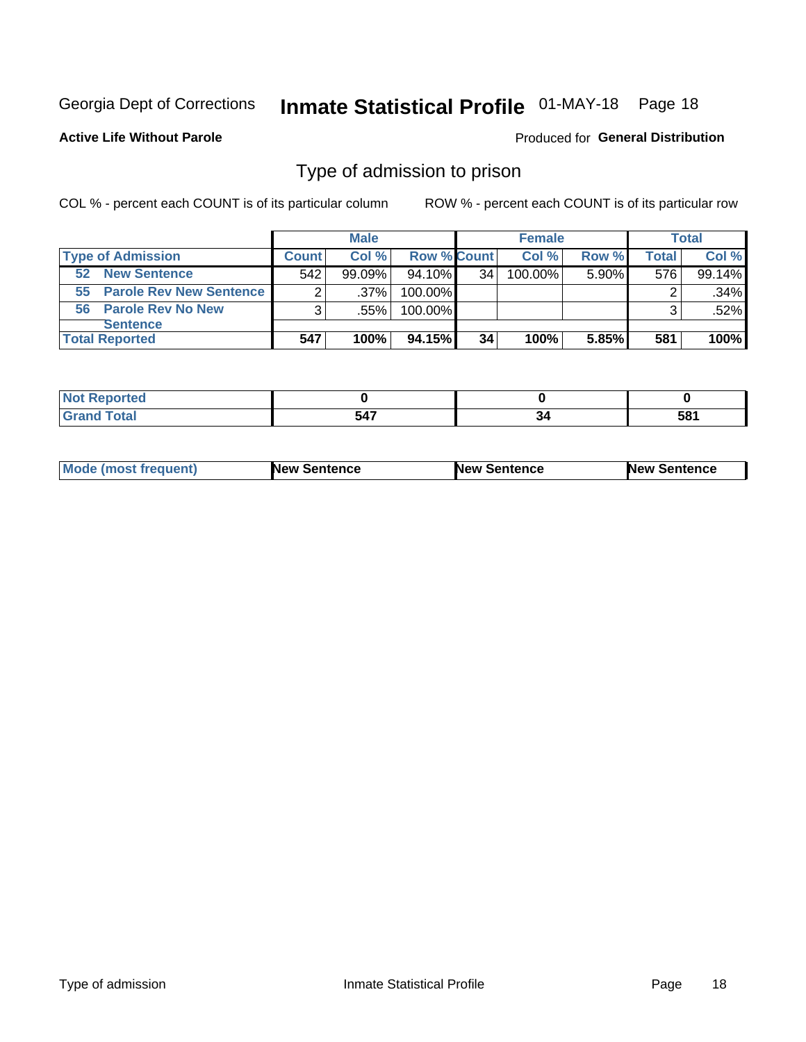Georgia Dept of Corrections **Inmate Statistical Profile** 01-MAY-18

**Active Life Without Parole**

Produced for **General Distribution**

## Type of admission to prison

COL % - percent each COUNT is of its particular column

ROW % - percent each COUNT is of its particular row

| | Male | | | Female | | | Total | |
|---|---|---|---|---|---|---|---|---|
| **Type of Admission** | **Count** | **Col %** | **Row %** | **Count** | **Col %** | **Row %** | **Total** | **Col %** |
| **52 New Sentence** | 542 | 99.09% | 94.10% | 34 | 100.00% | 5.90% | 576 | 99.14% |
| **55 Parole Rev New Sentence** | 2 | .37% | 100.00% | | | | 2 | .34% |
| **56 Parole Rev No New Sentence** | 3 | .55% | 100.00% | | | | 3 | .52% |
| **Total Reported** | **547** | **100%** | **94.15%** | **34** | **100%** | **5.85%** | **581** | **100%** |

| | Male | Female | Total |
|---|---|---|---|
| **Not Reported** | **0** | **0** | **0** |
| **Grand Total** | **547** | **34** | **581** |

| | Male | Female | Total |
|---|---|---|---|
| **Mode (most frequent)** | **New Sentence** | **New Sentence** | **New Sentence** |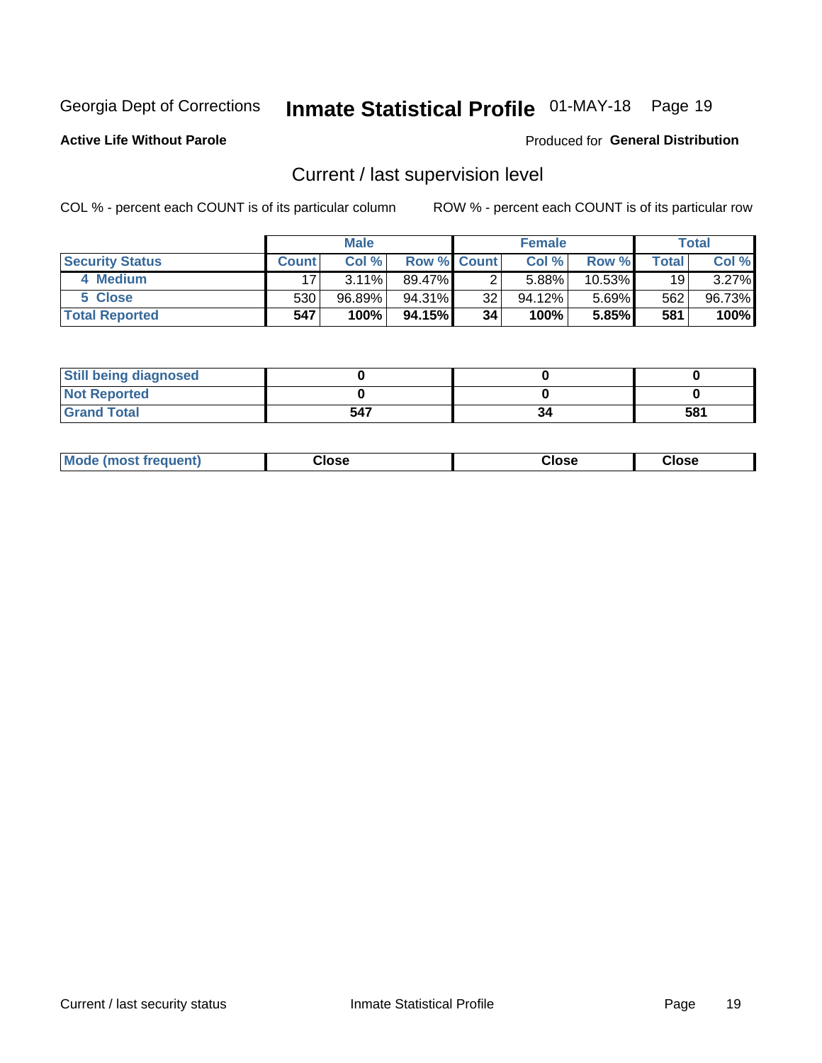Georgia Dept of Corrections **Inmate Statistical Profile** 01-MAY-18

**Active Life Without Parole**

Produced for **General Distribution**

## Current / last supervision level

COL % - percent each COUNT is of its particular column

ROW % - percent each COUNT is of its particular row

| | Male | | | Female | | | Total | |
|---|---|---|---|---|---|---|---|---|
| **Security Status** | **Count** | **Col %** | **Row %** | **Count** | **Col %** | **Row %** | **Total** | **Col %** |
| 4 Medium | 17 | 3.11% | 89.47% | 2 | 5.88% | 10.53% | 19 | 3.27% |
| 5 Close | 530 | 96.89% | 94.31% | 32 | 94.12% | 5.69% | 562 | 96.73% |
| **Total Reported** | **547** | **100%** | **94.15%** | **34** | **100%** | **5.85%** | **581** | **100%** |

| | Male | Female | Total |
|---|---|---|---|
| **Still being diagnosed** | **0** | **0** | **0** |
| **Not Reported** | **0** | **0** | **0** |
| **Grand Total** | **547** | **34** | **581** |

| | Male | Female | Total |
|---|---|---|---|
| **Mode (most frequent)** | **Close** | **Close** | **Close** |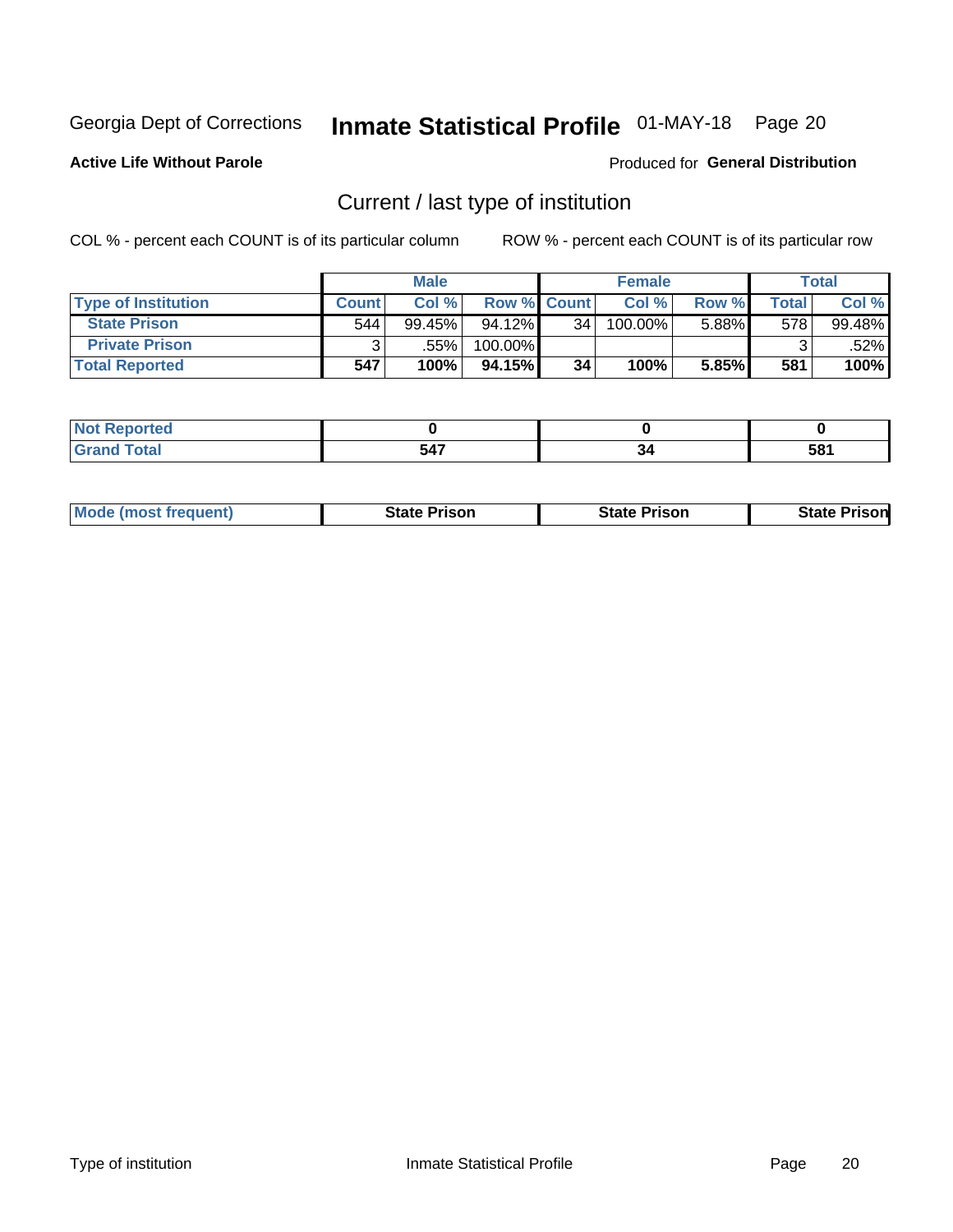Georgia Dept of Corrections **Inmate Statistical Profile** 01-MAY-18 Page 20

**Active Life Without Parole**

Produced for **General Distribution**

## Current / last type of institution

COL % - percent each COUNT is of its particular column

ROW % - percent each COUNT is of its particular row

| | Male | | | Female | | | Total | |
|---|---|---|---|---|---|---|---|---|
| **Type of Institution** | **Count** | **Col %** | **Row %** | **Count** | **Col %** | **Row %** | **Total** | **Col %** |
| **State Prison** | 544 | 99.45% | 94.12% | 34 | 100.00% | 5.88% | 578 | 99.48% |
| **Private Prison** | 3 | .55% | 100.00% | | | | 3 | .52% |
| **Total Reported** | **547** | **100%** | **94.15%** | **34** | **100%** | **5.85%** | **581** | **100%** |

| | Male | Female | Total |
|---|---|---|---|
| **Not Reported** | **0** | **0** | **0** |
| **Grand Total** | **547** | **34** | **581** |

| | Male | Female | Total |
|---|---|---|---|
| **Mode (most frequent)** | **State Prison** | **State Prison** | **State Prison** |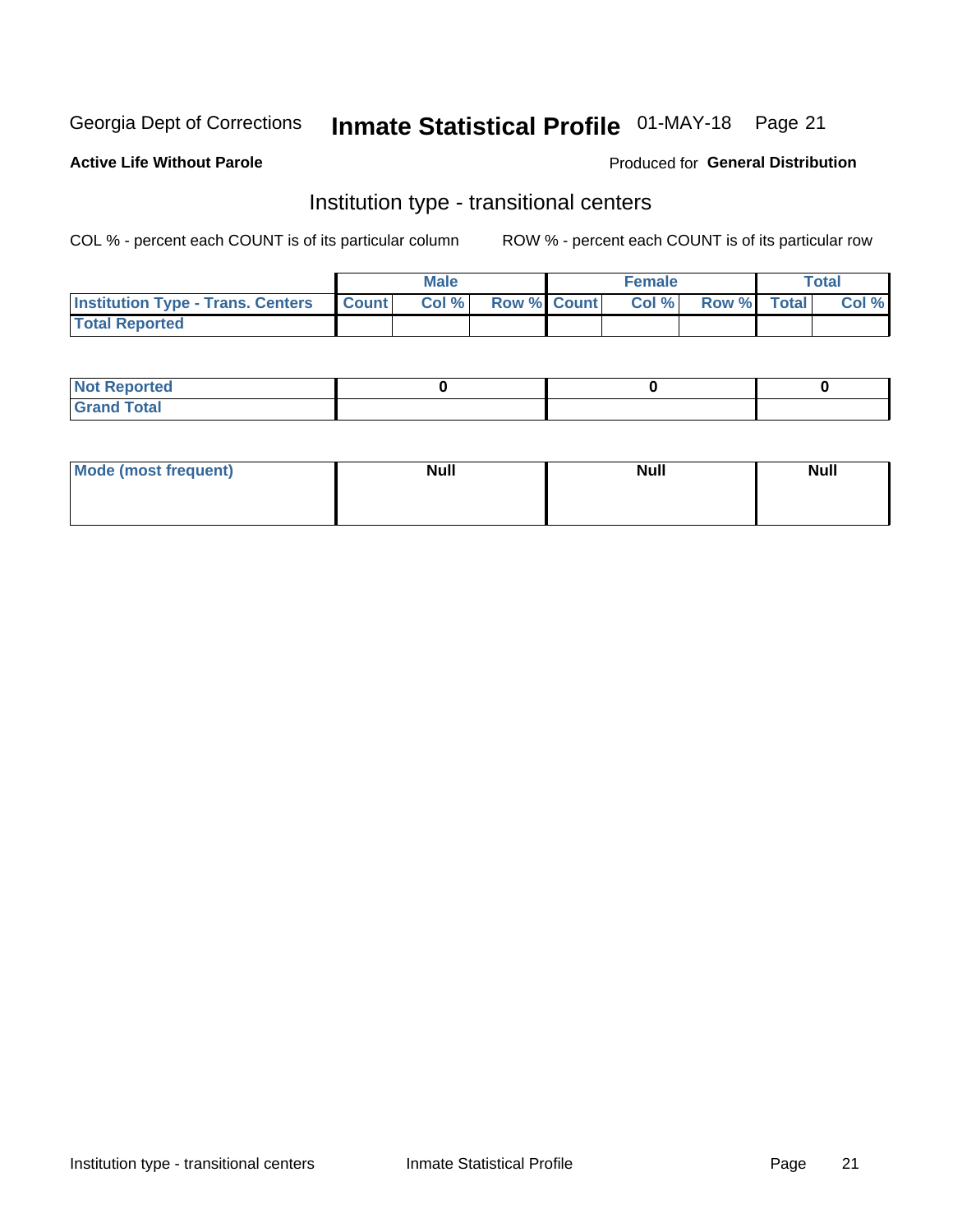Georgia Dept of Corrections **Inmate Statistical Profile** 01-MAY-18

**Active Life Without Parole**

Produced for **General Distribution**

## Institution type - transitional centers

COL % - percent each COUNT is of its particular column

ROW % - percent each COUNT is of its particular row

| | Male | | | Female | | | Total | |
|---|---|---|---|---|---|---|---|---|
| Institution Type - Trans. Centers | Count | Col % | Row % | Count | Col % | Row % | Total | Col % |
| Total Reported | | | | | | | | |

| | Male | Female | Total |
|---|---|---|---|
| Not Reported | 0 | 0 | 0 |
| Grand Total | | | |

| | Male | Female | Total |
|---|---|---|---|
| Mode (most frequent) | Null | Null | Null |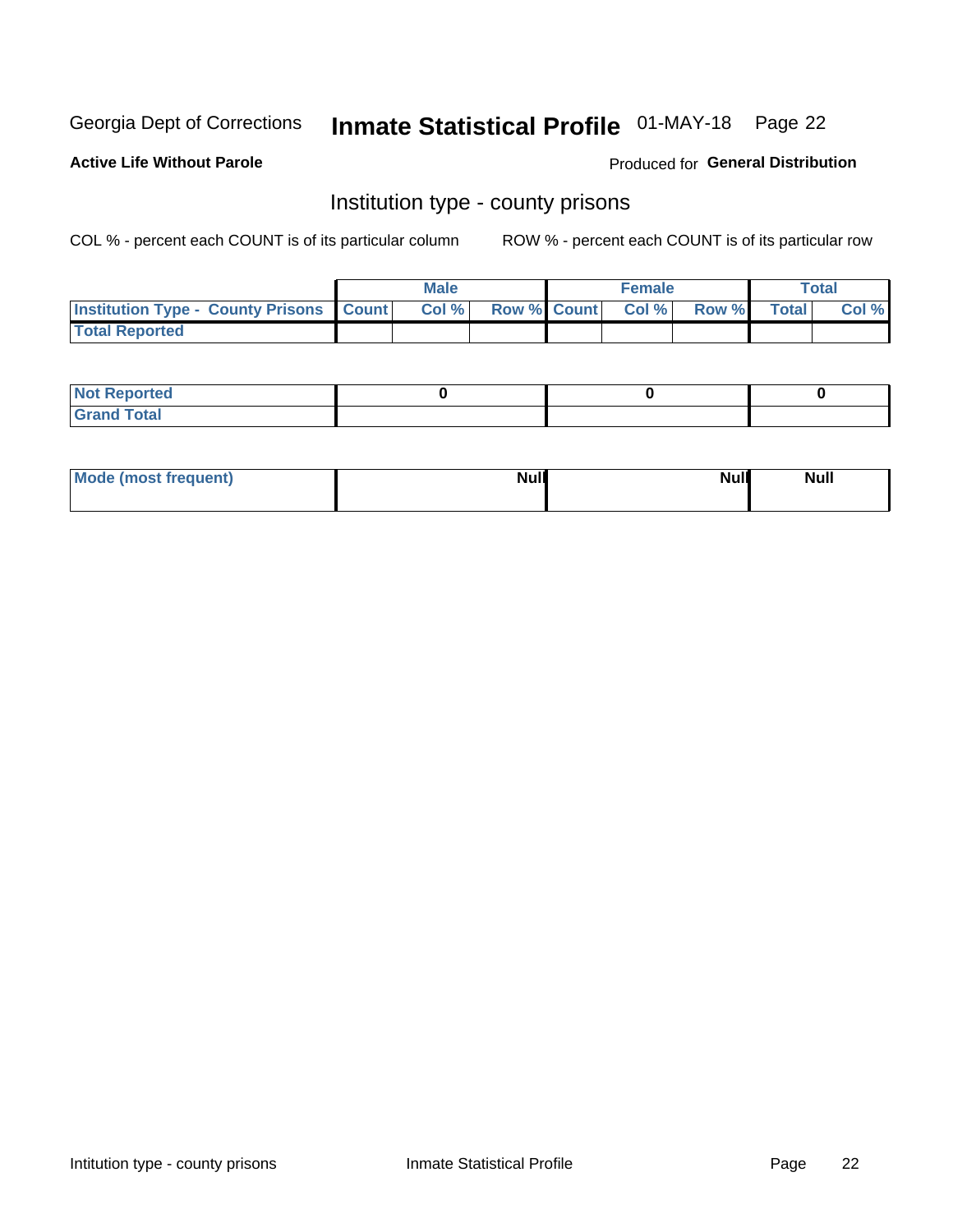Georgia Dept of Corrections **Inmate Statistical Profile** 01-MAY-18

**Active Life Without Parole**

Produced for **General Distribution**

## Institution type - county prisons

COL % - percent each COUNT is of its particular column

ROW % - percent each COUNT is of its particular row

| | Male | | | Female | | | Total | |
|---|---|---|---|---|---|---|---|---|
| **Institution Type - County Prisons** | **Count** | **Col %** | **Row %** | **Count** | **Col %** | **Row %** | **Total** | **Col %** |
| **Total Reported** | | | | | | | | |

| | Male | Female | Total |
|---|---|---|---|
| **Not Reported** | **0** | **0** | **0** |
| **Grand Total** | | | |

| | Male | Female | Total |
|---|---|---|---|
| **Mode (most frequent)** | **Null** | **Null** | **Null** |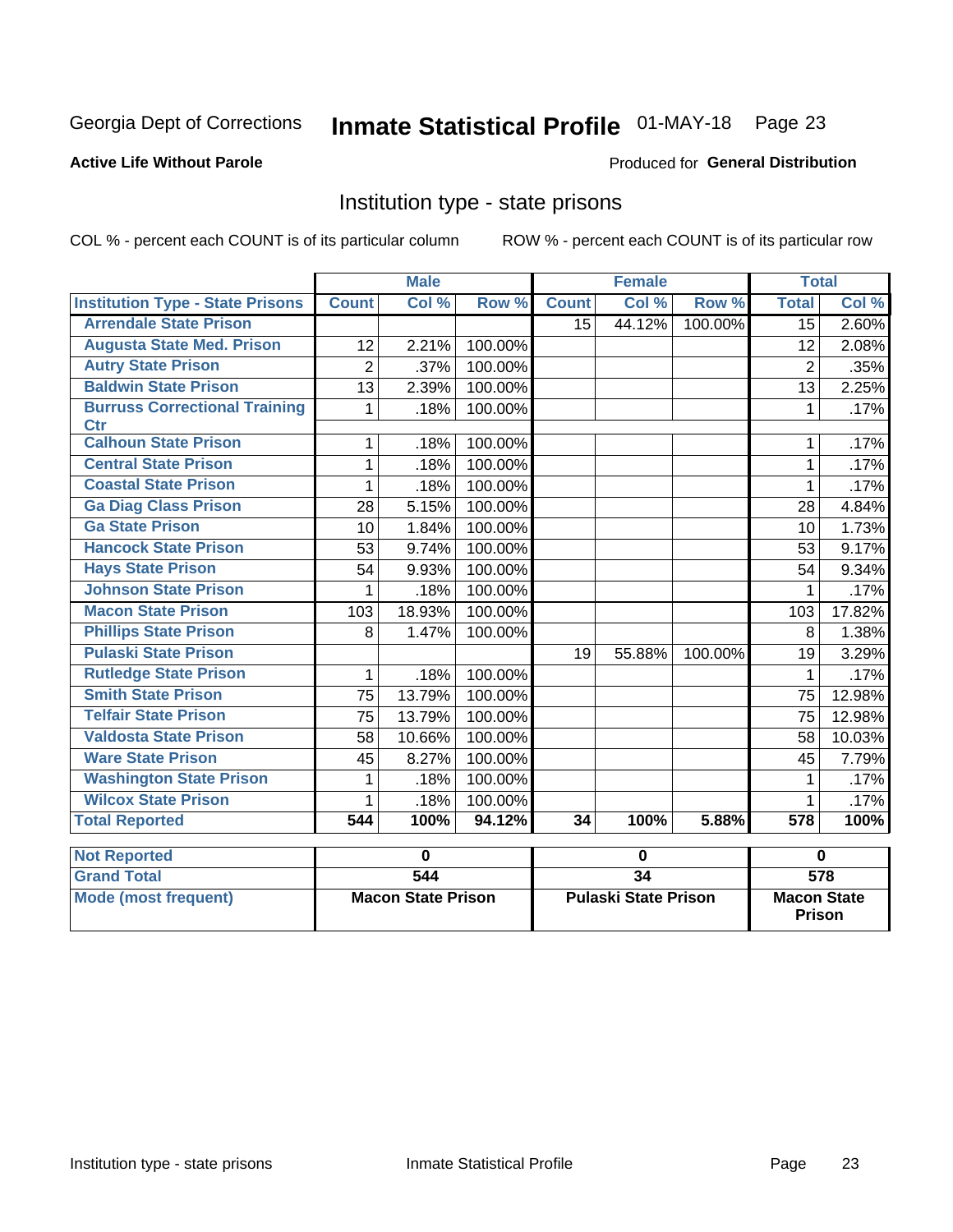Georgia Dept of Corrections **Inmate Statistical Profile** 01-MAY-18

**Active Life Without Parole**

Produced for **General Distribution**

## Institution type - state prisons

COL % - percent each COUNT is of its particular column      ROW % - percent each COUNT is of its particular row

| | Male | | | Female | | | Total | |
|---|---|---|---|---|---|---|---|---|
| **Institution Type - State Prisons** | **Count** | **Col %** | **Row %** | **Count** | **Col %** | **Row %** | **Total** | **Col %** |
| Arrendale State Prison | | | | 15 | 44.12% | 100.00% | 15 | 2.60% |
| Augusta State Med. Prison | 12 | 2.21% | 100.00% | | | | 12 | 2.08% |
| Autry State Prison | 2 | .37% | 100.00% | | | | 2 | .35% |
| Baldwin State Prison | 13 | 2.39% | 100.00% | | | | 13 | 2.25% |
| Burruss Correctional Training Ctr | 1 | .18% | 100.00% | | | | 1 | .17% |
| Calhoun State Prison | 1 | .18% | 100.00% | | | | 1 | .17% |
| Central State Prison | 1 | .18% | 100.00% | | | | 1 | .17% |
| Coastal State Prison | 1 | .18% | 100.00% | | | | 1 | .17% |
| Ga Diag Class Prison | 28 | 5.15% | 100.00% | | | | 28 | 4.84% |
| Ga State Prison | 10 | 1.84% | 100.00% | | | | 10 | 1.73% |
| Hancock State Prison | 53 | 9.74% | 100.00% | | | | 53 | 9.17% |
| Hays State Prison | 54 | 9.93% | 100.00% | | | | 54 | 9.34% |
| Johnson State Prison | 1 | .18% | 100.00% | | | | 1 | .17% |
| Macon State Prison | 103 | 18.93% | 100.00% | | | | 103 | 17.82% |
| Phillips State Prison | 8 | 1.47% | 100.00% | | | | 8 | 1.38% |
| Pulaski State Prison | | | | 19 | 55.88% | 100.00% | 19 | 3.29% |
| Rutledge State Prison | 1 | .18% | 100.00% | | | | 1 | .17% |
| Smith State Prison | 75 | 13.79% | 100.00% | | | | 75 | 12.98% |
| Telfair State Prison | 75 | 13.79% | 100.00% | | | | 75 | 12.98% |
| Valdosta State Prison | 58 | 10.66% | 100.00% | | | | 58 | 10.03% |
| Ware State Prison | 45 | 8.27% | 100.00% | | | | 45 | 7.79% |
| Washington State Prison | 1 | .18% | 100.00% | | | | 1 | .17% |
| Wilcox State Prison | 1 | .18% | 100.00% | | | | 1 | .17% |
| **Total Reported** | **544** | **100%** | **94.12%** | **34** | **100%** | **5.88%** | **578** | **100%** |

| | Male | Female | Total |
|---|---|---|---|
| Not Reported | 0 | 0 | 0 |
| Grand Total | 544 | 34 | 578 |
| Mode (most frequent) | Macon State Prison | Pulaski State Prison | Macon State Prison |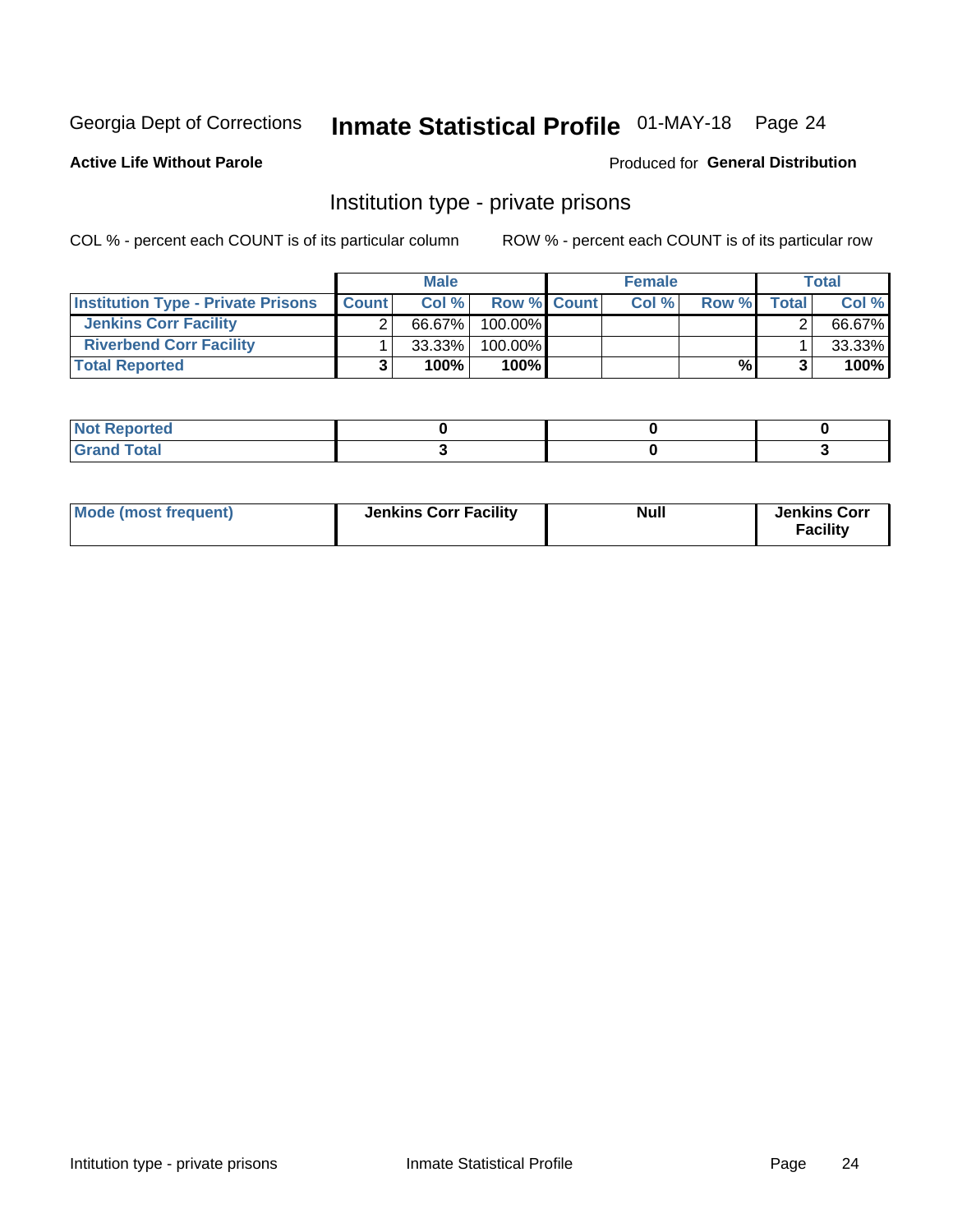Georgia Dept of Corrections **Inmate Statistical Profile** 01-MAY-18 Page 24

**Active Life Without Parole**

Produced for **General Distribution**

## Institution type - private prisons

COL % - percent each COUNT is of its particular column

ROW % - percent each COUNT is of its particular row

| | Male | | | Female | | | Total | |
|---|---|---|---|---|---|---|---|---|
| **Institution Type - Private Prisons** | **Count** | **Col %** | **Row %** | **Count** | **Col %** | **Row %** | **Total** | **Col %** |
| **Jenkins Corr Facility** | 2 | 66.67% | 100.00% | | | | 2 | 66.67% |
| **Riverbend Corr Facility** | 1 | 33.33% | 100.00% | | | | 1 | 33.33% |
| **Total Reported** | **3** | **100%** | **100%** | | | **%** | **3** | **100%** |

| | Male | Female | Total |
|---|---|---|---|
| **Not Reported** | **0** | **0** | **0** |
| **Grand Total** | **3** | **0** | **3** |

| | Male | Female | Total |
|---|---|---|---|
| **Mode (most frequent)** | **Jenkins Corr Facility** | **Null** | **Jenkins Corr Facility** |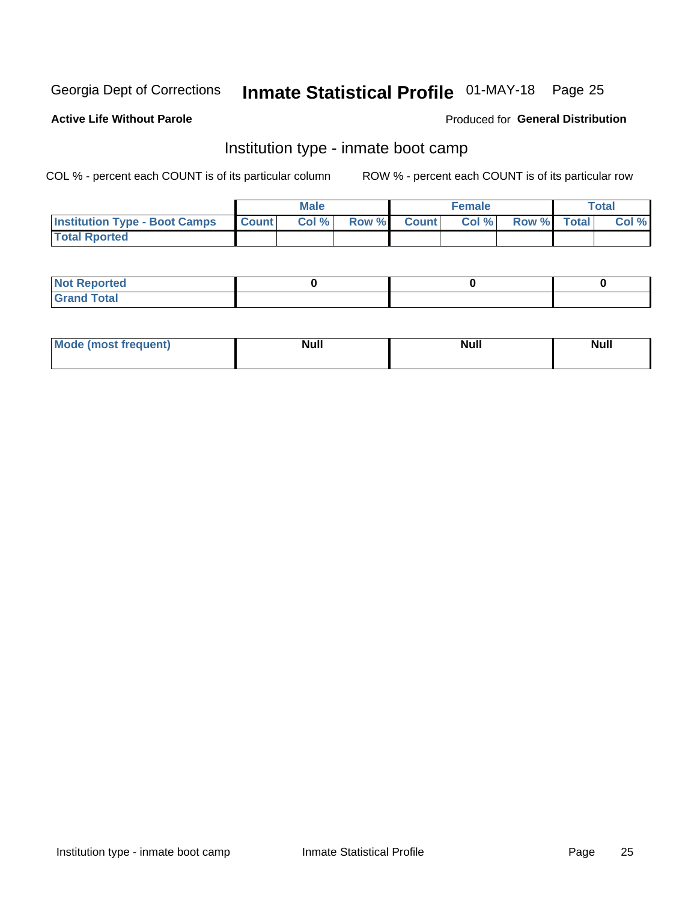Georgia Dept of Corrections **Inmate Statistical Profile** 01-MAY-18

**Active Life Without Parole**

Produced for **General Distribution**

## Institution type - inmate boot camp

COL % - percent each COUNT is of its particular column

ROW % - percent each COUNT is of its particular row

| | Male | | | Female | | | Total | |
|---|---|---|---|---|---|---|---|---|
| **Institution Type - Boot Camps** | **Count** | **Col %** | **Row %** | **Count** | **Col %** | **Row %** | **Total** | **Col %** |
| **Total Rported** | | | | | | | | |

| | Male | Female | Total |
|---|---|---|---|
| **Not Reported** | 0 | 0 | 0 |
| **Grand Total** | | | |

| | Male | Female | Total |
|---|---|---|---|
| **Mode (most frequent)** | Null | Null | Null |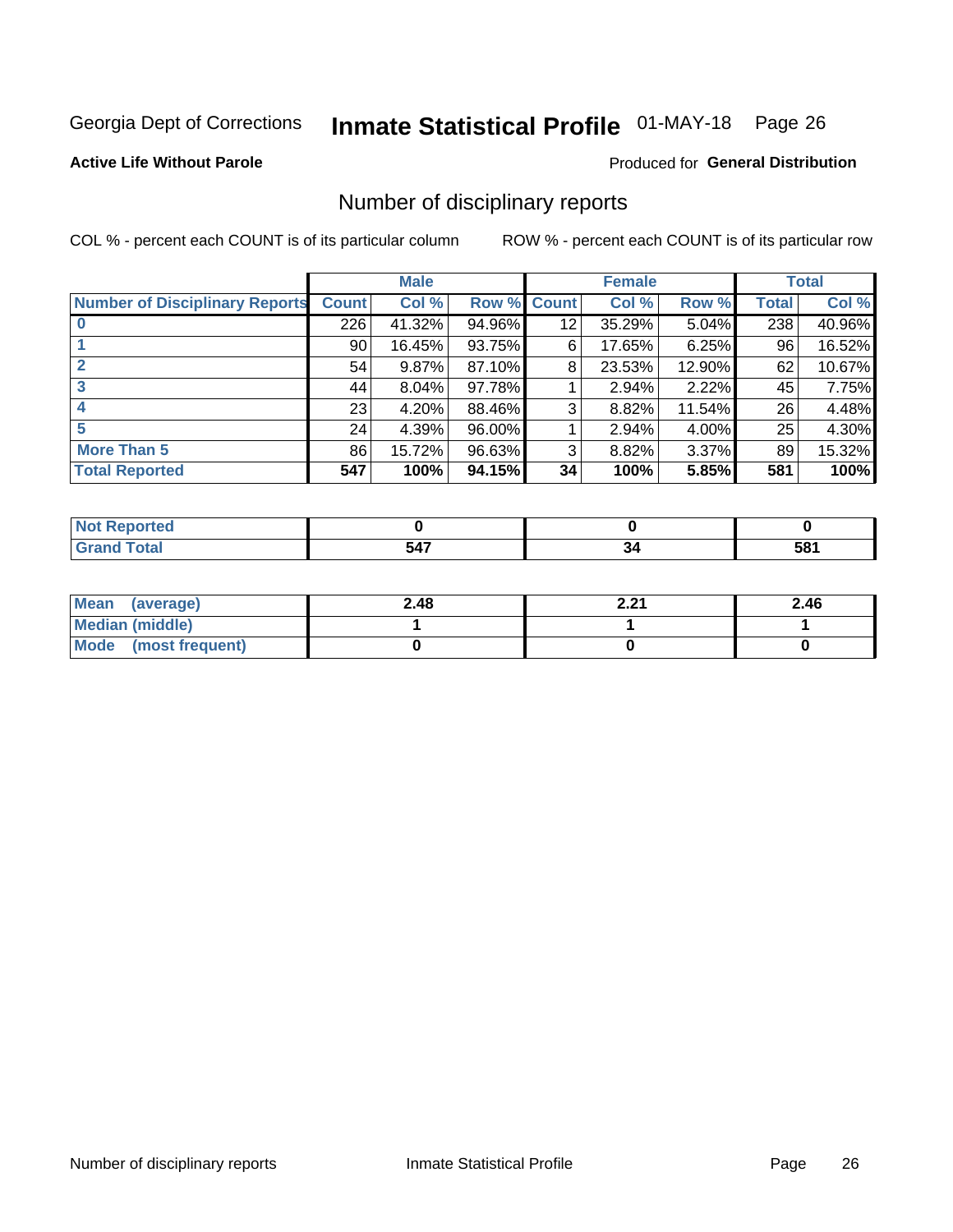Georgia Dept of Corrections **Inmate Statistical Profile** 01-MAY-18 Page 26

**Active Life Without Parole**

Produced for **General Distribution**

## Number of disciplinary reports

COL % - percent each COUNT is of its particular column

ROW % - percent each COUNT is of its particular row

| | Male | | | Female | | | Total | |
|---|---|---|---|---|---|---|---|---|
| **Number of Disciplinary Reports** | **Count** | **Col %** | **Row %** | **Count** | **Col %** | **Row %** | **Total** | **Col %** |
| **0** | 226 | 41.32% | 94.96% | 12 | 35.29% | 5.04% | 238 | 40.96% |
| **1** | 90 | 16.45% | 93.75% | 6 | 17.65% | 6.25% | 96 | 16.52% |
| **2** | 54 | 9.87% | 87.10% | 8 | 23.53% | 12.90% | 62 | 10.67% |
| **3** | 44 | 8.04% | 97.78% | 1 | 2.94% | 2.22% | 45 | 7.75% |
| **4** | 23 | 4.20% | 88.46% | 3 | 8.82% | 11.54% | 26 | 4.48% |
| **5** | 24 | 4.39% | 96.00% | 1 | 2.94% | 4.00% | 25 | 4.30% |
| **More Than 5** | 86 | 15.72% | 96.63% | 3 | 8.82% | 3.37% | 89 | 15.32% |
| **Total Reported** | **547** | **100%** | **94.15%** | **34** | **100%** | **5.85%** | **581** | **100%** |

| | Male | Female | Total |
|---|---|---|---|
| **Not Reported** | **0** | **0** | **0** |
| **Grand Total** | **547** | **34** | **581** |

| | Male | Female | Total |
|---|---|---|---|
| **Mean (average)** | **2.48** | **2.21** | **2.46** |
| **Median (middle)** | **1** | **1** | **1** |
| **Mode (most frequent)** | **0** | **0** | **0** |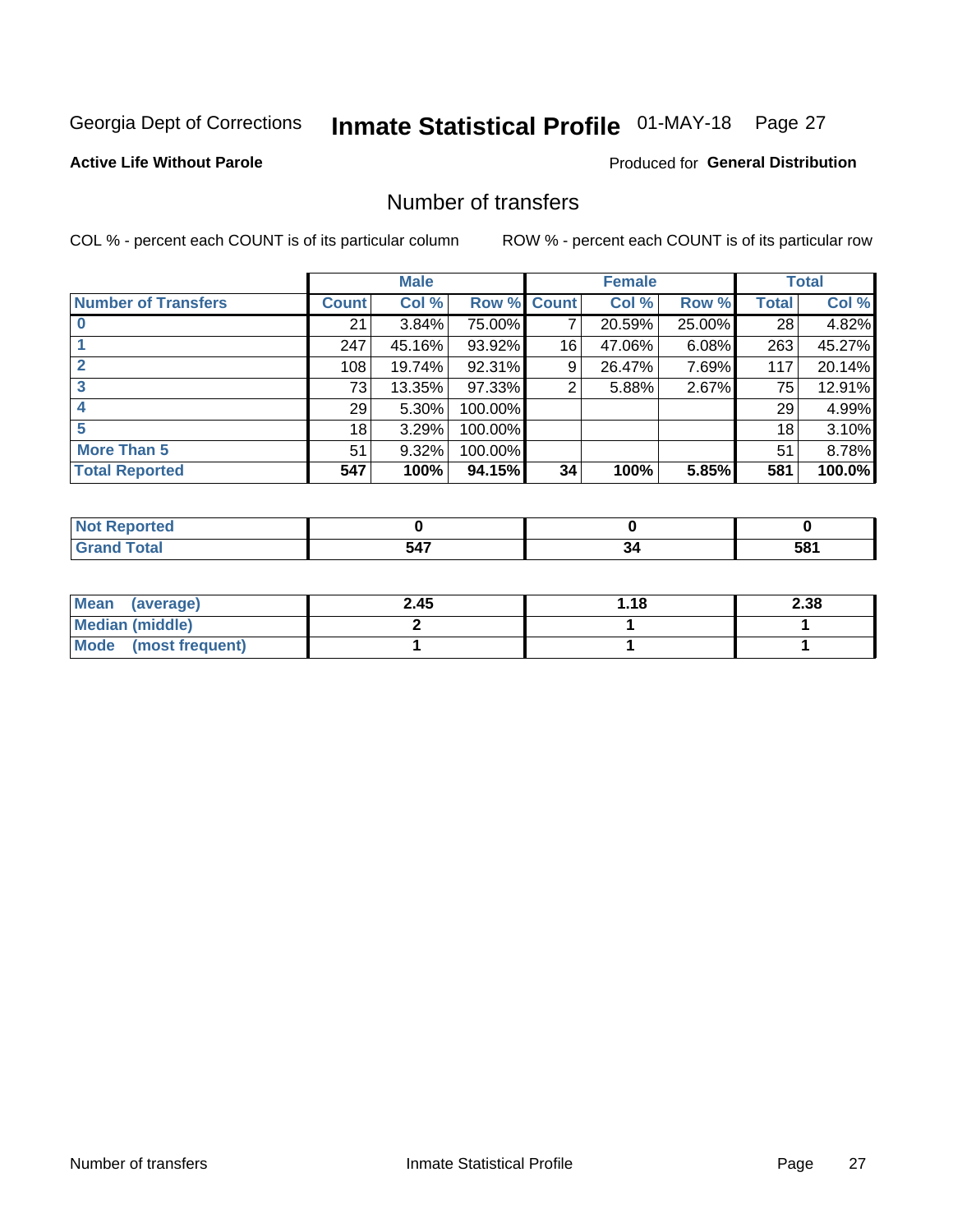Georgia Dept of Corrections **Inmate Statistical Profile** 01-MAY-18

**Active Life Without Parole**

Produced for **General Distribution**

## Number of transfers

COL % - percent each COUNT is of its particular column ROW % - percent each COUNT is of its particular row

| | Male | | | Female | | | Total | |
|---|---|---|---|---|---|---|---|---|
| **Number of Transfers** | **Count** | **Col %** | **Row %** | **Count** | **Col %** | **Row %** | **Total** | **Col %** |
| **0** | 21 | 3.84% | 75.00% | 7 | 20.59% | 25.00% | 28 | 4.82% |
| **1** | 247 | 45.16% | 93.92% | 16 | 47.06% | 6.08% | 263 | 45.27% |
| **2** | 108 | 19.74% | 92.31% | 9 | 26.47% | 7.69% | 117 | 20.14% |
| **3** | 73 | 13.35% | 97.33% | 2 | 5.88% | 2.67% | 75 | 12.91% |
| **4** | 29 | 5.30% | 100.00% | | | | 29 | 4.99% |
| **5** | 18 | 3.29% | 100.00% | | | | 18 | 3.10% |
| **More Than 5** | 51 | 9.32% | 100.00% | | | | 51 | 8.78% |
| **Total Reported** | **547** | **100%** | **94.15%** | **34** | **100%** | **5.85%** | **581** | **100.0%** |

| | Male | Female | Total |
|---|---|---|---|
| **Not Reported** | **0** | **0** | **0** |
| **Grand Total** | **547** | **34** | **581** |

| | Male | Female | Total |
|---|---|---|---|
| **Mean (average)** | **2.45** | **1.18** | **2.38** |
| **Median (middle)** | **2** | **1** | **1** |
| **Mode (most frequent)** | **1** | **1** | **1** |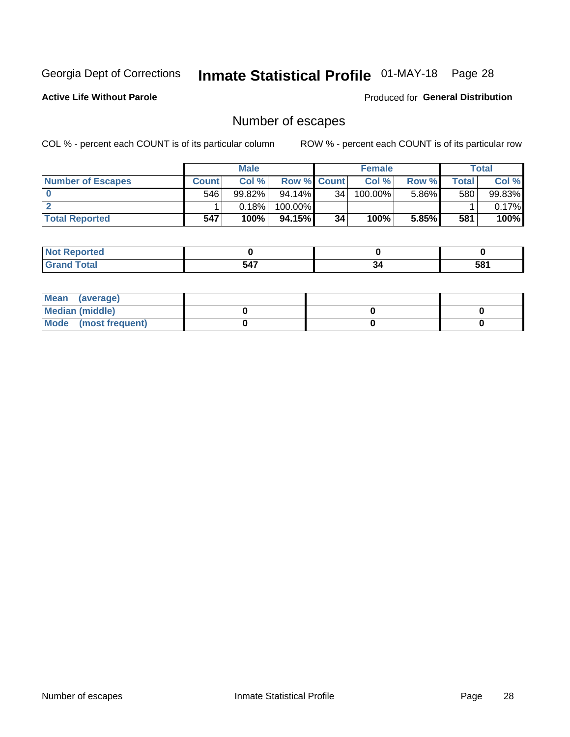Georgia Dept of Corrections **Inmate Statistical Profile** 01-MAY-18 Page 28

**Active Life Without Parole**

Produced for **General Distribution**

## Number of escapes

COL % - percent each COUNT is of its particular column ROW % - percent each COUNT is of its particular row

| | Male | | | Female | | | Total | |
|---|---|---|---|---|---|---|---|---|
| **Number of Escapes** | **Count** | **Col %** | **Row %** | **Count** | **Col %** | **Row %** | **Total** | **Col %** |
| **0** | 546 | 99.82% | 94.14% | 34 | 100.00% | 5.86% | 580 | 99.83% |
| **2** | 1 | 0.18% | 100.00% | | | | 1 | 0.17% |
| **Total Reported** | **547** | **100%** | **94.15%** | **34** | **100%** | **5.85%** | **581** | **100%** |

| | Male | Female | Total |
|---|---|---|---|
| **Not Reported** | **0** | **0** | **0** |
| **Grand Total** | **547** | **34** | **581** |

| | Male | Female | Total |
|---|---|---|---|
| **Mean (average)** | | | |
| **Median (middle)** | **0** | **0** | **0** |
| **Mode (most frequent)** | **0** | **0** | **0** |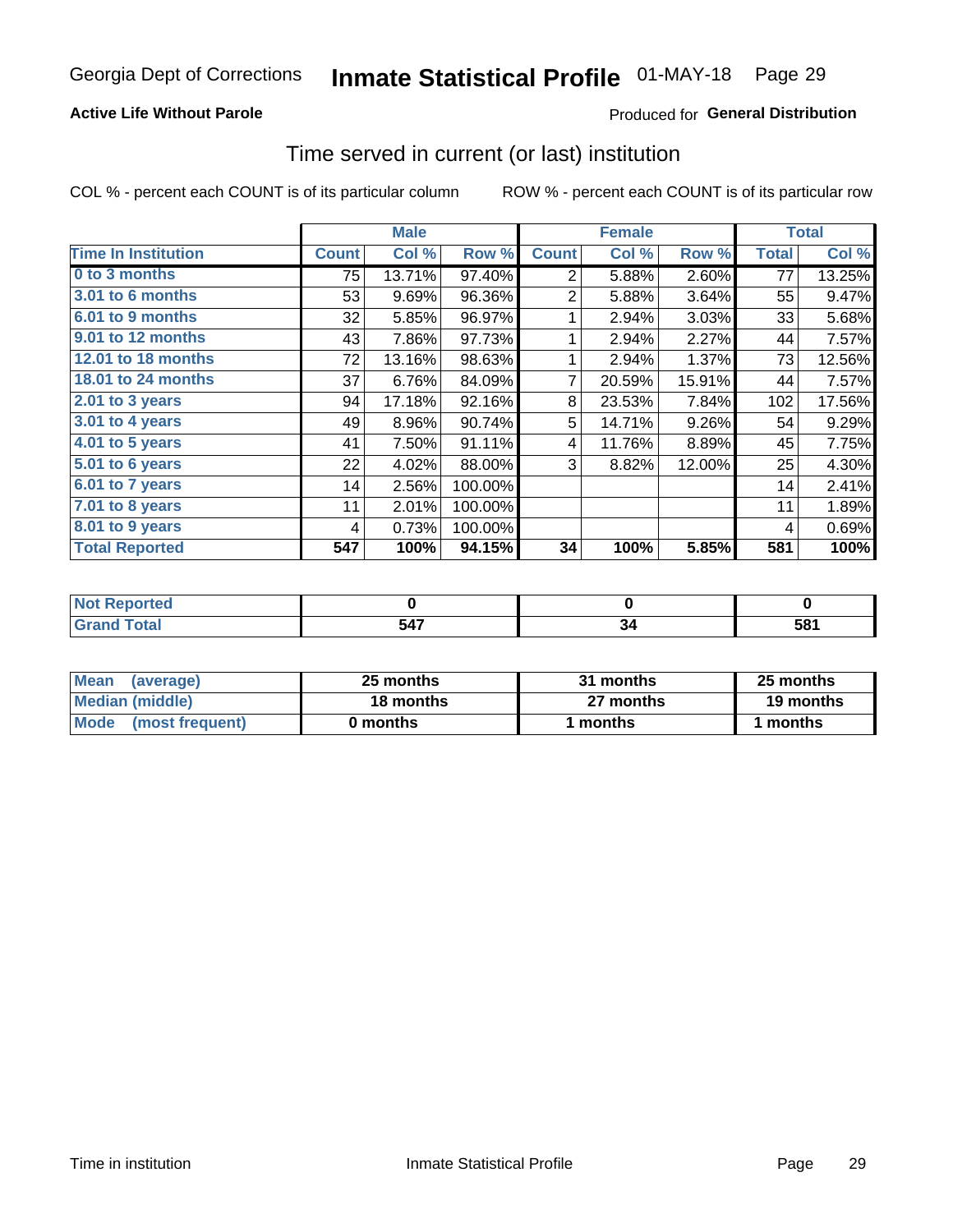# Georgia Dept of Corrections — Inmate Statistical Profile 01-MAY-18

**Active Life Without Parole** — Produced for **General Distribution**

## Time served in current (or last) institution

COL % - percent each COUNT is of its particular column    ROW % - percent each COUNT is of its particular row

| | Male | | | Female | | | Total | |
|---|---|---|---|---|---|---|---|---|
| **Time In Institution** | **Count** | **Col %** | **Row %** | **Count** | **Col %** | **Row %** | **Total** | **Col %** |
| 0 to 3 months | 75 | 13.71% | 97.40% | 2 | 5.88% | 2.60% | 77 | 13.25% |
| 3.01 to 6 months | 53 | 9.69% | 96.36% | 2 | 5.88% | 3.64% | 55 | 9.47% |
| 6.01 to 9 months | 32 | 5.85% | 96.97% | 1 | 2.94% | 3.03% | 33 | 5.68% |
| 9.01 to 12 months | 43 | 7.86% | 97.73% | 1 | 2.94% | 2.27% | 44 | 7.57% |
| 12.01 to 18 months | 72 | 13.16% | 98.63% | 1 | 2.94% | 1.37% | 73 | 12.56% |
| 18.01 to 24 months | 37 | 6.76% | 84.09% | 7 | 20.59% | 15.91% | 44 | 7.57% |
| 2.01 to 3 years | 94 | 17.18% | 92.16% | 8 | 23.53% | 7.84% | 102 | 17.56% |
| 3.01 to 4 years | 49 | 8.96% | 90.74% | 5 | 14.71% | 9.26% | 54 | 9.29% |
| 4.01 to 5 years | 41 | 7.50% | 91.11% | 4 | 11.76% | 8.89% | 45 | 7.75% |
| 5.01 to 6 years | 22 | 4.02% | 88.00% | 3 | 8.82% | 12.00% | 25 | 4.30% |
| 6.01 to 7 years | 14 | 2.56% | 100.00% | | | | 14 | 2.41% |
| 7.01 to 8 years | 11 | 2.01% | 100.00% | | | | 11 | 1.89% |
| 8.01 to 9 years | 4 | 0.73% | 100.00% | | | | 4 | 0.69% |
| **Total Reported** | **547** | **100%** | **94.15%** | **34** | **100%** | **5.85%** | **581** | **100%** |

| | Male | Female | Total |
|---|---|---|---|
| Not Reported | 0 | 0 | 0 |
| Grand Total | 547 | 34 | 581 |

| | Male | Female | Total |
|---|---|---|---|
| Mean (average) | 25 months | 31 months | 25 months |
| Median (middle) | 18 months | 27 months | 19 months |
| Mode (most frequent) | 0 months | 1 months | 1 months |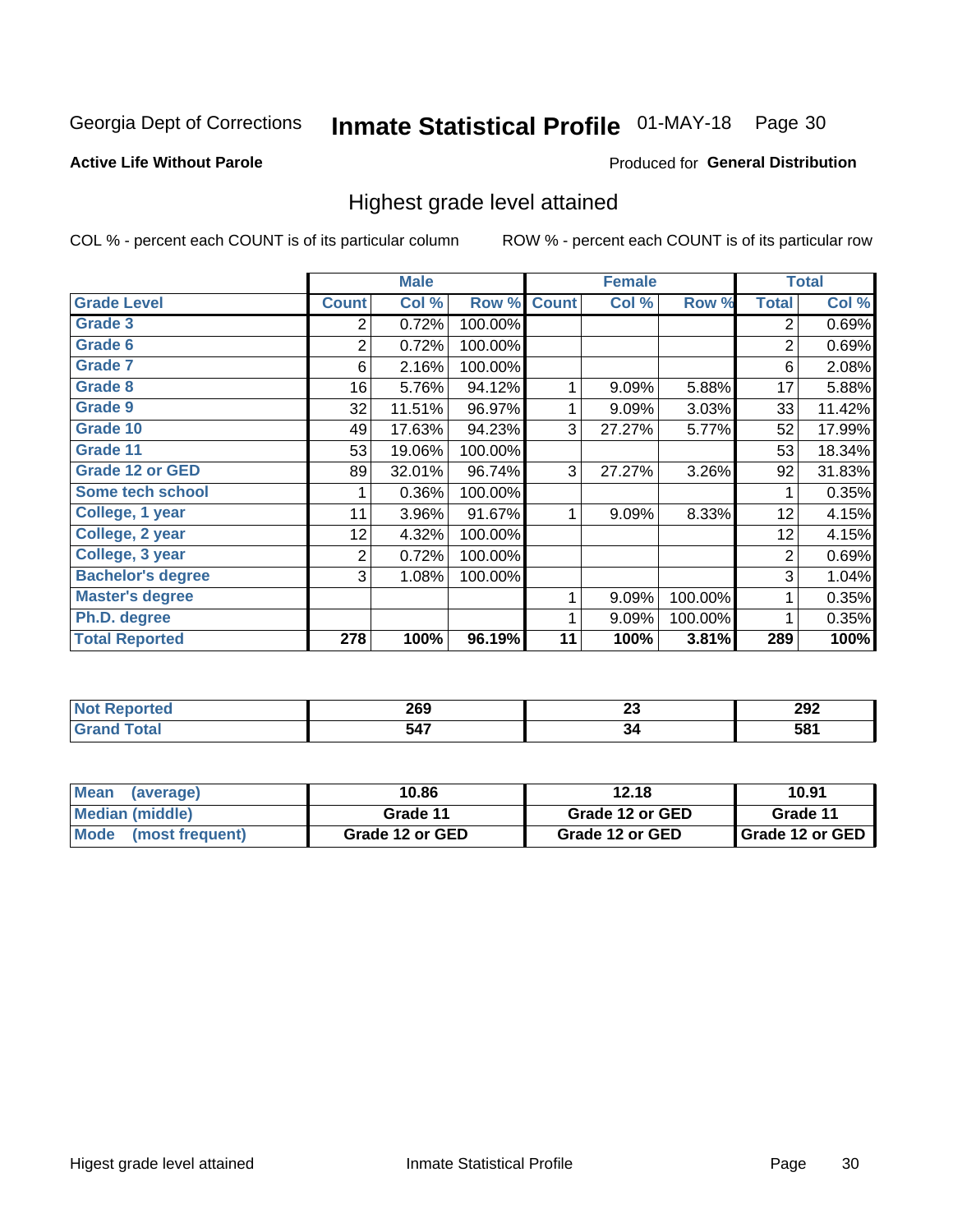Georgia Dept of Corrections **Inmate Statistical Profile** 01-MAY-18

**Active Life Without Parole**

Produced for **General Distribution**

## Highest grade level attained

COL % - percent each COUNT is of its particular column

ROW % - percent each COUNT is of its particular row

| | Male | | | Female | | | Total | |
|---|---|---|---|---|---|---|---|---|
| **Grade Level** | **Count** | **Col %** | **Row %** | **Count** | **Col %** | **Row %** | **Total** | **Col %** |
| **Grade 3** | 2 | 0.72% | 100.00% | | | | 2 | 0.69% |
| **Grade 6** | 2 | 0.72% | 100.00% | | | | 2 | 0.69% |
| **Grade 7** | 6 | 2.16% | 100.00% | | | | 6 | 2.08% |
| **Grade 8** | 16 | 5.76% | 94.12% | 1 | 9.09% | 5.88% | 17 | 5.88% |
| **Grade 9** | 32 | 11.51% | 96.97% | 1 | 9.09% | 3.03% | 33 | 11.42% |
| **Grade 10** | 49 | 17.63% | 94.23% | 3 | 27.27% | 5.77% | 52 | 17.99% |
| **Grade 11** | 53 | 19.06% | 100.00% | | | | 53 | 18.34% |
| **Grade 12 or GED** | 89 | 32.01% | 96.74% | 3 | 27.27% | 3.26% | 92 | 31.83% |
| **Some tech school** | 1 | 0.36% | 100.00% | | | | 1 | 0.35% |
| **College, 1 year** | 11 | 3.96% | 91.67% | 1 | 9.09% | 8.33% | 12 | 4.15% |
| **College, 2 year** | 12 | 4.32% | 100.00% | | | | 12 | 4.15% |
| **College, 3 year** | 2 | 0.72% | 100.00% | | | | 2 | 0.69% |
| **Bachelor's degree** | 3 | 1.08% | 100.00% | | | | 3 | 1.04% |
| **Master's degree** | | | | 1 | 9.09% | 100.00% | 1 | 0.35% |
| **Ph.D. degree** | | | | 1 | 9.09% | 100.00% | 1 | 0.35% |
| **Total Reported** | **278** | **100%** | **96.19%** | **11** | **100%** | **3.81%** | **289** | **100%** |

| | Male | Female | Total |
|---|---|---|---|
| **Not Reported** | **269** | **23** | **292** |
| **Grand Total** | **547** | **34** | **581** |

| | Male | Female | Total |
|---|---|---|---|
| **Mean (average)** | **10.86** | **12.18** | **10.91** |
| **Median (middle)** | **Grade 11** | **Grade 12 or GED** | **Grade 11** |
| **Mode (most frequent)** | **Grade 12 or GED** | **Grade 12 or GED** | **Grade 12 or GED** |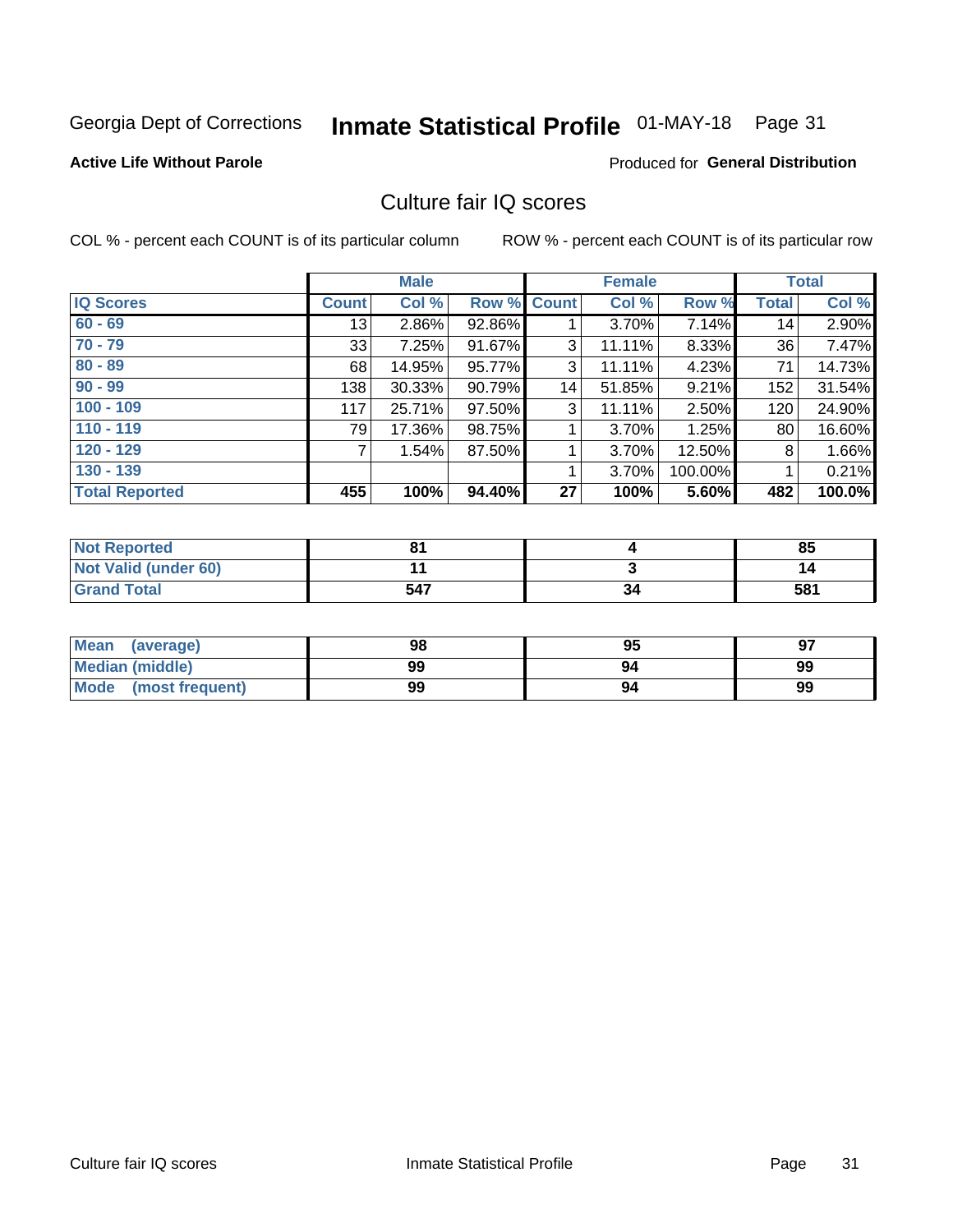Georgia Dept of Corrections **Inmate Statistical Profile** 01-MAY-18 Page 31

**Active Life Without Parole**

Produced for **General Distribution**

## Culture fair IQ scores

COL % - percent each COUNT is of its particular column

ROW % - percent each COUNT is of its particular row

| | Male | | | Female | | | Total | |
|---|---|---|---|---|---|---|---|---|
| **IQ Scores** | **Count** | **Col %** | **Row %** | **Count** | **Col %** | **Row %** | **Total** | **Col %** |
| **60 - 69** | 13 | 2.86% | 92.86% | 1 | 3.70% | 7.14% | 14 | 2.90% |
| **70 - 79** | 33 | 7.25% | 91.67% | 3 | 11.11% | 8.33% | 36 | 7.47% |
| **80 - 89** | 68 | 14.95% | 95.77% | 3 | 11.11% | 4.23% | 71 | 14.73% |
| **90 - 99** | 138 | 30.33% | 90.79% | 14 | 51.85% | 9.21% | 152 | 31.54% |
| **100 - 109** | 117 | 25.71% | 97.50% | 3 | 11.11% | 2.50% | 120 | 24.90% |
| **110 - 119** | 79 | 17.36% | 98.75% | 1 | 3.70% | 1.25% | 80 | 16.60% |
| **120 - 129** | 7 | 1.54% | 87.50% | 1 | 3.70% | 12.50% | 8 | 1.66% |
| **130 - 139** | | | | 1 | 3.70% | 100.00% | 1 | 0.21% |
| **Total Reported** | **455** | **100%** | **94.40%** | **27** | **100%** | **5.60%** | **482** | **100.0%** |

| | Male | Female | Total |
|---|---|---|---|
| **Not Reported** | **81** | **4** | **85** |
| **Not Valid (under 60)** | **11** | **3** | **14** |
| **Grand Total** | **547** | **34** | **581** |

| | Male | Female | Total |
|---|---|---|---|
| **Mean (average)** | **98** | **95** | **97** |
| **Median (middle)** | **99** | **94** | **99** |
| **Mode (most frequent)** | **99** | **94** | **99** |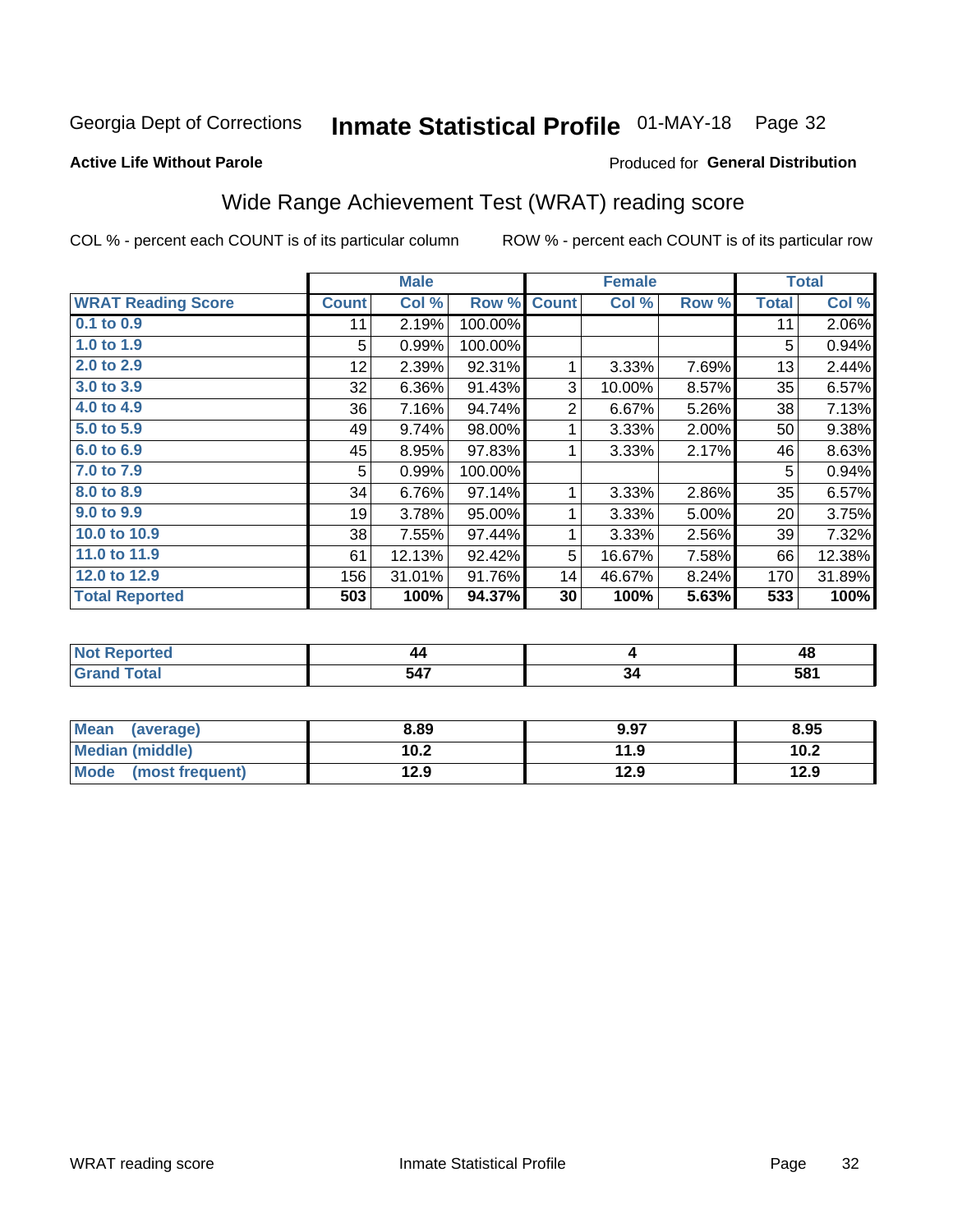Georgia Dept of Corrections **Inmate Statistical Profile** 01-MAY-18 Page 32

**Active Life Without Parole**

Produced for **General Distribution**

## Wide Range Achievement Test (WRAT) reading score

COL % - percent each COUNT is of its particular column ROW % - percent each COUNT is of its particular row

| | Male | | | Female | | | Total | |
|---|---|---|---|---|---|---|---|---|
| **WRAT Reading Score** | **Count** | **Col %** | **Row %** | **Count** | **Col %** | **Row %** | **Total** | **Col %** |
| 0.1 to 0.9 | 11 | 2.19% | 100.00% | | | | 11 | 2.06% |
| 1.0 to 1.9 | 5 | 0.99% | 100.00% | | | | 5 | 0.94% |
| 2.0 to 2.9 | 12 | 2.39% | 92.31% | 1 | 3.33% | 7.69% | 13 | 2.44% |
| 3.0 to 3.9 | 32 | 6.36% | 91.43% | 3 | 10.00% | 8.57% | 35 | 6.57% |
| 4.0 to 4.9 | 36 | 7.16% | 94.74% | 2 | 6.67% | 5.26% | 38 | 7.13% |
| 5.0 to 5.9 | 49 | 9.74% | 98.00% | 1 | 3.33% | 2.00% | 50 | 9.38% |
| 6.0 to 6.9 | 45 | 8.95% | 97.83% | 1 | 3.33% | 2.17% | 46 | 8.63% |
| 7.0 to 7.9 | 5 | 0.99% | 100.00% | | | | 5 | 0.94% |
| 8.0 to 8.9 | 34 | 6.76% | 97.14% | 1 | 3.33% | 2.86% | 35 | 6.57% |
| 9.0 to 9.9 | 19 | 3.78% | 95.00% | 1 | 3.33% | 5.00% | 20 | 3.75% |
| 10.0 to 10.9 | 38 | 7.55% | 97.44% | 1 | 3.33% | 2.56% | 39 | 7.32% |
| 11.0 to 11.9 | 61 | 12.13% | 92.42% | 5 | 16.67% | 7.58% | 66 | 12.38% |
| 12.0 to 12.9 | 156 | 31.01% | 91.76% | 14 | 46.67% | 8.24% | 170 | 31.89% |
| **Total Reported** | **503** | **100%** | **94.37%** | **30** | **100%** | **5.63%** | **533** | **100%** |

| | Male | Female | Total |
|---|---|---|---|
| Not Reported | 44 | 4 | 48 |
| Grand Total | 547 | 34 | 581 |

| | Male | Female | Total |
|---|---|---|---|
| Mean (average) | 8.89 | 9.97 | 8.95 |
| Median (middle) | 10.2 | 11.9 | 10.2 |
| Mode (most frequent) | 12.9 | 12.9 | 12.9 |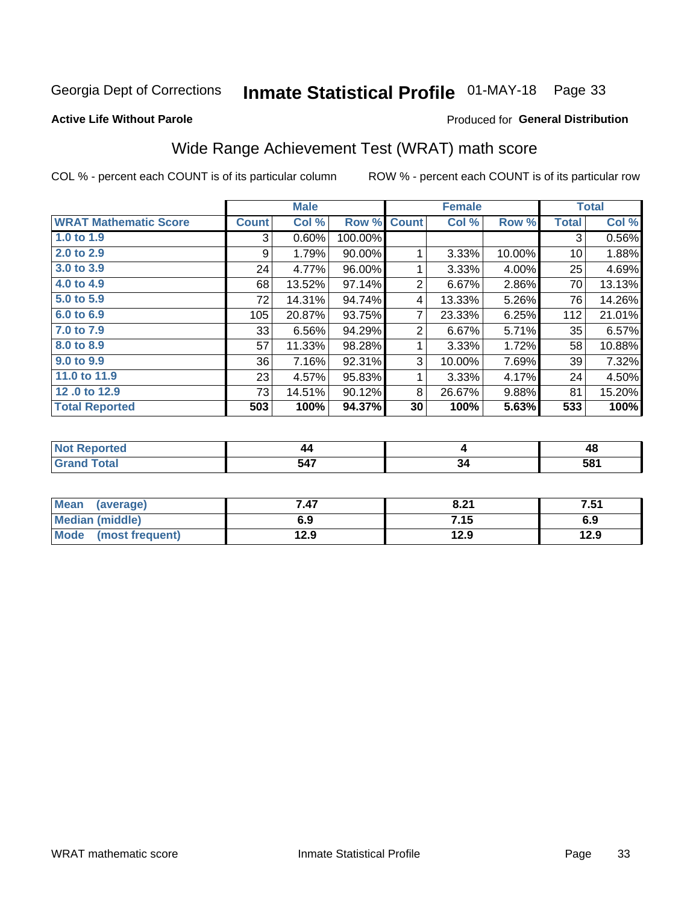Georgia Dept of Corrections **Inmate Statistical Profile** 01-MAY-18

**Active Life Without Parole**

Produced for **General Distribution**

## Wide Range Achievement Test (WRAT) math score

COL % - percent each COUNT is of its particular column ROW % - percent each COUNT is of its particular row

| | Male | | | Female | | | Total | |
|---|---|---|---|---|---|---|---|---|
| **WRAT Mathematic Score** | **Count** | **Col %** | **Row %** | **Count** | **Col %** | **Row %** | **Total** | **Col %** |
| 1.0 to 1.9 | 3 | 0.60% | 100.00% | | | | 3 | 0.56% |
| 2.0 to 2.9 | 9 | 1.79% | 90.00% | 1 | 3.33% | 10.00% | 10 | 1.88% |
| 3.0 to 3.9 | 24 | 4.77% | 96.00% | 1 | 3.33% | 4.00% | 25 | 4.69% |
| 4.0 to 4.9 | 68 | 13.52% | 97.14% | 2 | 6.67% | 2.86% | 70 | 13.13% |
| 5.0 to 5.9 | 72 | 14.31% | 94.74% | 4 | 13.33% | 5.26% | 76 | 14.26% |
| 6.0 to 6.9 | 105 | 20.87% | 93.75% | 7 | 23.33% | 6.25% | 112 | 21.01% |
| 7.0 to 7.9 | 33 | 6.56% | 94.29% | 2 | 6.67% | 5.71% | 35 | 6.57% |
| 8.0 to 8.9 | 57 | 11.33% | 98.28% | 1 | 3.33% | 1.72% | 58 | 10.88% |
| 9.0 to 9.9 | 36 | 7.16% | 92.31% | 3 | 10.00% | 7.69% | 39 | 7.32% |
| 11.0 to 11.9 | 23 | 4.57% | 95.83% | 1 | 3.33% | 4.17% | 24 | 4.50% |
| 12 .0 to 12.9 | 73 | 14.51% | 90.12% | 8 | 26.67% | 9.88% | 81 | 15.20% |
| **Total Reported** | **503** | **100%** | **94.37%** | **30** | **100%** | **5.63%** | **533** | **100%** |

| | Male | Female | Total |
|---|---|---|---|
| **Not Reported** | **44** | **4** | **48** |
| **Grand Total** | **547** | **34** | **581** |

| | Male | Female | Total |
|---|---|---|---|
| **Mean (average)** | **7.47** | **8.21** | **7.51** |
| **Median (middle)** | **6.9** | **7.15** | **6.9** |
| **Mode (most frequent)** | **12.9** | **12.9** | **12.9** |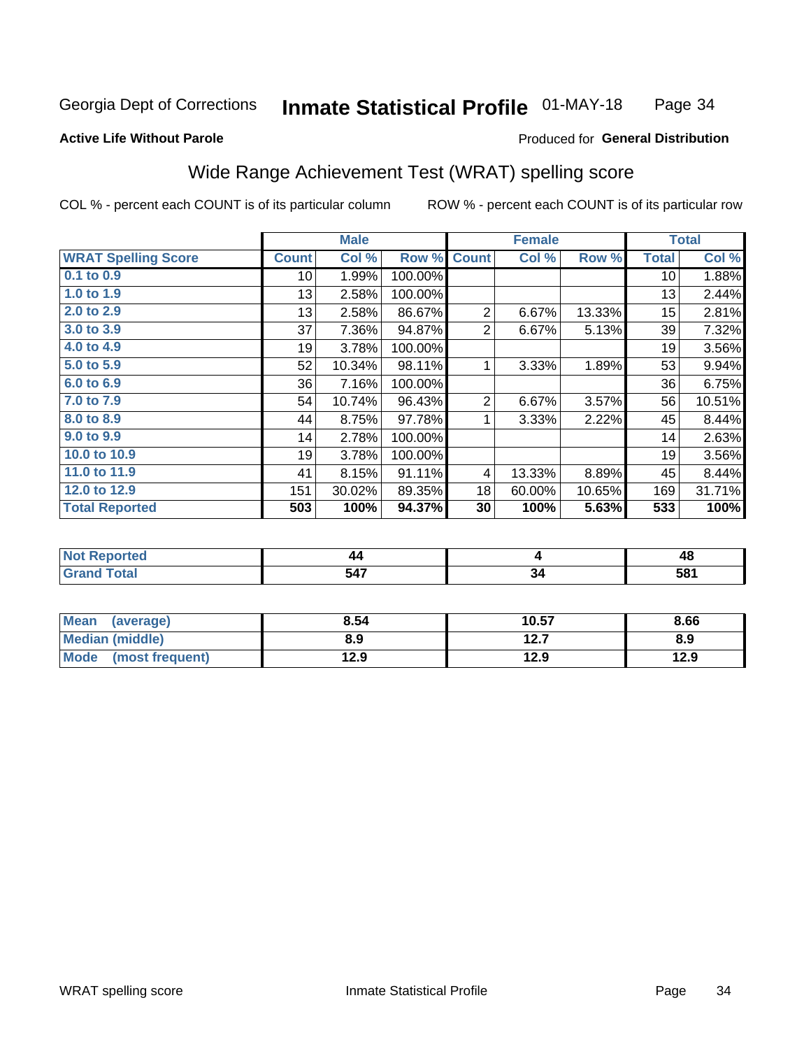Georgia Dept of Corrections **Inmate Statistical Profile** 01-MAY-18

**Active Life Without Parole**

Produced for **General Distribution**

## Wide Range Achievement Test (WRAT) spelling score

COL % - percent each COUNT is of its particular column ROW % - percent each COUNT is of its particular row

| | Male | | | Female | | | Total | |
|---|---|---|---|---|---|---|---|---|
| **WRAT Spelling Score** | **Count** | **Col %** | **Row %** | **Count** | **Col %** | **Row %** | **Total** | **Col %** |
| **0.1 to 0.9** | 10 | 1.99% | 100.00% | | | | 10 | 1.88% |
| **1.0 to 1.9** | 13 | 2.58% | 100.00% | | | | 13 | 2.44% |
| **2.0 to 2.9** | 13 | 2.58% | 86.67% | 2 | 6.67% | 13.33% | 15 | 2.81% |
| **3.0 to 3.9** | 37 | 7.36% | 94.87% | 2 | 6.67% | 5.13% | 39 | 7.32% |
| **4.0 to 4.9** | 19 | 3.78% | 100.00% | | | | 19 | 3.56% |
| **5.0 to 5.9** | 52 | 10.34% | 98.11% | 1 | 3.33% | 1.89% | 53 | 9.94% |
| **6.0 to 6.9** | 36 | 7.16% | 100.00% | | | | 36 | 6.75% |
| **7.0 to 7.9** | 54 | 10.74% | 96.43% | 2 | 6.67% | 3.57% | 56 | 10.51% |
| **8.0 to 8.9** | 44 | 8.75% | 97.78% | 1 | 3.33% | 2.22% | 45 | 8.44% |
| **9.0 to 9.9** | 14 | 2.78% | 100.00% | | | | 14 | 2.63% |
| **10.0 to 10.9** | 19 | 3.78% | 100.00% | | | | 19 | 3.56% |
| **11.0 to 11.9** | 41 | 8.15% | 91.11% | 4 | 13.33% | 8.89% | 45 | 8.44% |
| **12.0 to 12.9** | 151 | 30.02% | 89.35% | 18 | 60.00% | 10.65% | 169 | 31.71% |
| **Total Reported** | **503** | **100%** | **94.37%** | **30** | **100%** | **5.63%** | **533** | **100%** |

| | Male | Female | Total |
|---|---|---|---|
| **Not Reported** | **44** | **4** | **48** |
| **Grand Total** | **547** | **34** | **581** |

| | Male | Female | Total |
|---|---|---|---|
| **Mean (average)** | **8.54** | **10.57** | **8.66** |
| **Median (middle)** | **8.9** | **12.7** | **8.9** |
| **Mode (most frequent)** | **12.9** | **12.9** | **12.9** |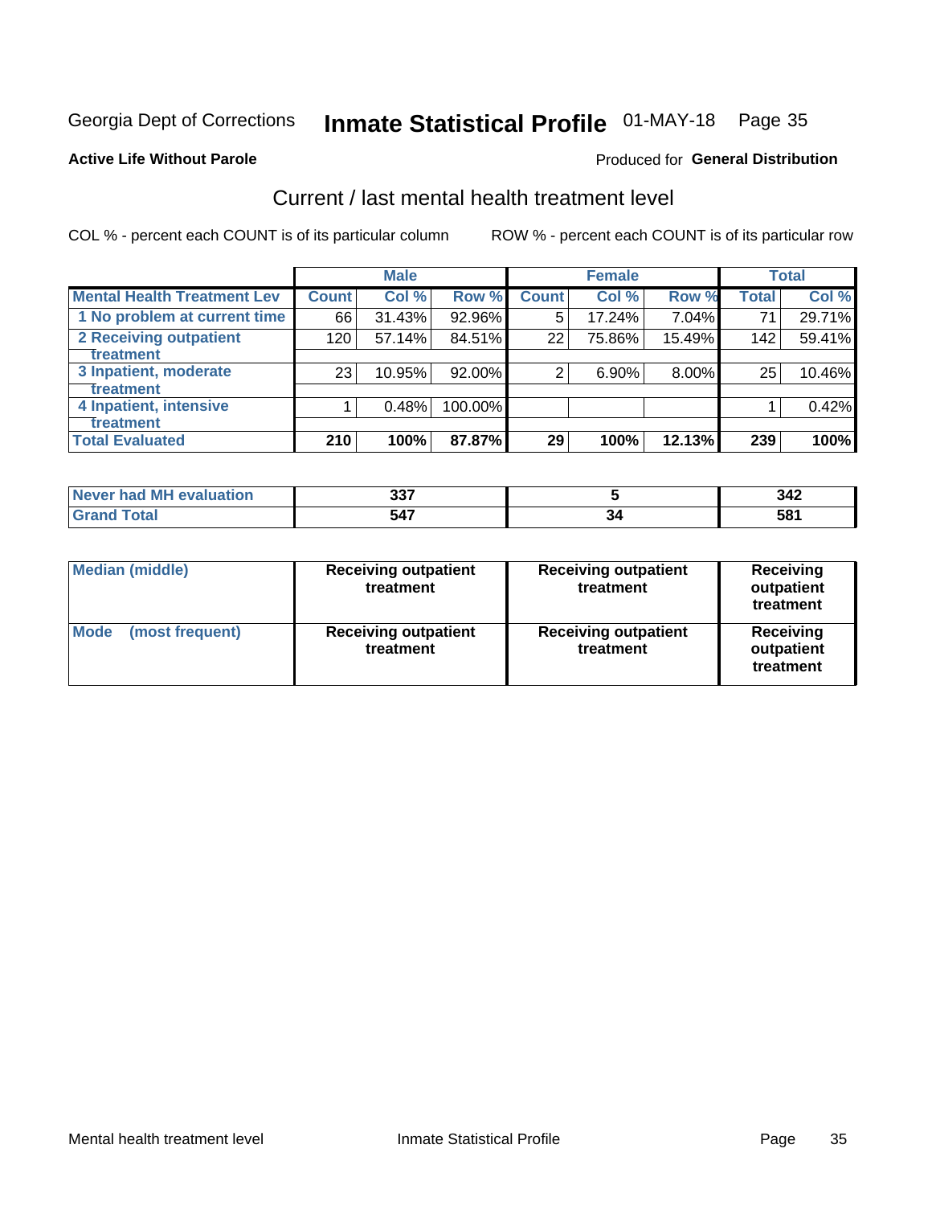Georgia Dept of Corrections **Inmate Statistical Profile** 01-MAY-18 Page 35

**Active Life Without Parole**

Produced for **General Distribution**

## Current / last mental health treatment level

COL % - percent each COUNT is of its particular column

ROW % - percent each COUNT is of its particular row

| | Male | | | Female | | | Total | |
|---|---|---|---|---|---|---|---|---|
| **Mental Health Treatment Lev** | **Count** | **Col %** | **Row %** | **Count** | **Col %** | **Row %** | **Total** | **Col %** |
| 1 No problem at current time | 66 | 31.43% | 92.96% | 5 | 17.24% | 7.04% | 71 | 29.71% |
| 2 Receiving outpatient treatment | 120 | 57.14% | 84.51% | 22 | 75.86% | 15.49% | 142 | 59.41% |
| 3 Inpatient, moderate treatment | 23 | 10.95% | 92.00% | 2 | 6.90% | 8.00% | 25 | 10.46% |
| 4 Inpatient, intensive treatment | 1 | 0.48% | 100.00% | | | | 1 | 0.42% |
| **Total Evaluated** | **210** | **100%** | **87.87%** | **29** | **100%** | **12.13%** | **239** | **100%** |

| | Male | Female | Total |
|---|---|---|---|
| **Never had MH evaluation** | **337** | **5** | **342** |
| **Grand Total** | **547** | **34** | **581** |

| | Male | Female | Total |
|---|---|---|---|
| **Median (middle)** | **Receiving outpatient treatment** | **Receiving outpatient treatment** | **Receiving outpatient treatment** |
| **Mode (most frequent)** | **Receiving outpatient treatment** | **Receiving outpatient treatment** | **Receiving outpatient treatment** |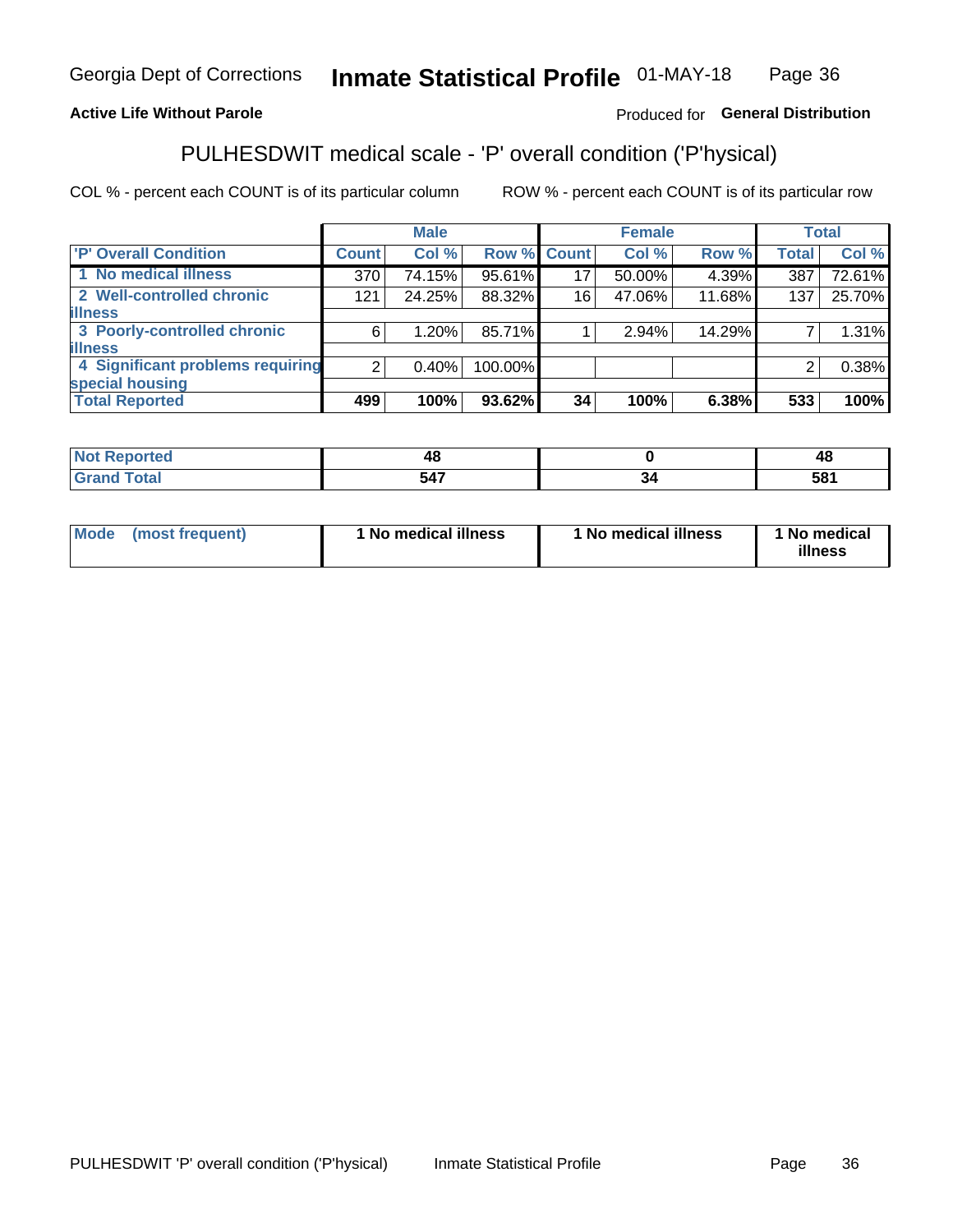Georgia Dept of Corrections **Inmate Statistical Profile** 01-MAY-18

**Active Life Without Parole**

Produced for **General Distribution**

## PULHESDWIT medical scale - 'P' overall condition ('P'hysical)

COL % - percent each COUNT is of its particular column ROW % - percent each COUNT is of its particular row

| | Male | | | Female | | | Total | |
|---|---|---|---|---|---|---|---|---|
| 'P' Overall Condition | Count | Col % | Row % | Count | Col % | Row % | Total | Col % |
| 1 No medical illness | 370 | 74.15% | 95.61% | 17 | 50.00% | 4.39% | 387 | 72.61% |
| 2 Well-controlled chronic illness | 121 | 24.25% | 88.32% | 16 | 47.06% | 11.68% | 137 | 25.70% |
| 3 Poorly-controlled chronic illness | 6 | 1.20% | 85.71% | 1 | 2.94% | 14.29% | 7 | 1.31% |
| 4 Significant problems requiring special housing | 2 | 0.40% | 100.00% | | | | 2 | 0.38% |
| **Total Reported** | **499** | **100%** | **93.62%** | **34** | **100%** | **6.38%** | **533** | **100%** |

| | Male | Female | Total |
|---|---|---|---|
| Not Reported | 48 | 0 | 48 |
| Grand Total | 547 | 34 | 581 |

| | Male | Female | Total |
|---|---|---|---|
| Mode (most frequent) | 1 No medical illness | 1 No medical illness | 1 No medical illness |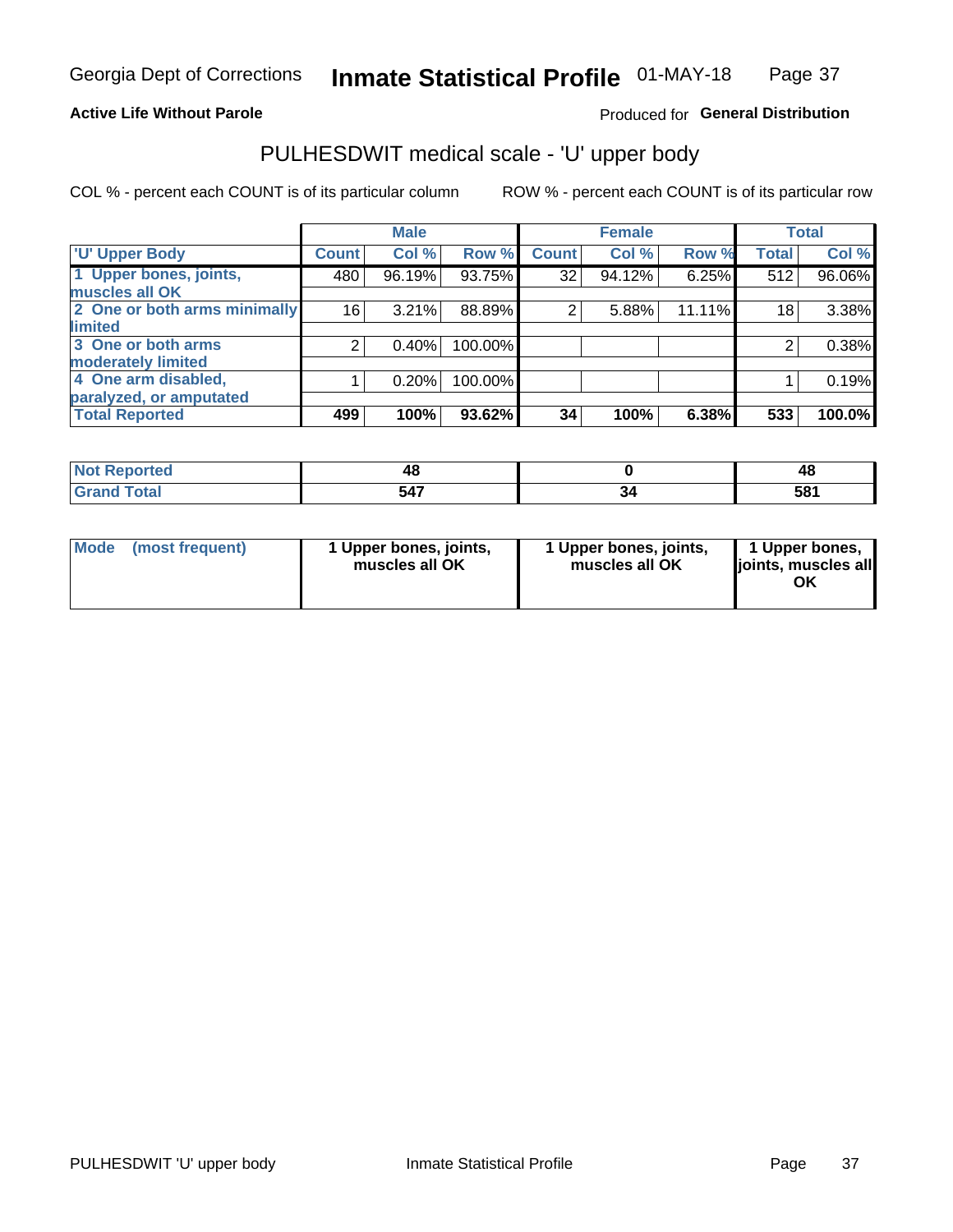Georgia Dept of Corrections **Inmate Statistical Profile** 01-MAY-18

**Active Life Without Parole**

Produced for **General Distribution**

## PULHESDWIT medical scale - 'U' upper body

COL % - percent each COUNT is of its particular column

ROW % - percent each COUNT is of its particular row

| | Male | | | Female | | | Total | |
|---|---|---|---|---|---|---|---|---|
| 'U' Upper Body | Count | Col % | Row % | Count | Col % | Row % | Total | Col % |
| 1 Upper bones, joints, muscles all OK | 480 | 96.19% | 93.75% | 32 | 94.12% | 6.25% | 512 | 96.06% |
| 2 One or both arms minimally limited | 16 | 3.21% | 88.89% | 2 | 5.88% | 11.11% | 18 | 3.38% |
| 3 One or both arms moderately limited | 2 | 0.40% | 100.00% | | | | 2 | 0.38% |
| 4 One arm disabled, paralyzed, or amputated | 1 | 0.20% | 100.00% | | | | 1 | 0.19% |
| **Total Reported** | **499** | **100%** | **93.62%** | **34** | **100%** | **6.38%** | **533** | **100.0%** |

| | Male | Female | Total |
|---|---|---|---|
| Not Reported | 48 | 0 | 48 |
| Grand Total | 547 | 34 | 581 |

| | Male | Female | Total |
|---|---|---|---|
| Mode (most frequent) | 1 Upper bones, joints, muscles all OK | 1 Upper bones, joints, muscles all OK | 1 Upper bones, joints, muscles all OK |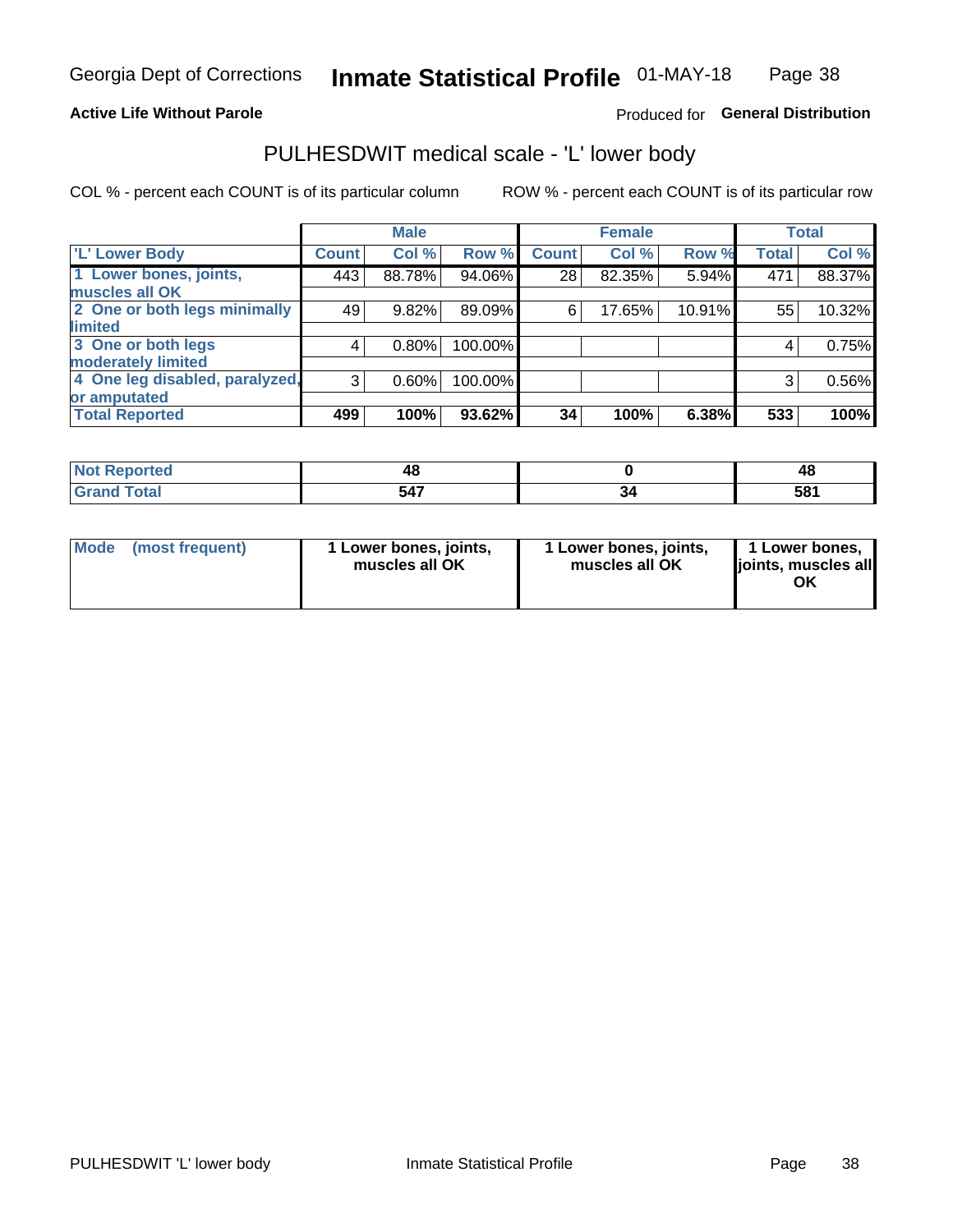Georgia Dept of Corrections **Inmate Statistical Profile** 01-MAY-18

**Active Life Without Parole**

Produced for **General Distribution**

## PULHESDWIT medical scale - 'L' lower body

COL % - percent each COUNT is of its particular column

ROW % - percent each COUNT is of its particular row

| | Male | | | Female | | | Total | |
|---|---|---|---|---|---|---|---|---|
| 'L' Lower Body | Count | Col % | Row % | Count | Col % | Row % | Total | Col % |
| 1 Lower bones, joints, muscles all OK | 443 | 88.78% | 94.06% | 28 | 82.35% | 5.94% | 471 | 88.37% |
| 2 One or both legs minimally limited | 49 | 9.82% | 89.09% | 6 | 17.65% | 10.91% | 55 | 10.32% |
| 3 One or both legs moderately limited | 4 | 0.80% | 100.00% | | | | 4 | 0.75% |
| 4 One leg disabled, paralyzed, or amputated | 3 | 0.60% | 100.00% | | | | 3 | 0.56% |
| **Total Reported** | **499** | **100%** | **93.62%** | **34** | **100%** | **6.38%** | **533** | **100%** |

| | Male | Female | Total |
|---|---|---|---|
| Not Reported | 48 | 0 | 48 |
| Grand Total | 547 | 34 | 581 |

| | Male | Female | Total |
|---|---|---|---|
| Mode (most frequent) | 1 Lower bones, joints, muscles all OK | 1 Lower bones, joints, muscles all OK | 1 Lower bones, joints, muscles all OK |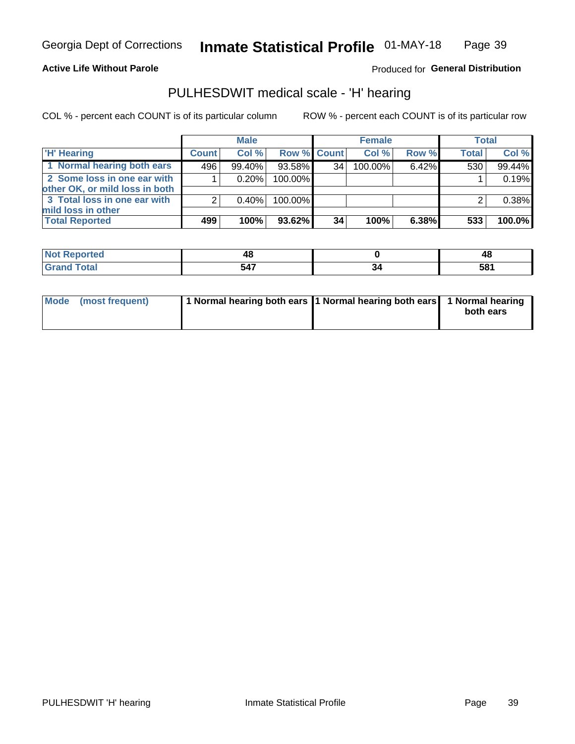Georgia Dept of Corrections **Inmate Statistical Profile** 01-MAY-18

**Active Life Without Parole**

Produced for **General Distribution**

## PULHESDWIT medical scale - 'H' hearing

COL % - percent each COUNT is of its particular column

ROW % - percent each COUNT is of its particular row

| | Male | | | Female | | | Total | |
|---|---|---|---|---|---|---|---|---|
| **'H' Hearing** | **Count** | **Col %** | **Row %** | **Count** | **Col %** | **Row %** | **Total** | **Col %** |
| **1 Normal hearing both ears** | 496 | 99.40% | 93.58% | 34 | 100.00% | 6.42% | 530 | 99.44% |
| **2 Some loss in one ear with other OK, or mild loss in both** | 1 | 0.20% | 100.00% | | | | 1 | 0.19% |
| **3 Total loss in one ear with mild loss in other** | 2 | 0.40% | 100.00% | | | | 2 | 0.38% |
| **Total Reported** | **499** | **100%** | **93.62%** | **34** | **100%** | **6.38%** | **533** | **100.0%** |

| | Male | Female | Total |
|---|---|---|---|
| **Not Reported** | **48** | **0** | **48** |
| **Grand Total** | **547** | **34** | **581** |

| | Male | Female | Total |
|---|---|---|---|
| **Mode (most frequent)** | **1 Normal hearing both ears** | **1 Normal hearing both ears** | **1 Normal hearing both ears** |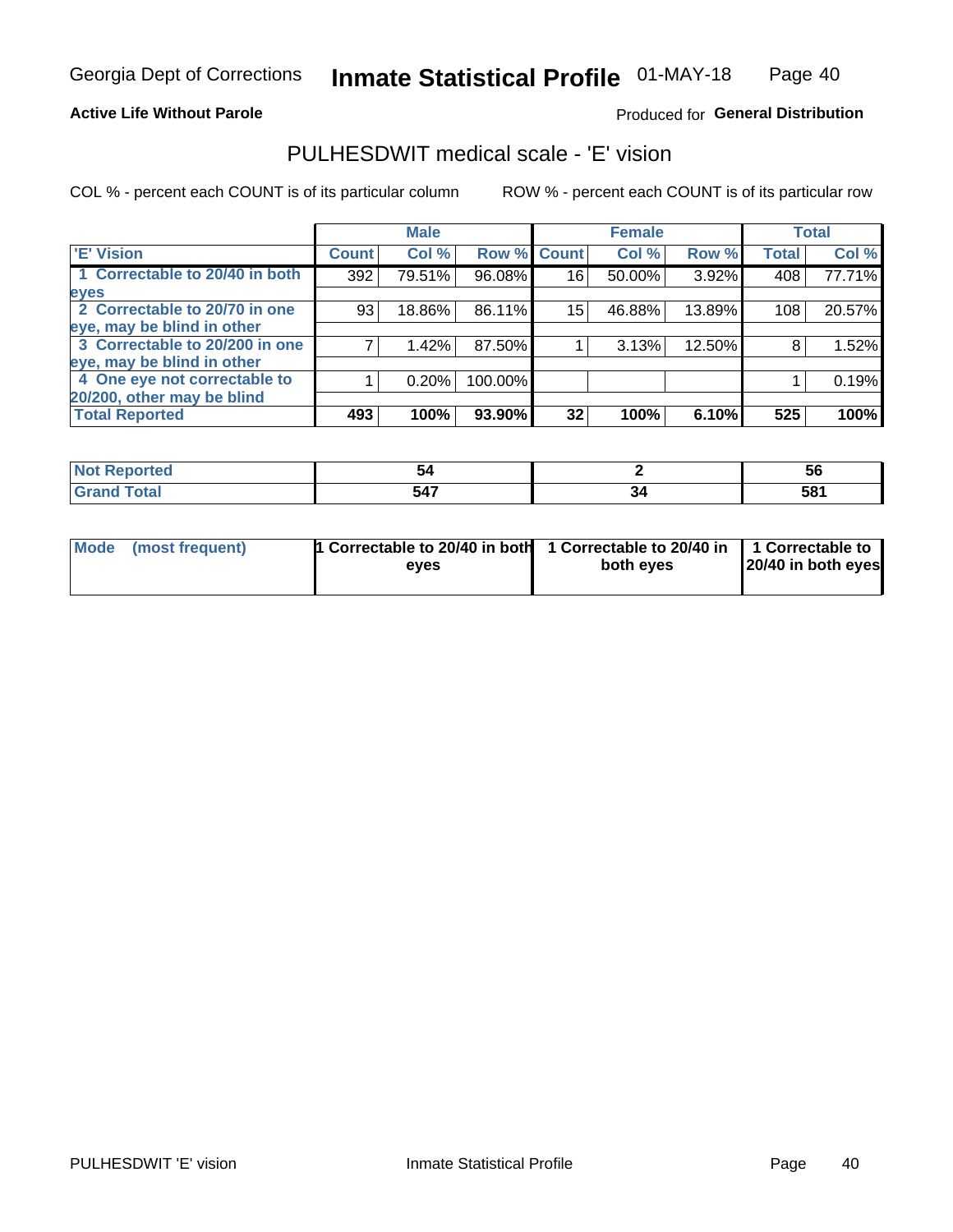Georgia Dept of Corrections **Inmate Statistical Profile** 01-MAY-18

**Active Life Without Parole**

Produced for **General Distribution**

## PULHESDWIT medical scale - 'E' vision

COL % - percent each COUNT is of its particular column

ROW % - percent each COUNT is of its particular row

| | Male | | | Female | | | Total | |
|---|---|---|---|---|---|---|---|---|
| 'E' Vision | Count | Col % | Row % | Count | Col % | Row % | Total | Col % |
| 1 Correctable to 20/40 in both eyes | 392 | 79.51% | 96.08% | 16 | 50.00% | 3.92% | 408 | 77.71% |
| 2 Correctable to 20/70 in one eye, may be blind in other | 93 | 18.86% | 86.11% | 15 | 46.88% | 13.89% | 108 | 20.57% |
| 3 Correctable to 20/200 in one eye, may be blind in other | 7 | 1.42% | 87.50% | 1 | 3.13% | 12.50% | 8 | 1.52% |
| 4 One eye not correctable to 20/200, other may be blind | 1 | 0.20% | 100.00% | | | | 1 | 0.19% |
| **Total Reported** | **493** | **100%** | **93.90%** | **32** | **100%** | **6.10%** | **525** | **100%** |

| | Male | Female | Total |
|---|---|---|---|
| Not Reported | 54 | 2 | 56 |
| Grand Total | 547 | 34 | 581 |

| | Male | Female | Total |
|---|---|---|---|
| Mode (most frequent) | 1 Correctable to 20/40 in both eyes | 1 Correctable to 20/40 in both eyes | 1 Correctable to 20/40 in both eyes |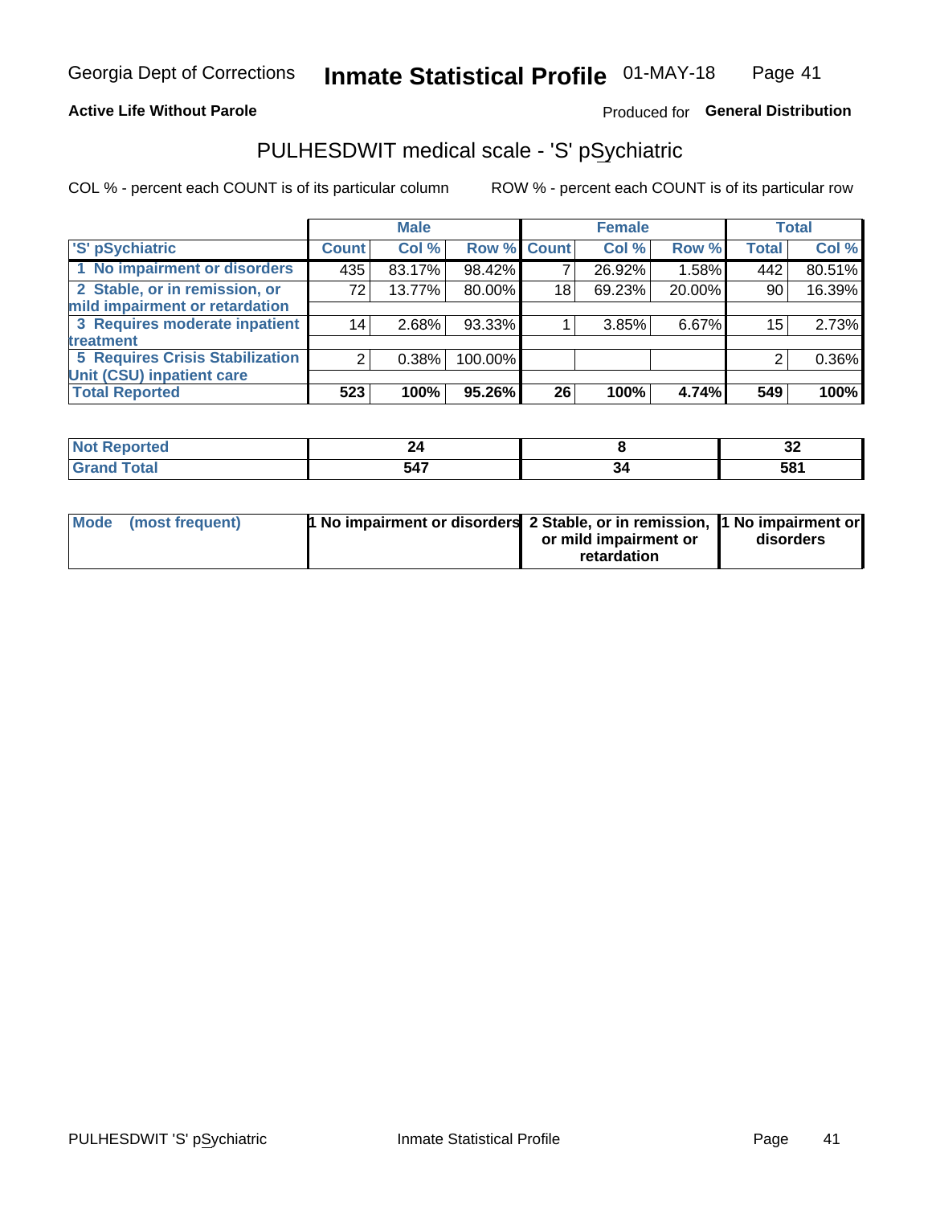Georgia Dept of Corrections **Inmate Statistical Profile** 01-MAY-18

**Active Life Without Parole**

Produced for **General Distribution**

## PULHESDWIT medical scale - 'S' pSychiatric

COL % - percent each COUNT is of its particular column

ROW % - percent each COUNT is of its particular row

| 'S' pSychiatric | Male | | | Female | | | Total | |
|---|---|---|---|---|---|---|---|---|
| | Count | Col % | Row % | Count | Col % | Row % | Total | Col % |
| 1 No impairment or disorders | 435 | 83.17% | 98.42% | 7 | 26.92% | 1.58% | 442 | 80.51% |
| 2 Stable, or in remission, or mild impairment or retardation | 72 | 13.77% | 80.00% | 18 | 69.23% | 20.00% | 90 | 16.39% |
| 3 Requires moderate inpatient treatment | 14 | 2.68% | 93.33% | 1 | 3.85% | 6.67% | 15 | 2.73% |
| 5 Requires Crisis Stabilization Unit (CSU) inpatient care | 2 | 0.38% | 100.00% | | | | 2 | 0.36% |
| **Total Reported** | **523** | **100%** | **95.26%** | **26** | **100%** | **4.74%** | **549** | **100%** |

| | Male | Female | Total |
|---|---|---|---|
| Not Reported | 24 | 8 | 32 |
| Grand Total | 547 | 34 | 581 |

| | Male | Female | Total |
|---|---|---|---|
| Mode (most frequent) | 1 No impairment or disorders | 2 Stable, or in remission, or mild impairment or retardation | 1 No impairment or disorders |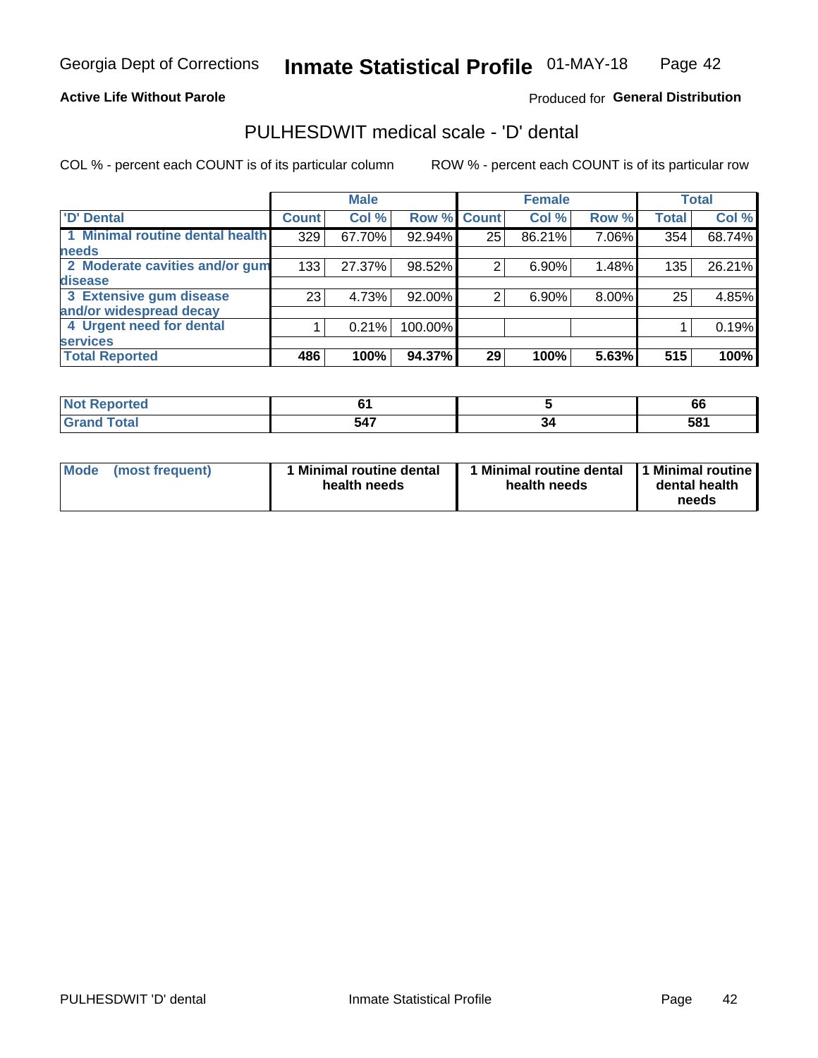Georgia Dept of Corrections **Inmate Statistical Profile** 01-MAY-18

**Active Life Without Parole**

Produced for **General Distribution**

## PULHESDWIT medical scale - 'D' dental

COL % - percent each COUNT is of its particular column

ROW % - percent each COUNT is of its particular row

| | Male | | | Female | | | Total | |
|---|---|---|---|---|---|---|---|---|
| 'D' Dental | Count | Col % | Row % | Count | Col % | Row % | Total | Col % |
| 1 Minimal routine dental health needs | 329 | 67.70% | 92.94% | 25 | 86.21% | 7.06% | 354 | 68.74% |
| 2 Moderate cavities and/or gum disease | 133 | 27.37% | 98.52% | 2 | 6.90% | 1.48% | 135 | 26.21% |
| 3 Extensive gum disease and/or widespread decay | 23 | 4.73% | 92.00% | 2 | 6.90% | 8.00% | 25 | 4.85% |
| 4 Urgent need for dental services | 1 | 0.21% | 100.00% | | | | 1 | 0.19% |
| **Total Reported** | **486** | **100%** | **94.37%** | **29** | **100%** | **5.63%** | **515** | **100%** |

| | Male | Female | Total |
|---|---|---|---|
| Not Reported | 61 | 5 | 66 |
| Grand Total | 547 | 34 | 581 |

| | Male | Female | Total |
|---|---|---|---|
| Mode (most frequent) | 1 Minimal routine dental health needs | 1 Minimal routine dental health needs | 1 Minimal routine dental health needs |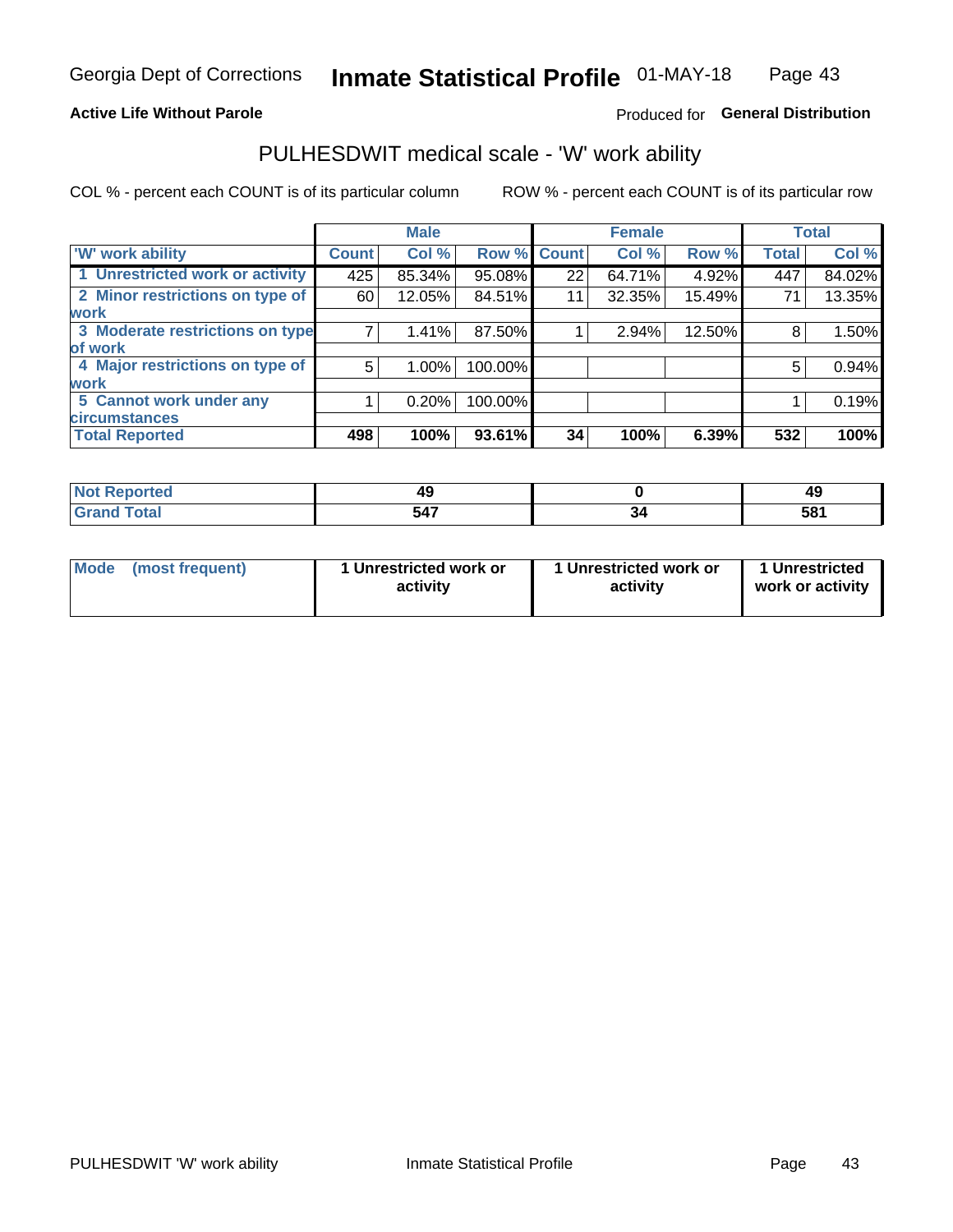Georgia Dept of Corrections **Inmate Statistical Profile** 01-MAY-18

**Active Life Without Parole**

Produced for **General Distribution**

## PULHESDWIT medical scale - 'W' work ability

COL % - percent each COUNT is of its particular column

ROW % - percent each COUNT is of its particular row

| | Male | | | Female | | | Total | |
|---|---|---|---|---|---|---|---|---|
| 'W' work ability | Count | Col % | Row % | Count | Col % | Row % | Total | Col % |
| 1 Unrestricted work or activity | 425 | 85.34% | 95.08% | 22 | 64.71% | 4.92% | 447 | 84.02% |
| 2 Minor restrictions on type of work | 60 | 12.05% | 84.51% | 11 | 32.35% | 15.49% | 71 | 13.35% |
| 3 Moderate restrictions on type of work | 7 | 1.41% | 87.50% | 1 | 2.94% | 12.50% | 8 | 1.50% |
| 4 Major restrictions on type of work | 5 | 1.00% | 100.00% | | | | 5 | 0.94% |
| 5 Cannot work under any circumstances | 1 | 0.20% | 100.00% | | | | 1 | 0.19% |
| **Total Reported** | **498** | **100%** | **93.61%** | **34** | **100%** | **6.39%** | **532** | **100%** |

| | Male | Female | Total |
|---|---|---|---|
| Not Reported | 49 | 0 | 49 |
| Grand Total | 547 | 34 | 581 |

| | Male | Female | Total |
|---|---|---|---|
| Mode (most frequent) | 1 Unrestricted work or activity | 1 Unrestricted work or activity | 1 Unrestricted work or activity |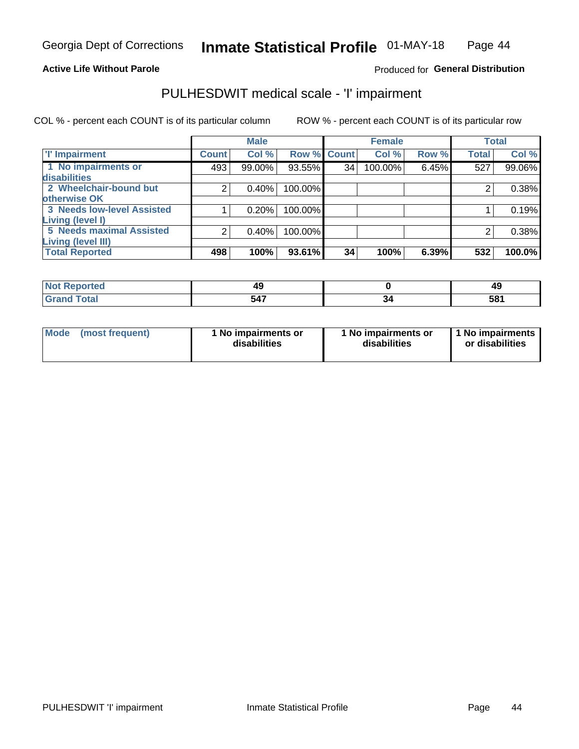Georgia Dept of Corrections **Inmate Statistical Profile** 01-MAY-18

**Active Life Without Parole**

Produced for **General Distribution**

## PULHESDWIT medical scale - 'I' impairment

COL % - percent each COUNT is of its particular column ROW % - percent each COUNT is of its particular row

| | Male | | | Female | | | Total | |
|---|---|---|---|---|---|---|---|---|
| **'I' Impairment** | **Count** | **Col %** | **Row %** | **Count** | **Col %** | **Row %** | **Total** | **Col %** |
| **1 No impairments or disabilities** | 493 | 99.00% | 93.55% | 34 | 100.00% | 6.45% | 527 | 99.06% |
| **2 Wheelchair-bound but otherwise OK** | 2 | 0.40% | 100.00% | | | | 2 | 0.38% |
| **3 Needs low-level Assisted Living (level I)** | 1 | 0.20% | 100.00% | | | | 1 | 0.19% |
| **5 Needs maximal Assisted Living (level III)** | 2 | 0.40% | 100.00% | | | | 2 | 0.38% |
| **Total Reported** | **498** | **100%** | **93.61%** | **34** | **100%** | **6.39%** | **532** | **100.0%** |

| | Male | Female | Total |
|---|---|---|---|
| **Not Reported** | **49** | **0** | **49** |
| **Grand Total** | **547** | **34** | **581** |

| | Male | Female | Total |
|---|---|---|---|
| **Mode (most frequent)** | **1 No impairments or disabilities** | **1 No impairments or disabilities** | **1 No impairments or disabilities** |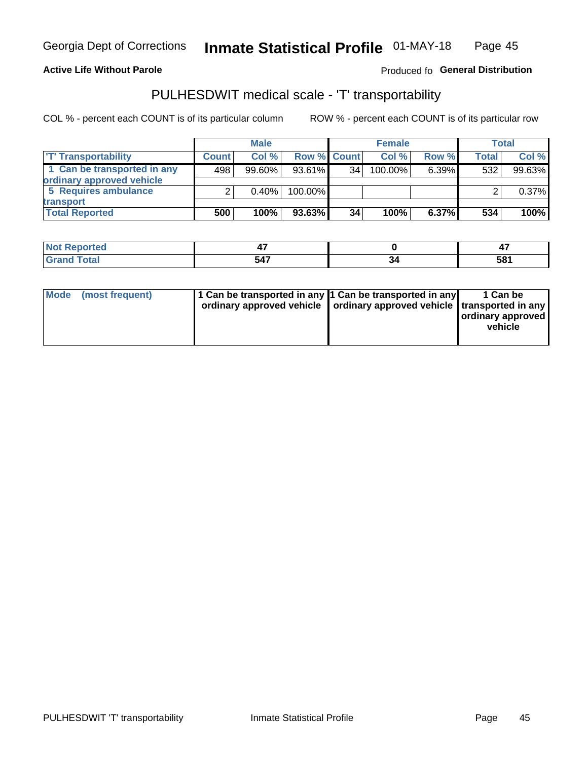Georgia Dept of Corrections **Inmate Statistical Profile** 01-MAY-18

**Active Life Without Parole**

Produced fo **General Distribution**

## PULHESDWIT medical scale - 'T' transportability

COL % - percent each COUNT is of its particular column ROW % - percent each COUNT is of its particular row

| | Male | | | Female | | | Total | |
|---|---|---|---|---|---|---|---|---|
| 'T' Transportability | Count | Col % | Row % | Count | Col % | Row % | Total | Col % |
| 1 Can be transported in any ordinary approved vehicle | 498 | 99.60% | 93.61% | 34 | 100.00% | 6.39% | 532 | 99.63% |
| 5 Requires ambulance transport | 2 | 0.40% | 100.00% | | | | 2 | 0.37% |
| **Total Reported** | **500** | **100%** | **93.63%** | **34** | **100%** | **6.37%** | **534** | **100%** |

| | Male | Female | Total |
|---|---|---|---|
| Not Reported | 47 | 0 | 47 |
| Grand Total | 547 | 34 | 581 |

| | Male | Female | Total |
|---|---|---|---|
| Mode (most frequent) | 1 Can be transported in any ordinary approved vehicle | 1 Can be transported in any ordinary approved vehicle | 1 Can be transported in any ordinary approved vehicle |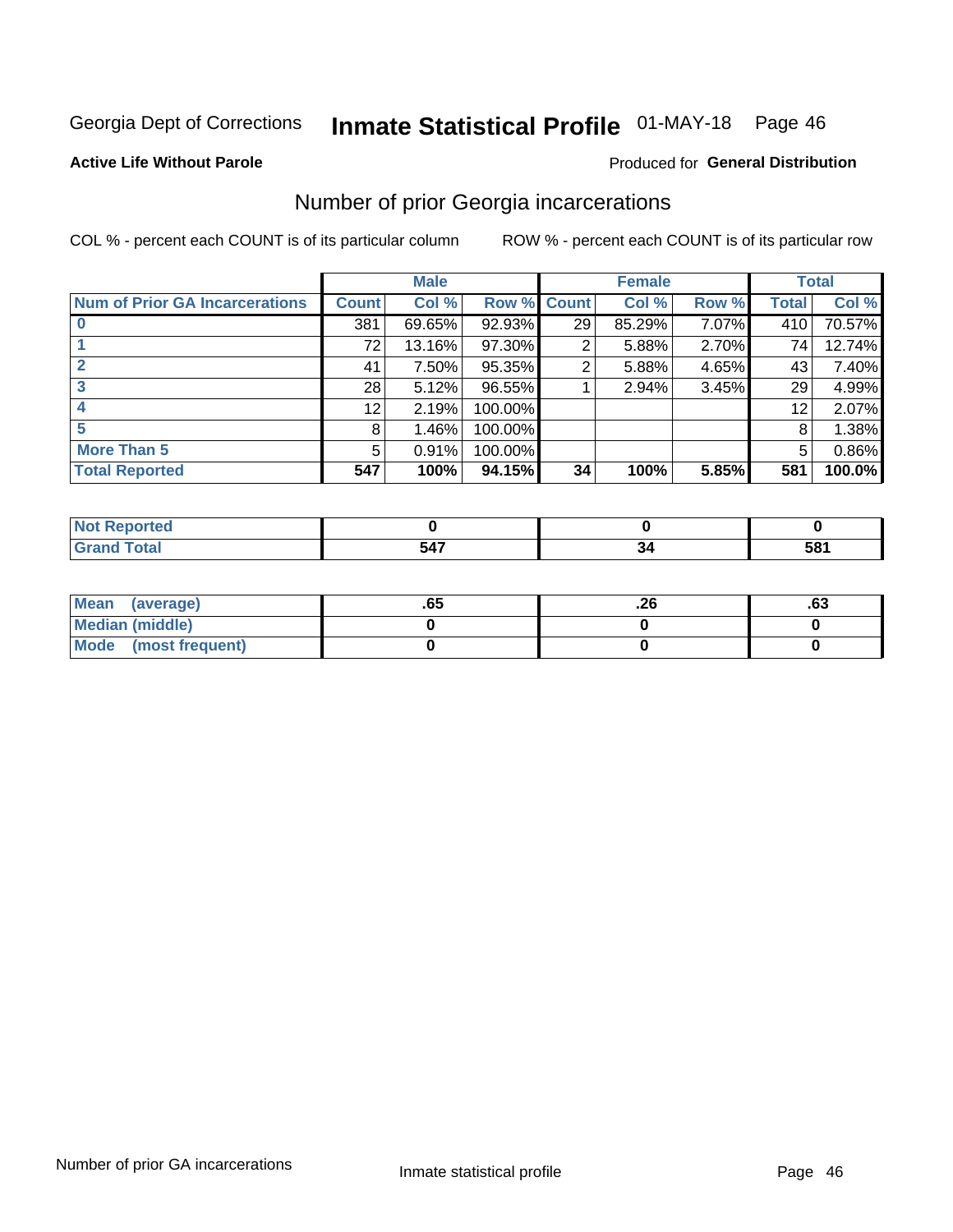Georgia Dept of Corrections **Inmate Statistical Profile** 01-MAY-18

**Active Life Without Parole**

Produced for **General Distribution**

## Number of prior Georgia incarcerations

COL % - percent each COUNT is of its particular column

ROW % - percent each COUNT is of its particular row

| | Male | | | Female | | | Total | |
|---|---|---|---|---|---|---|---|---|
| **Num of Prior GA Incarcerations** | **Count** | **Col %** | **Row %** | **Count** | **Col %** | **Row %** | **Total** | **Col %** |
| **0** | 381 | 69.65% | 92.93% | 29 | 85.29% | 7.07% | 410 | 70.57% |
| **1** | 72 | 13.16% | 97.30% | 2 | 5.88% | 2.70% | 74 | 12.74% |
| **2** | 41 | 7.50% | 95.35% | 2 | 5.88% | 4.65% | 43 | 7.40% |
| **3** | 28 | 5.12% | 96.55% | 1 | 2.94% | 3.45% | 29 | 4.99% |
| **4** | 12 | 2.19% | 100.00% | | | | 12 | 2.07% |
| **5** | 8 | 1.46% | 100.00% | | | | 8 | 1.38% |
| **More Than 5** | 5 | 0.91% | 100.00% | | | | 5 | 0.86% |
| **Total Reported** | **547** | **100%** | **94.15%** | **34** | **100%** | **5.85%** | **581** | **100.0%** |

| | Male | Female | Total |
|---|---|---|---|
| **Not Reported** | **0** | **0** | **0** |
| **Grand Total** | **547** | **34** | **581** |

| | Male | Female | Total |
|---|---|---|---|
| **Mean (average)** | **.65** | **.26** | **.63** |
| **Median (middle)** | **0** | **0** | **0** |
| **Mode (most frequent)** | **0** | **0** | **0** |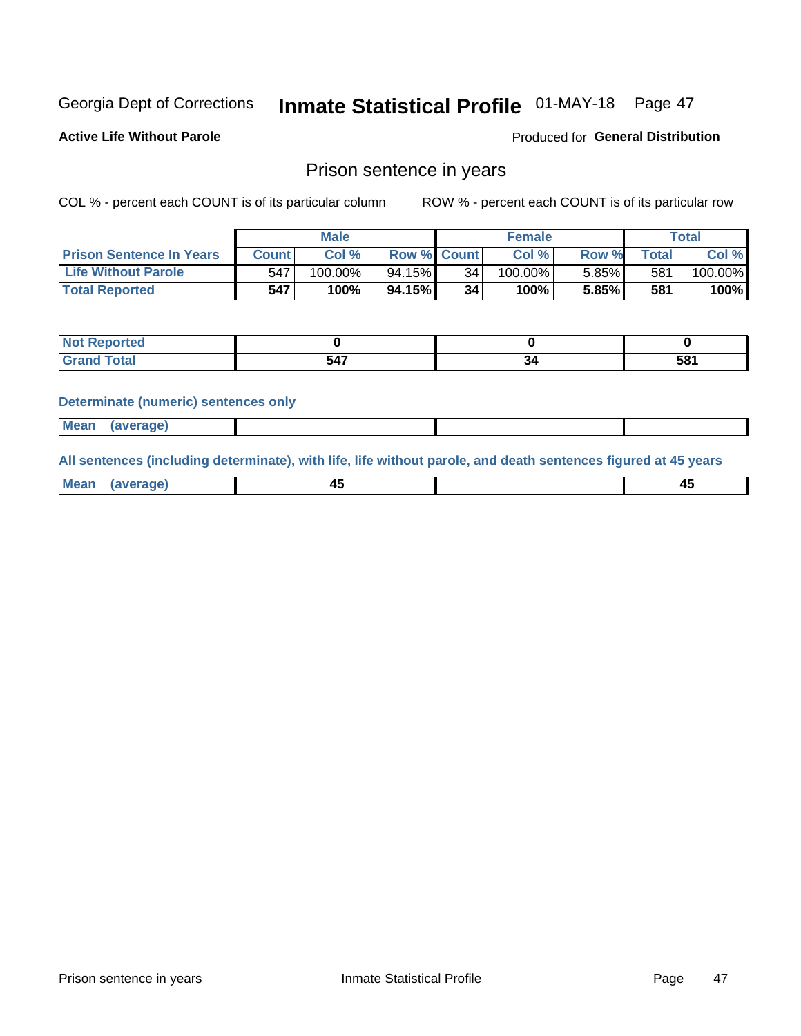Georgia Dept of Corrections **Inmate Statistical Profile** 01-MAY-18 Page 47

**Active Life Without Parole**

Produced for **General Distribution**

## Prison sentence in years

COL % - percent each COUNT is of its particular column ROW % - percent each COUNT is of its particular row

| | Male | | | Female | | | Total | |
|---|---|---|---|---|---|---|---|---|
| **Prison Sentence In Years** | **Count** | **Col %** | **Row %** | **Count** | **Col %** | **Row %** | **Total** | **Col %** |
| **Life Without Parole** | 547 | 100.00% | 94.15% | 34 | 100.00% | 5.85% | 581 | 100.00% |
| **Total Reported** | **547** | **100%** | **94.15%** | **34** | **100%** | **5.85%** | **581** | **100%** |

| | Male | Female | Total |
|---|---|---|---|
| **Not Reported** | **0** | **0** | **0** |
| **Grand Total** | **547** | **34** | **581** |

**Determinate (numeric) sentences only**

| | Male | Female | Total |
|---|---|---|---|
| **Mean (average)** | | | |

**All sentences (including determinate), with life, life without parole, and death sentences figured at 45 years**

| | Male | Female | Total |
|---|---|---|---|
| **Mean (average)** | **45** | | **45** |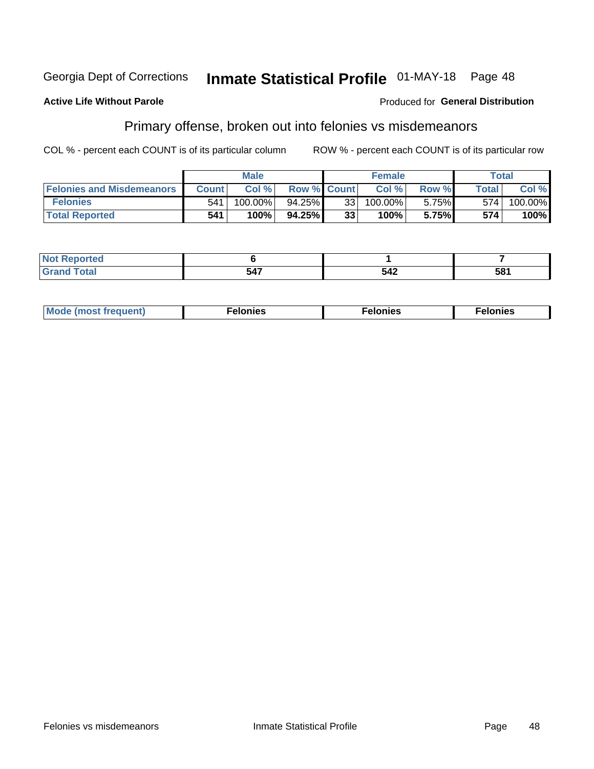Georgia Dept of Corrections **Inmate Statistical Profile** 01-MAY-18

**Active Life Without Parole**

Produced for **General Distribution**

## Primary offense, broken out into felonies vs misdemeanors

COL % - percent each COUNT is of its particular column

ROW % - percent each COUNT is of its particular row

| | Male | | | Female | | | Total | |
|---|---|---|---|---|---|---|---|---|
| **Felonies and Misdemeanors** | **Count** | **Col %** | **Row %** | **Count** | **Col %** | **Row %** | **Total** | **Col %** |
| **Felonies** | 541 | 100.00% | 94.25% | 33 | 100.00% | 5.75% | 574 | 100.00% |
| **Total Reported** | **541** | **100%** | **94.25%** | **33** | **100%** | **5.75%** | **574** | **100%** |

| | Male | Female | Total |
|---|---|---|---|
| **Not Reported** | **6** | **1** | **7** |
| **Grand Total** | **547** | **542** | **581** |

| | Male | Female | Total |
|---|---|---|---|
| **Mode (most frequent)** | **Felonies** | **Felonies** | **Felonies** |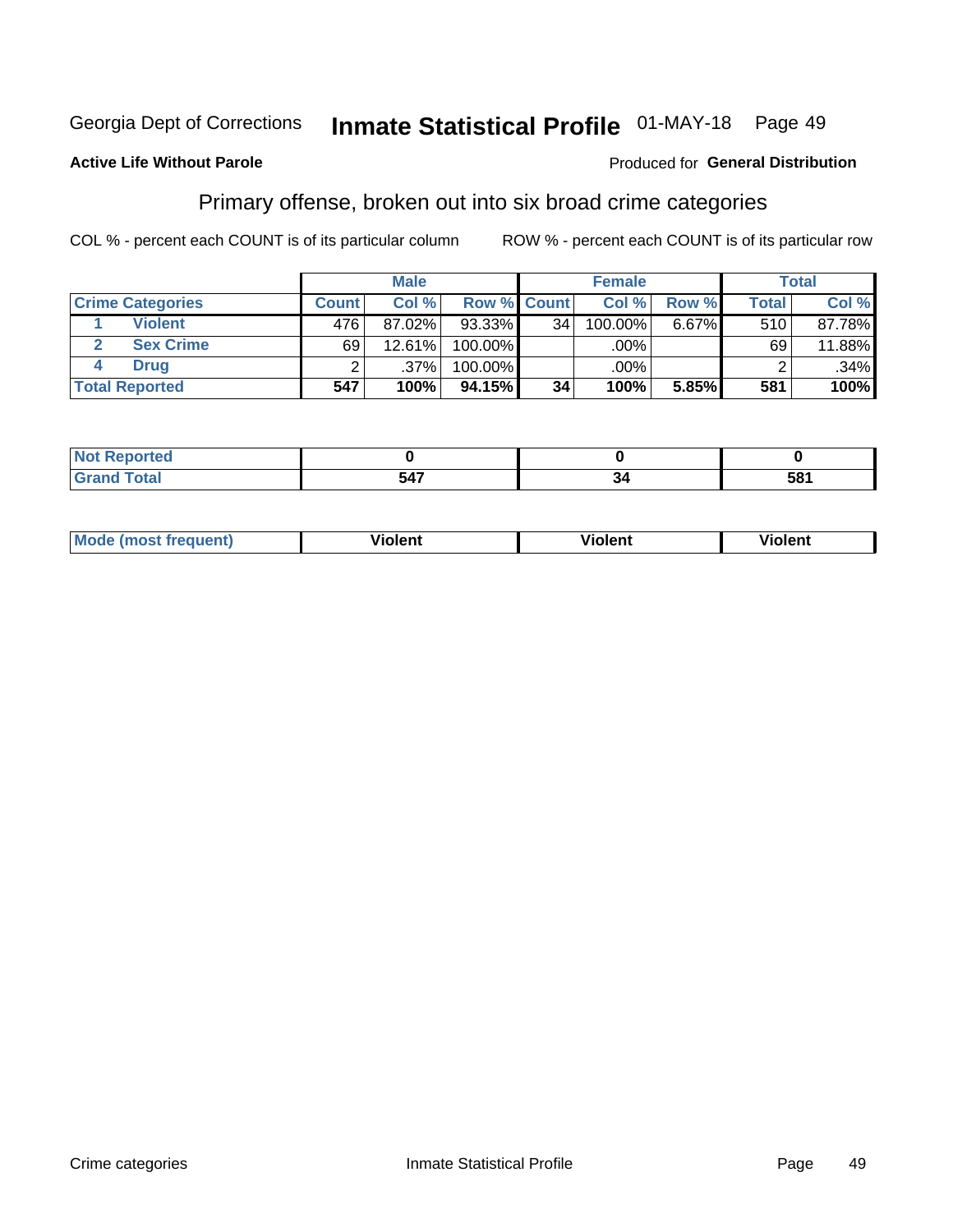Georgia Dept of Corrections **Inmate Statistical Profile** 01-MAY-18

**Active Life Without Parole**

Produced for **General Distribution**

## Primary offense, broken out into six broad crime categories

COL % - percent each COUNT is of its particular column

ROW % - percent each COUNT is of its particular row

| | | Male | | | Female | | | Total | |
|---|---|---|---|---|---|---|---|---|---|
| **Crime Categories** | | **Count** | **Col %** | **Row %** | **Count** | **Col %** | **Row %** | **Total** | **Col %** |
| 1 | Violent | 476 | 87.02% | 93.33% | 34 | 100.00% | 6.67% | 510 | 87.78% |
| 2 | Sex Crime | 69 | 12.61% | 100.00% | | .00% | | 69 | 11.88% |
| 4 | Drug | 2 | .37% | 100.00% | | .00% | | 2 | .34% |
| **Total Reported** | | **547** | **100%** | **94.15%** | **34** | **100%** | **5.85%** | **581** | **100%** |

| | Male | Female | Total |
|---|---|---|---|
| **Not Reported** | **0** | **0** | **0** |
| **Grand Total** | **547** | **34** | **581** |

| | Male | Female | Total |
|---|---|---|---|
| **Mode (most frequent)** | **Violent** | **Violent** | **Violent** |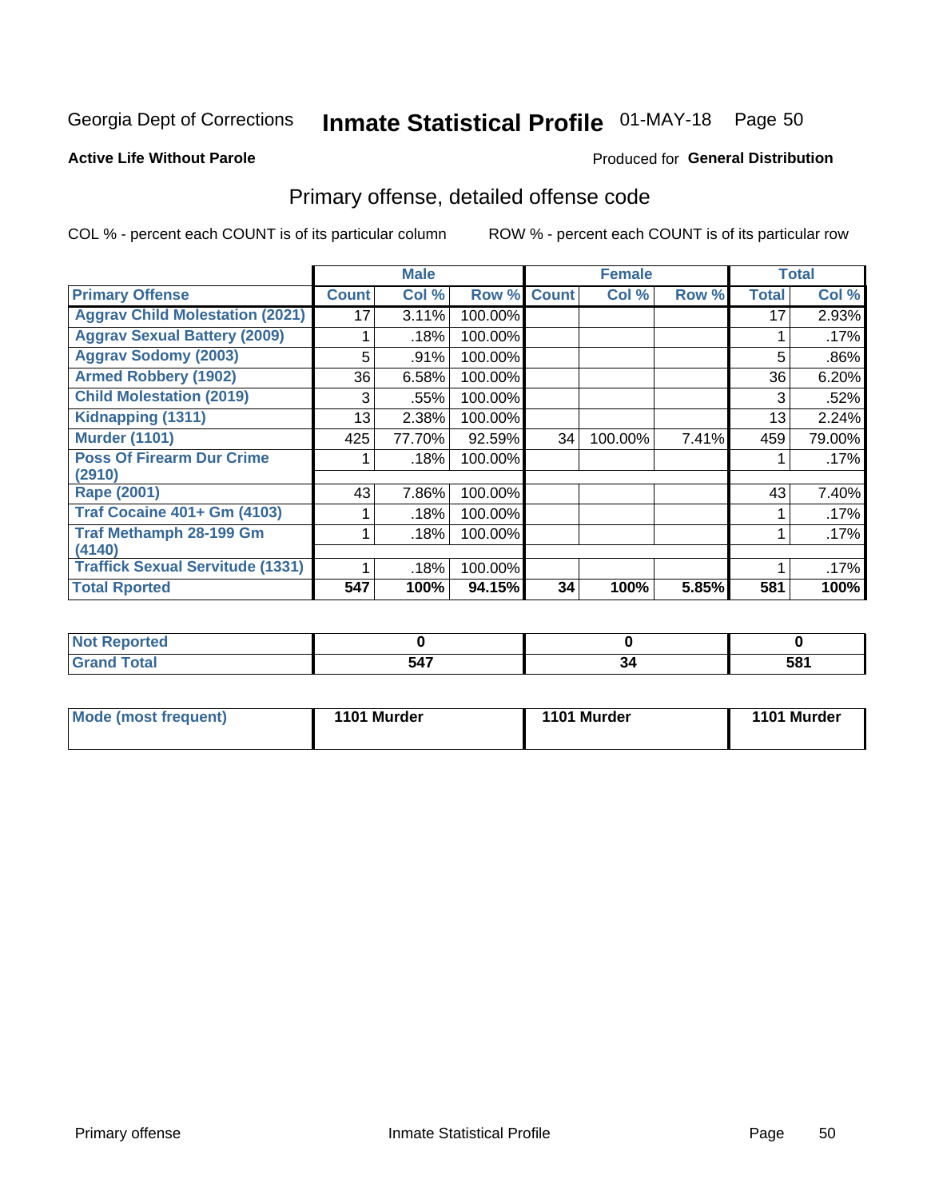Georgia Dept of Corrections **Inmate Statistical Profile** 01-MAY-18 Page 50

**Active Life Without Parole**

Produced for **General Distribution**

## Primary offense, detailed offense code

COL % - percent each COUNT is of its particular column

ROW % - percent each COUNT is of its particular row

| | Male | | | Female | | | Total | |
|---|---|---|---|---|---|---|---|---|
| **Primary Offense** | **Count** | **Col %** | **Row %** | **Count** | **Col %** | **Row %** | **Total** | **Col %** |
| Aggrav Child Molestation (2021) | 17 | 3.11% | 100.00% | | | | 17 | 2.93% |
| Aggrav Sexual Battery (2009) | 1 | .18% | 100.00% | | | | 1 | .17% |
| Aggrav Sodomy (2003) | 5 | .91% | 100.00% | | | | 5 | .86% |
| Armed Robbery (1902) | 36 | 6.58% | 100.00% | | | | 36 | 6.20% |
| Child Molestation (2019) | 3 | .55% | 100.00% | | | | 3 | .52% |
| Kidnapping (1311) | 13 | 2.38% | 100.00% | | | | 13 | 2.24% |
| Murder (1101) | 425 | 77.70% | 92.59% | 34 | 100.00% | 7.41% | 459 | 79.00% |
| Poss Of Firearm Dur Crime (2910) | 1 | .18% | 100.00% | | | | 1 | .17% |
| Rape (2001) | 43 | 7.86% | 100.00% | | | | 43 | 7.40% |
| Traf Cocaine 401+ Gm (4103) | 1 | .18% | 100.00% | | | | 1 | .17% |
| Traf Methamph 28-199 Gm (4140) | 1 | .18% | 100.00% | | | | 1 | .17% |
| Traffick Sexual Servitude (1331) | 1 | .18% | 100.00% | | | | 1 | .17% |
| **Total Rported** | **547** | **100%** | **94.15%** | **34** | **100%** | **5.85%** | **581** | **100%** |

| | Male | Female | Total |
|---|---|---|---|
| Not Reported | 0 | 0 | 0 |
| Grand Total | 547 | 34 | 581 |

| | Male | Female | Total |
|---|---|---|---|
| Mode (most frequent) | 1101 Murder | 1101 Murder | 1101 Murder |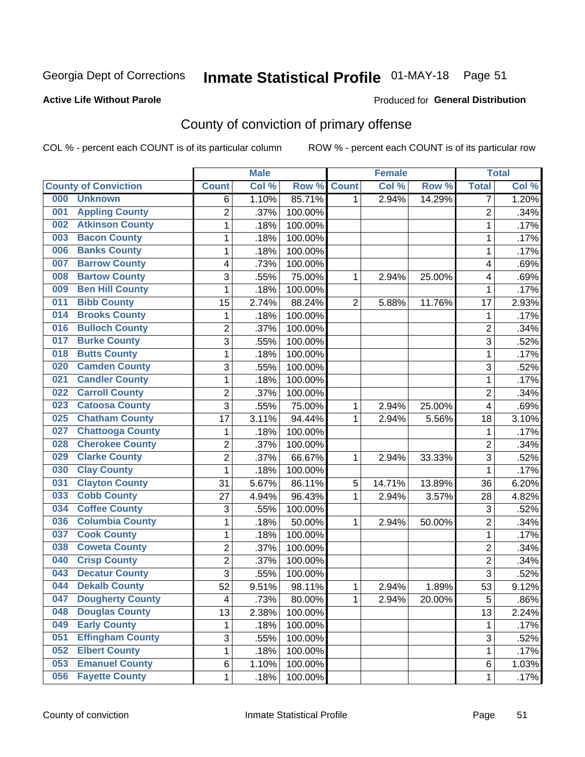Georgia Dept of Corrections **Inmate Statistical Profile** 01-MAY-18

**Active Life Without Parole**

Produced for **General Distribution**

## County of conviction of primary offense

COL % - percent each COUNT is of its particular column ROW % - percent each COUNT is of its particular row

| | Male | | | Female | | | Total | |
|---|---|---|---|---|---|---|---|---|
| County of Conviction | Count | Col % | Row % | Count | Col % | Row % | Total | Col % |
| 000 Unknown | 6 | 1.10% | 85.71% | 1 | 2.94% | 14.29% | 7 | 1.20% |
| 001 Appling County | 2 | .37% | 100.00% | | | | 2 | .34% |
| 002 Atkinson County | 1 | .18% | 100.00% | | | | 1 | .17% |
| 003 Bacon County | 1 | .18% | 100.00% | | | | 1 | .17% |
| 006 Banks County | 1 | .18% | 100.00% | | | | 1 | .17% |
| 007 Barrow County | 4 | .73% | 100.00% | | | | 4 | .69% |
| 008 Bartow County | 3 | .55% | 75.00% | 1 | 2.94% | 25.00% | 4 | .69% |
| 009 Ben Hill County | 1 | .18% | 100.00% | | | | 1 | .17% |
| 011 Bibb County | 15 | 2.74% | 88.24% | 2 | 5.88% | 11.76% | 17 | 2.93% |
| 014 Brooks County | 1 | .18% | 100.00% | | | | 1 | .17% |
| 016 Bulloch County | 2 | .37% | 100.00% | | | | 2 | .34% |
| 017 Burke County | 3 | .55% | 100.00% | | | | 3 | .52% |
| 018 Butts County | 1 | .18% | 100.00% | | | | 1 | .17% |
| 020 Camden County | 3 | .55% | 100.00% | | | | 3 | .52% |
| 021 Candler County | 1 | .18% | 100.00% | | | | 1 | .17% |
| 022 Carroll County | 2 | .37% | 100.00% | | | | 2 | .34% |
| 023 Catoosa County | 3 | .55% | 75.00% | 1 | 2.94% | 25.00% | 4 | .69% |
| 025 Chatham County | 17 | 3.11% | 94.44% | 1 | 2.94% | 5.56% | 18 | 3.10% |
| 027 Chattooga County | 1 | .18% | 100.00% | | | | 1 | .17% |
| 028 Cherokee County | 2 | .37% | 100.00% | | | | 2 | .34% |
| 029 Clarke County | 2 | .37% | 66.67% | 1 | 2.94% | 33.33% | 3 | .52% |
| 030 Clay County | 1 | .18% | 100.00% | | | | 1 | .17% |
| 031 Clayton County | 31 | 5.67% | 86.11% | 5 | 14.71% | 13.89% | 36 | 6.20% |
| 033 Cobb County | 27 | 4.94% | 96.43% | 1 | 2.94% | 3.57% | 28 | 4.82% |
| 034 Coffee County | 3 | .55% | 100.00% | | | | 3 | .52% |
| 036 Columbia County | 1 | .18% | 50.00% | 1 | 2.94% | 50.00% | 2 | .34% |
| 037 Cook County | 1 | .18% | 100.00% | | | | 1 | .17% |
| 038 Coweta County | 2 | .37% | 100.00% | | | | 2 | .34% |
| 040 Crisp County | 2 | .37% | 100.00% | | | | 2 | .34% |
| 043 Decatur County | 3 | .55% | 100.00% | | | | 3 | .52% |
| 044 Dekalb County | 52 | 9.51% | 98.11% | 1 | 2.94% | 1.89% | 53 | 9.12% |
| 047 Dougherty County | 4 | .73% | 80.00% | 1 | 2.94% | 20.00% | 5 | .86% |
| 048 Douglas County | 13 | 2.38% | 100.00% | | | | 13 | 2.24% |
| 049 Early County | 1 | .18% | 100.00% | | | | 1 | .17% |
| 051 Effingham County | 3 | .55% | 100.00% | | | | 3 | .52% |
| 052 Elbert County | 1 | .18% | 100.00% | | | | 1 | .17% |
| 053 Emanuel County | 6 | 1.10% | 100.00% | | | | 6 | 1.03% |
| 056 Fayette County | 1 | .18% | 100.00% | | | | 1 | .17% |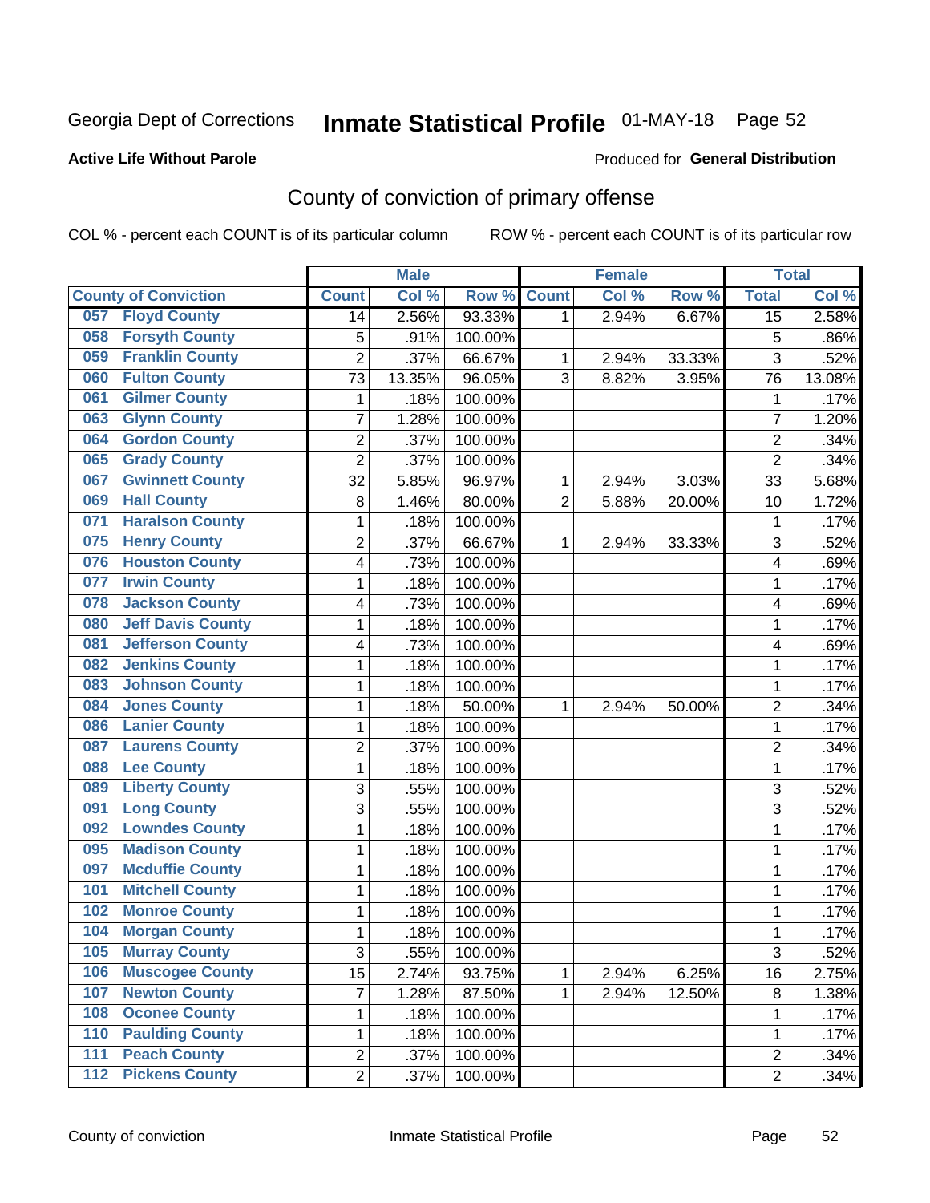Georgia Dept of Corrections **Inmate Statistical Profile** 01-MAY-18

**Active Life Without Parole**

Produced for **General Distribution**

## County of conviction of primary offense

COL % - percent each COUNT is of its particular column ROW % - percent each COUNT is of its particular row

| County of Conviction | Male | | | Female | | | Total | |
|---|---|---|---|---|---|---|---|---|
| | Count | Col % | Row % | Count | Col % | Row % | Total | Col % |
| 057 Floyd County | 14 | 2.56% | 93.33% | 1 | 2.94% | 6.67% | 15 | 2.58% |
| 058 Forsyth County | 5 | .91% | 100.00% | | | | 5 | .86% |
| 059 Franklin County | 2 | .37% | 66.67% | 1 | 2.94% | 33.33% | 3 | .52% |
| 060 Fulton County | 73 | 13.35% | 96.05% | 3 | 8.82% | 3.95% | 76 | 13.08% |
| 061 Gilmer County | 1 | .18% | 100.00% | | | | 1 | .17% |
| 063 Glynn County | 7 | 1.28% | 100.00% | | | | 7 | 1.20% |
| 064 Gordon County | 2 | .37% | 100.00% | | | | 2 | .34% |
| 065 Grady County | 2 | .37% | 100.00% | | | | 2 | .34% |
| 067 Gwinnett County | 32 | 5.85% | 96.97% | 1 | 2.94% | 3.03% | 33 | 5.68% |
| 069 Hall County | 8 | 1.46% | 80.00% | 2 | 5.88% | 20.00% | 10 | 1.72% |
| 071 Haralson County | 1 | .18% | 100.00% | | | | 1 | .17% |
| 075 Henry County | 2 | .37% | 66.67% | 1 | 2.94% | 33.33% | 3 | .52% |
| 076 Houston County | 4 | .73% | 100.00% | | | | 4 | .69% |
| 077 Irwin County | 1 | .18% | 100.00% | | | | 1 | .17% |
| 078 Jackson County | 4 | .73% | 100.00% | | | | 4 | .69% |
| 080 Jeff Davis County | 1 | .18% | 100.00% | | | | 1 | .17% |
| 081 Jefferson County | 4 | .73% | 100.00% | | | | 4 | .69% |
| 082 Jenkins County | 1 | .18% | 100.00% | | | | 1 | .17% |
| 083 Johnson County | 1 | .18% | 100.00% | | | | 1 | .17% |
| 084 Jones County | 1 | .18% | 50.00% | 1 | 2.94% | 50.00% | 2 | .34% |
| 086 Lanier County | 1 | .18% | 100.00% | | | | 1 | .17% |
| 087 Laurens County | 2 | .37% | 100.00% | | | | 2 | .34% |
| 088 Lee County | 1 | .18% | 100.00% | | | | 1 | .17% |
| 089 Liberty County | 3 | .55% | 100.00% | | | | 3 | .52% |
| 091 Long County | 3 | .55% | 100.00% | | | | 3 | .52% |
| 092 Lowndes County | 1 | .18% | 100.00% | | | | 1 | .17% |
| 095 Madison County | 1 | .18% | 100.00% | | | | 1 | .17% |
| 097 Mcduffie County | 1 | .18% | 100.00% | | | | 1 | .17% |
| 101 Mitchell County | 1 | .18% | 100.00% | | | | 1 | .17% |
| 102 Monroe County | 1 | .18% | 100.00% | | | | 1 | .17% |
| 104 Morgan County | 1 | .18% | 100.00% | | | | 1 | .17% |
| 105 Murray County | 3 | .55% | 100.00% | | | | 3 | .52% |
| 106 Muscogee County | 15 | 2.74% | 93.75% | 1 | 2.94% | 6.25% | 16 | 2.75% |
| 107 Newton County | 7 | 1.28% | 87.50% | 1 | 2.94% | 12.50% | 8 | 1.38% |
| 108 Oconee County | 1 | .18% | 100.00% | | | | 1 | .17% |
| 110 Paulding County | 1 | .18% | 100.00% | | | | 1 | .17% |
| 111 Peach County | 2 | .37% | 100.00% | | | | 2 | .34% |
| 112 Pickens County | 2 | .37% | 100.00% | | | | 2 | .34% |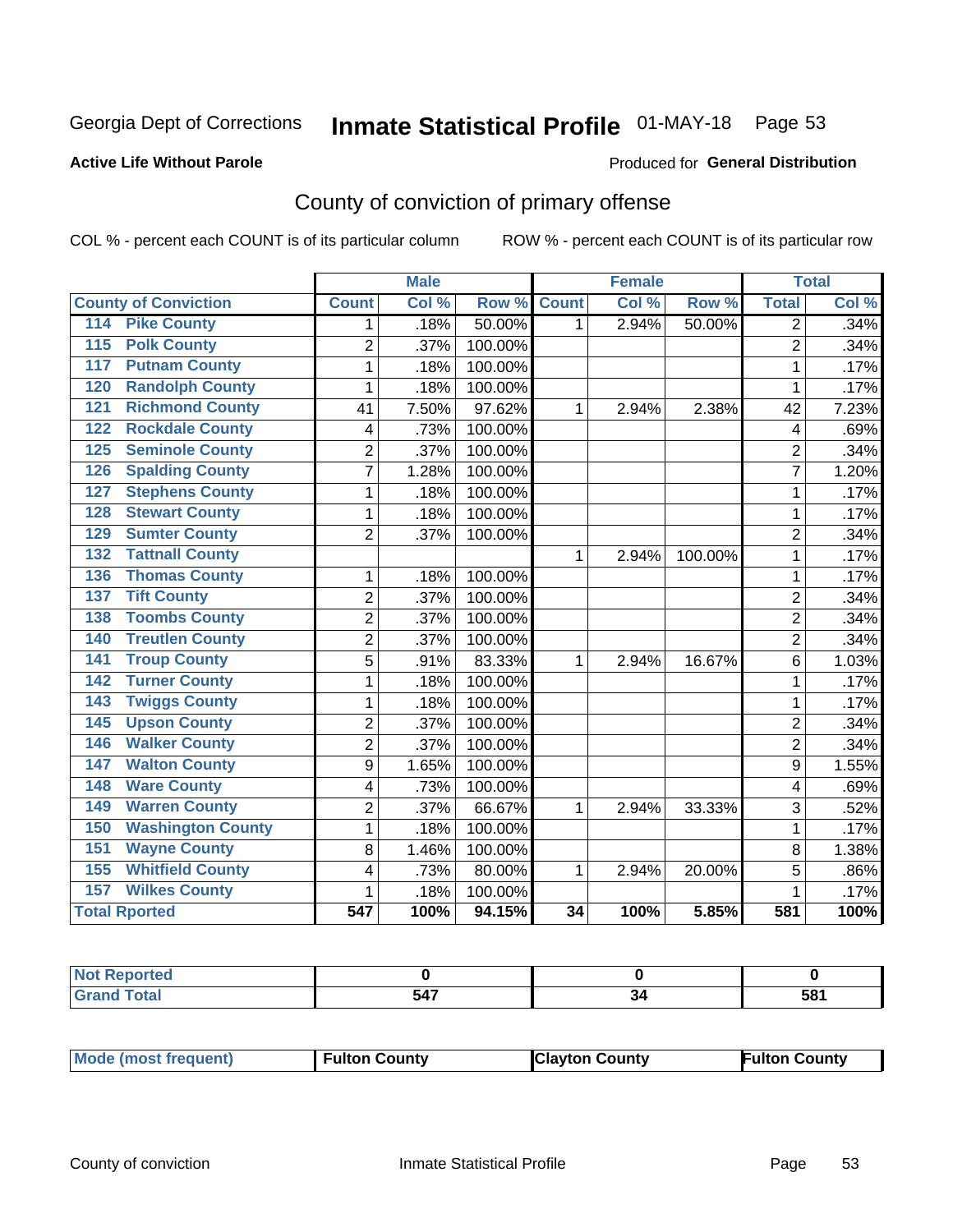Georgia Dept of Corrections **Inmate Statistical Profile** 01-MAY-18 Page 53

**Active Life Without Parole**

Produced for **General Distribution**

## County of conviction of primary offense

COL % - percent each COUNT is of its particular column ROW % - percent each COUNT is of its particular row

| County of Conviction | Male | | | Female | | | Total | |
|---|---|---|---|---|---|---|---|---|
| | Count | Col % | Row % | Count | Col % | Row % | Total | Col % |
| 114 Pike County | 1 | .18% | 50.00% | 1 | 2.94% | 50.00% | 2 | .34% |
| 115 Polk County | 2 | .37% | 100.00% | | | | 2 | .34% |
| 117 Putnam County | 1 | .18% | 100.00% | | | | 1 | .17% |
| 120 Randolph County | 1 | .18% | 100.00% | | | | 1 | .17% |
| 121 Richmond County | 41 | 7.50% | 97.62% | 1 | 2.94% | 2.38% | 42 | 7.23% |
| 122 Rockdale County | 4 | .73% | 100.00% | | | | 4 | .69% |
| 125 Seminole County | 2 | .37% | 100.00% | | | | 2 | .34% |
| 126 Spalding County | 7 | 1.28% | 100.00% | | | | 7 | 1.20% |
| 127 Stephens County | 1 | .18% | 100.00% | | | | 1 | .17% |
| 128 Stewart County | 1 | .18% | 100.00% | | | | 1 | .17% |
| 129 Sumter County | 2 | .37% | 100.00% | | | | 2 | .34% |
| 132 Tattnall County | | | | 1 | 2.94% | 100.00% | 1 | .17% |
| 136 Thomas County | 1 | .18% | 100.00% | | | | 1 | .17% |
| 137 Tift County | 2 | .37% | 100.00% | | | | 2 | .34% |
| 138 Toombs County | 2 | .37% | 100.00% | | | | 2 | .34% |
| 140 Treutlen County | 2 | .37% | 100.00% | | | | 2 | .34% |
| 141 Troup County | 5 | .91% | 83.33% | 1 | 2.94% | 16.67% | 6 | 1.03% |
| 142 Turner County | 1 | .18% | 100.00% | | | | 1 | .17% |
| 143 Twiggs County | 1 | .18% | 100.00% | | | | 1 | .17% |
| 145 Upson County | 2 | .37% | 100.00% | | | | 2 | .34% |
| 146 Walker County | 2 | .37% | 100.00% | | | | 2 | .34% |
| 147 Walton County | 9 | 1.65% | 100.00% | | | | 9 | 1.55% |
| 148 Ware County | 4 | .73% | 100.00% | | | | 4 | .69% |
| 149 Warren County | 2 | .37% | 66.67% | 1 | 2.94% | 33.33% | 3 | .52% |
| 150 Washington County | 1 | .18% | 100.00% | | | | 1 | .17% |
| 151 Wayne County | 8 | 1.46% | 100.00% | | | | 8 | 1.38% |
| 155 Whitfield County | 4 | .73% | 80.00% | 1 | 2.94% | 20.00% | 5 | .86% |
| 157 Wilkes County | 1 | .18% | 100.00% | | | | 1 | .17% |
| **Total Rported** | **547** | **100%** | **94.15%** | **34** | **100%** | **5.85%** | **581** | **100%** |

| | Male | Female | Total |
|---|---|---|---|
| Not Reported | 0 | 0 | 0 |
| Grand Total | 547 | 34 | 581 |

| | Male | Female | Total |
|---|---|---|---|
| Mode (most frequent) | Fulton County | Clayton County | Fulton County |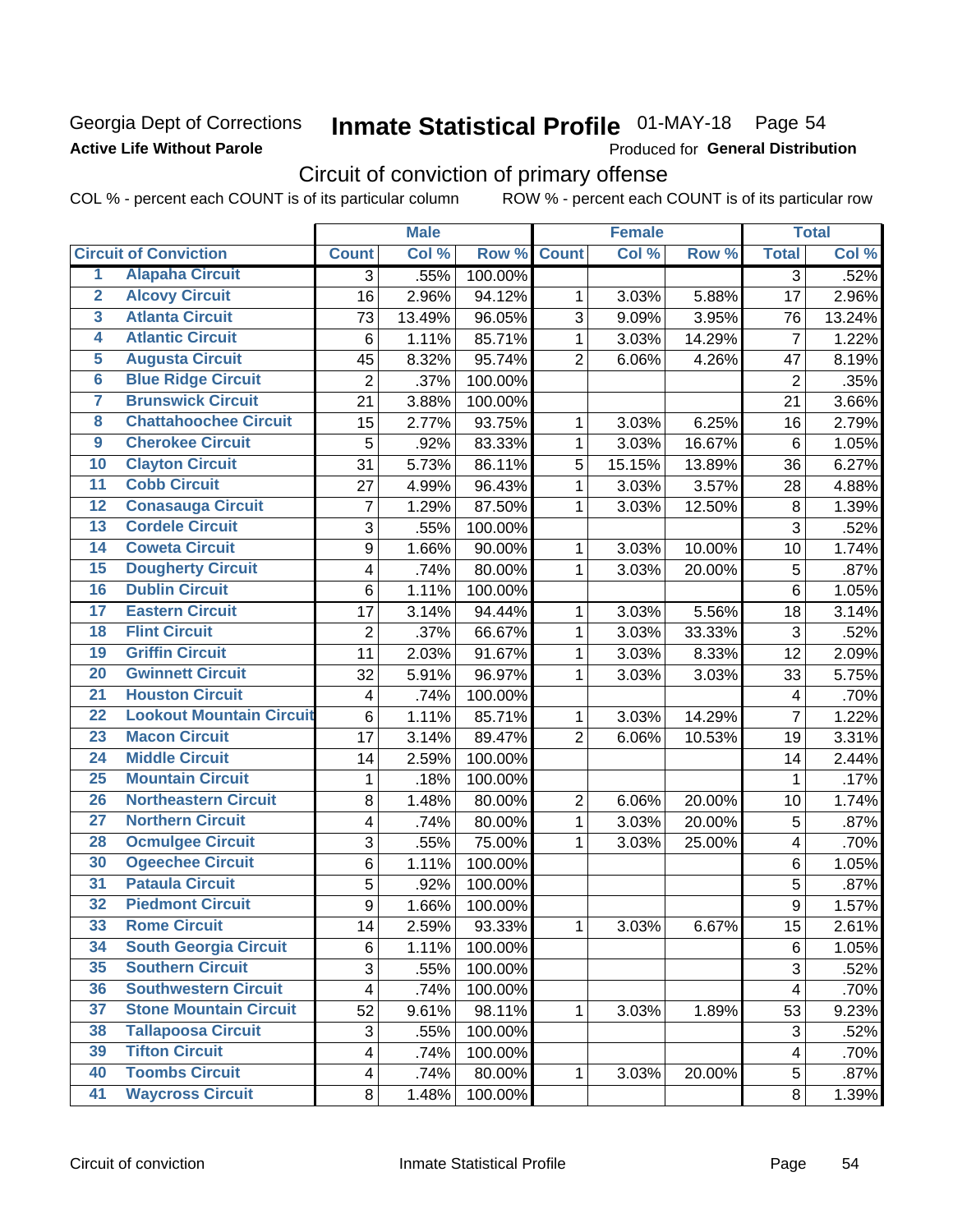Georgia Dept of Corrections
**Active Life Without Parole**

# Inmate Statistical Profile 01-MAY-18 Page 54

Produced for **General Distribution**

## Circuit of conviction of primary offense

COL % - percent each COUNT is of its particular column ROW % - percent each COUNT is of its particular row

| | | Male | | | Female | | | Total | |
|---|---|---|---|---|---|---|---|---|---|
| **Circuit of Conviction** | | **Count** | **Col %** | **Row %** | **Count** | **Col %** | **Row %** | **Total** | **Col %** |
| 1 | Alapaha Circuit | 3 | .55% | 100.00% | | | | 3 | .52% |
| 2 | Alcovy Circuit | 16 | 2.96% | 94.12% | 1 | 3.03% | 5.88% | 17 | 2.96% |
| 3 | Atlanta Circuit | 73 | 13.49% | 96.05% | 3 | 9.09% | 3.95% | 76 | 13.24% |
| 4 | Atlantic Circuit | 6 | 1.11% | 85.71% | 1 | 3.03% | 14.29% | 7 | 1.22% |
| 5 | Augusta Circuit | 45 | 8.32% | 95.74% | 2 | 6.06% | 4.26% | 47 | 8.19% |
| 6 | Blue Ridge Circuit | 2 | .37% | 100.00% | | | | 2 | .35% |
| 7 | Brunswick Circuit | 21 | 3.88% | 100.00% | | | | 21 | 3.66% |
| 8 | Chattahoochee Circuit | 15 | 2.77% | 93.75% | 1 | 3.03% | 6.25% | 16 | 2.79% |
| 9 | Cherokee Circuit | 5 | .92% | 83.33% | 1 | 3.03% | 16.67% | 6 | 1.05% |
| 10 | Clayton Circuit | 31 | 5.73% | 86.11% | 5 | 15.15% | 13.89% | 36 | 6.27% |
| 11 | Cobb Circuit | 27 | 4.99% | 96.43% | 1 | 3.03% | 3.57% | 28 | 4.88% |
| 12 | Conasauga Circuit | 7 | 1.29% | 87.50% | 1 | 3.03% | 12.50% | 8 | 1.39% |
| 13 | Cordele Circuit | 3 | .55% | 100.00% | | | | 3 | .52% |
| 14 | Coweta Circuit | 9 | 1.66% | 90.00% | 1 | 3.03% | 10.00% | 10 | 1.74% |
| 15 | Dougherty Circuit | 4 | .74% | 80.00% | 1 | 3.03% | 20.00% | 5 | .87% |
| 16 | Dublin Circuit | 6 | 1.11% | 100.00% | | | | 6 | 1.05% |
| 17 | Eastern Circuit | 17 | 3.14% | 94.44% | 1 | 3.03% | 5.56% | 18 | 3.14% |
| 18 | Flint Circuit | 2 | .37% | 66.67% | 1 | 3.03% | 33.33% | 3 | .52% |
| 19 | Griffin Circuit | 11 | 2.03% | 91.67% | 1 | 3.03% | 8.33% | 12 | 2.09% |
| 20 | Gwinnett Circuit | 32 | 5.91% | 96.97% | 1 | 3.03% | 3.03% | 33 | 5.75% |
| 21 | Houston Circuit | 4 | .74% | 100.00% | | | | 4 | .70% |
| 22 | Lookout Mountain Circuit | 6 | 1.11% | 85.71% | 1 | 3.03% | 14.29% | 7 | 1.22% |
| 23 | Macon Circuit | 17 | 3.14% | 89.47% | 2 | 6.06% | 10.53% | 19 | 3.31% |
| 24 | Middle Circuit | 14 | 2.59% | 100.00% | | | | 14 | 2.44% |
| 25 | Mountain Circuit | 1 | .18% | 100.00% | | | | 1 | .17% |
| 26 | Northeastern Circuit | 8 | 1.48% | 80.00% | 2 | 6.06% | 20.00% | 10 | 1.74% |
| 27 | Northern Circuit | 4 | .74% | 80.00% | 1 | 3.03% | 20.00% | 5 | .87% |
| 28 | Ocmulgee Circuit | 3 | .55% | 75.00% | 1 | 3.03% | 25.00% | 4 | .70% |
| 30 | Ogeechee Circuit | 6 | 1.11% | 100.00% | | | | 6 | 1.05% |
| 31 | Pataula Circuit | 5 | .92% | 100.00% | | | | 5 | .87% |
| 32 | Piedmont Circuit | 9 | 1.66% | 100.00% | | | | 9 | 1.57% |
| 33 | Rome Circuit | 14 | 2.59% | 93.33% | 1 | 3.03% | 6.67% | 15 | 2.61% |
| 34 | South Georgia Circuit | 6 | 1.11% | 100.00% | | | | 6 | 1.05% |
| 35 | Southern Circuit | 3 | .55% | 100.00% | | | | 3 | .52% |
| 36 | Southwestern Circuit | 4 | .74% | 100.00% | | | | 4 | .70% |
| 37 | Stone Mountain Circuit | 52 | 9.61% | 98.11% | 1 | 3.03% | 1.89% | 53 | 9.23% |
| 38 | Tallapoosa Circuit | 3 | .55% | 100.00% | | | | 3 | .52% |
| 39 | Tifton Circuit | 4 | .74% | 100.00% | | | | 4 | .70% |
| 40 | Toombs Circuit | 4 | .74% | 80.00% | 1 | 3.03% | 20.00% | 5 | .87% |
| 41 | Waycross Circuit | 8 | 1.48% | 100.00% | | | | 8 | 1.39% |

Circuit of conviction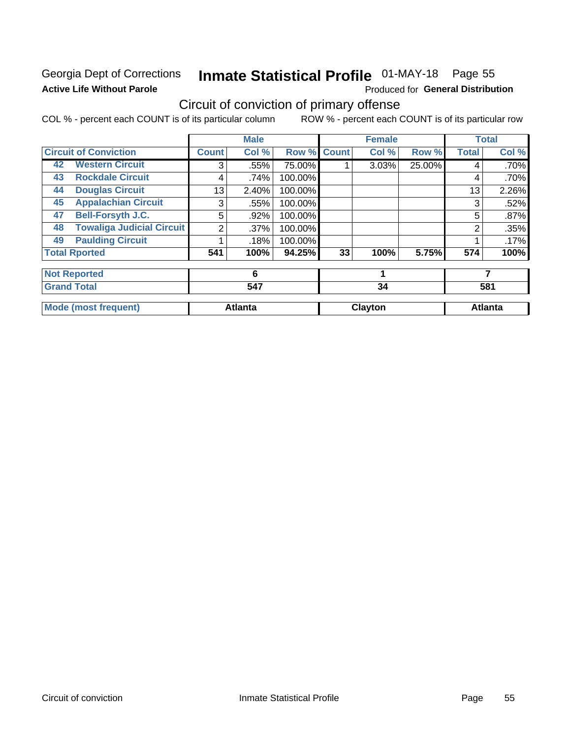Georgia Dept of Corrections
**Active Life Without Parole**

# Inmate Statistical Profile 01-MAY-18 Page 55

Produced for **General Distribution**

## Circuit of conviction of primary offense

COL % - percent each COUNT is of its particular column     ROW % - percent each COUNT is of its particular row

| Circuit of Conviction | Male Count | Male Col % | Male Row % | Female Count | Female Col % | Female Row % | Total | Total Col % |
|---|---|---|---|---|---|---|---|---|
| 42 Western Circuit | 3 | .55% | 75.00% | 1 | 3.03% | 25.00% | 4 | .70% |
| 43 Rockdale Circuit | 4 | .74% | 100.00% | | | | 4 | .70% |
| 44 Douglas Circuit | 13 | 2.40% | 100.00% | | | | 13 | 2.26% |
| 45 Appalachian Circuit | 3 | .55% | 100.00% | | | | 3 | .52% |
| 47 Bell-Forsyth J.C. | 5 | .92% | 100.00% | | | | 5 | .87% |
| 48 Towaliga Judicial Circuit | 2 | .37% | 100.00% | | | | 2 | .35% |
| 49 Paulding Circuit | 1 | .18% | 100.00% | | | | 1 | .17% |
| **Total Rported** | **541** | **100%** | **94.25%** | **33** | **100%** | **5.75%** | **574** | **100%** |

| | Male | Female | Total |
|---|---|---|---|
| Not Reported | 6 | 1 | 7 |
| Grand Total | 547 | 34 | 581 |
| Mode (most frequent) | Atlanta | Clayton | Atlanta |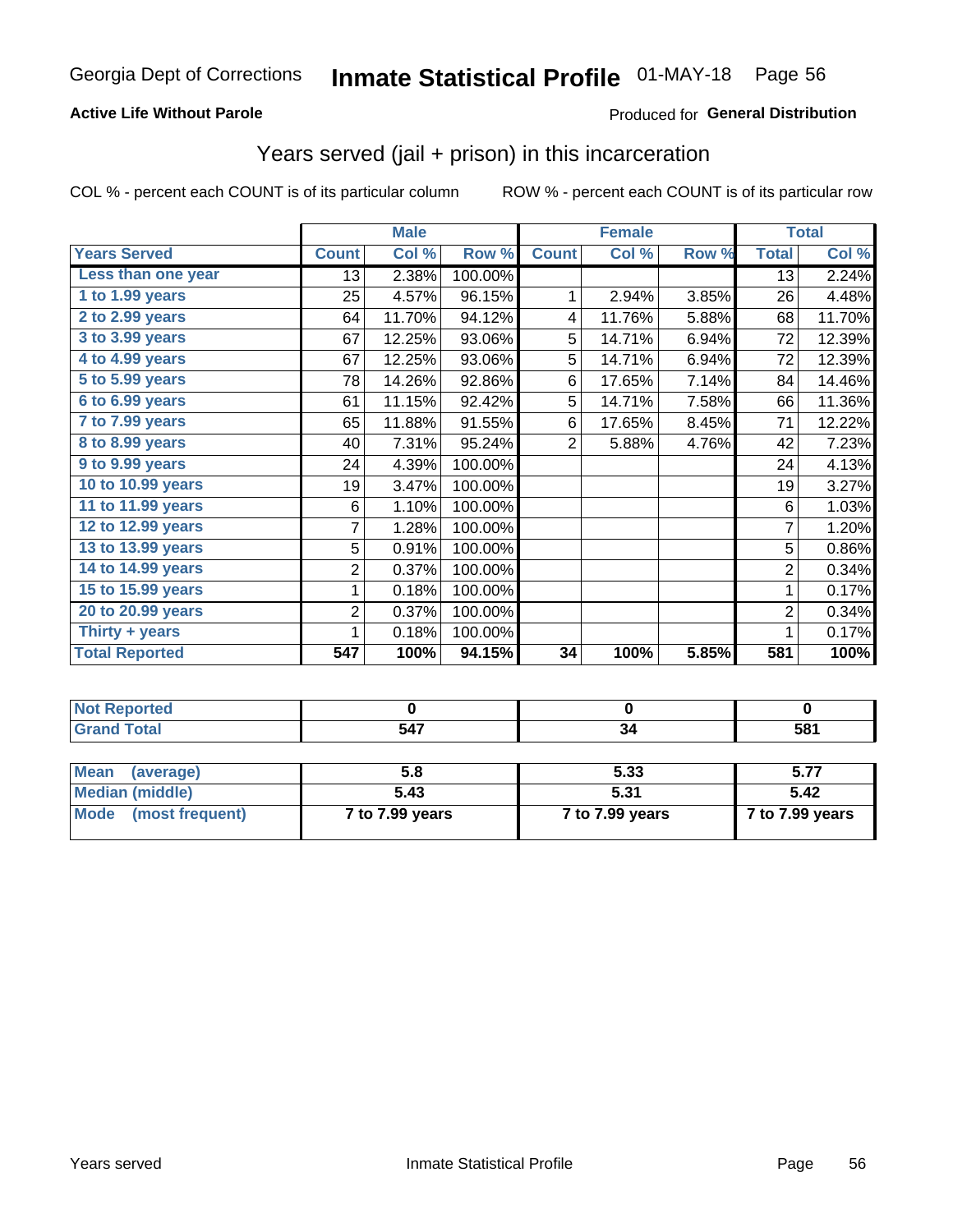Georgia Dept of Corrections **Inmate Statistical Profile** 01-MAY-18

**Active Life Without Parole**

Produced for **General Distribution**

## Years served (jail + prison) in this incarceration

COL % - percent each COUNT is of its particular column

ROW % - percent each COUNT is of its particular row

| | Male | | | Female | | | Total | |
|---|---|---|---|---|---|---|---|---|
| **Years Served** | **Count** | **Col %** | **Row %** | **Count** | **Col %** | **Row %** | **Total** | **Col %** |
| Less than one year | 13 | 2.38% | 100.00% | | | | 13 | 2.24% |
| 1 to 1.99 years | 25 | 4.57% | 96.15% | 1 | 2.94% | 3.85% | 26 | 4.48% |
| 2 to 2.99 years | 64 | 11.70% | 94.12% | 4 | 11.76% | 5.88% | 68 | 11.70% |
| 3 to 3.99 years | 67 | 12.25% | 93.06% | 5 | 14.71% | 6.94% | 72 | 12.39% |
| 4 to 4.99 years | 67 | 12.25% | 93.06% | 5 | 14.71% | 6.94% | 72 | 12.39% |
| 5 to 5.99 years | 78 | 14.26% | 92.86% | 6 | 17.65% | 7.14% | 84 | 14.46% |
| 6 to 6.99 years | 61 | 11.15% | 92.42% | 5 | 14.71% | 7.58% | 66 | 11.36% |
| 7 to 7.99 years | 65 | 11.88% | 91.55% | 6 | 17.65% | 8.45% | 71 | 12.22% |
| 8 to 8.99 years | 40 | 7.31% | 95.24% | 2 | 5.88% | 4.76% | 42 | 7.23% |
| 9 to 9.99 years | 24 | 4.39% | 100.00% | | | | 24 | 4.13% |
| 10 to 10.99 years | 19 | 3.47% | 100.00% | | | | 19 | 3.27% |
| 11 to 11.99 years | 6 | 1.10% | 100.00% | | | | 6 | 1.03% |
| 12 to 12.99 years | 7 | 1.28% | 100.00% | | | | 7 | 1.20% |
| 13 to 13.99 years | 5 | 0.91% | 100.00% | | | | 5 | 0.86% |
| 14 to 14.99 years | 2 | 0.37% | 100.00% | | | | 2 | 0.34% |
| 15 to 15.99 years | 1 | 0.18% | 100.00% | | | | 1 | 0.17% |
| 20 to 20.99 years | 2 | 0.37% | 100.00% | | | | 2 | 0.34% |
| Thirty + years | 1 | 0.18% | 100.00% | | | | 1 | 0.17% |
| **Total Reported** | **547** | **100%** | **94.15%** | **34** | **100%** | **5.85%** | **581** | **100%** |

| | Male | Female | Total |
|---|---|---|---|
| **Not Reported** | **0** | **0** | **0** |
| **Grand Total** | **547** | **34** | **581** |

| | Male | Female | Total |
|---|---|---|---|
| **Mean (average)** | **5.8** | **5.33** | **5.77** |
| **Median (middle)** | **5.43** | **5.31** | **5.42** |
| **Mode (most frequent)** | **7 to 7.99 years** | **7 to 7.99 years** | **7 to 7.99 years** |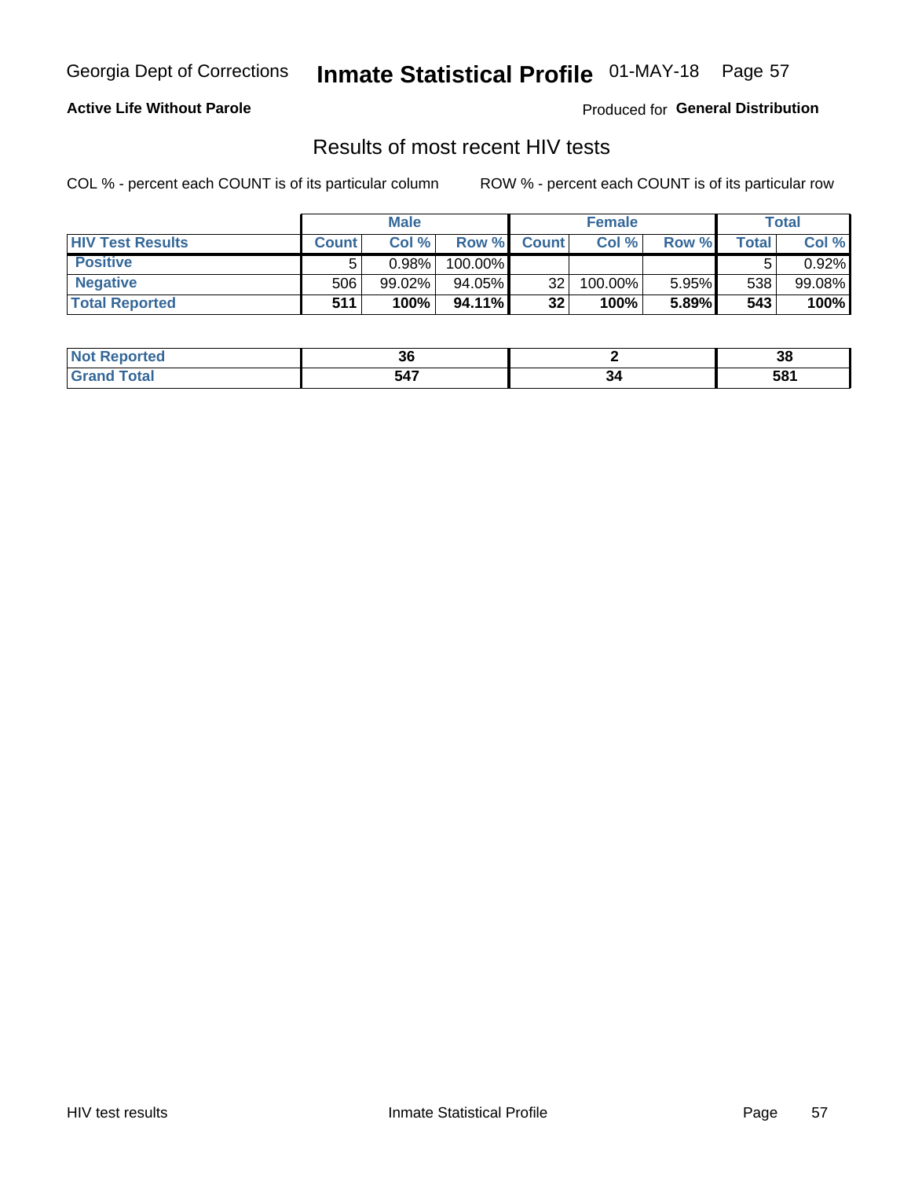Georgia Dept of Corrections **Inmate Statistical Profile** 01-MAY-18

**Active Life Without Parole**

Produced for **General Distribution**

## Results of most recent HIV tests

COL % - percent each COUNT is of its particular column    ROW % - percent each COUNT is of its particular row

| | Male | | | Female | | | Total | |
|---|---|---|---|---|---|---|---|---|
| **HIV Test Results** | **Count** | **Col %** | **Row %** | **Count** | **Col %** | **Row %** | **Total** | **Col %** |
| **Positive** | 5 | 0.98% | 100.00% | | | | 5 | 0.92% |
| **Negative** | 506 | 99.02% | 94.05% | 32 | 100.00% | 5.95% | 538 | 99.08% |
| **Total Reported** | **511** | **100%** | **94.11%** | **32** | **100%** | **5.89%** | **543** | **100%** |

| | Male | Female | Total |
|---|---|---|---|
| **Not Reported** | **36** | **2** | **38** |
| **Grand Total** | **547** | **34** | **581** |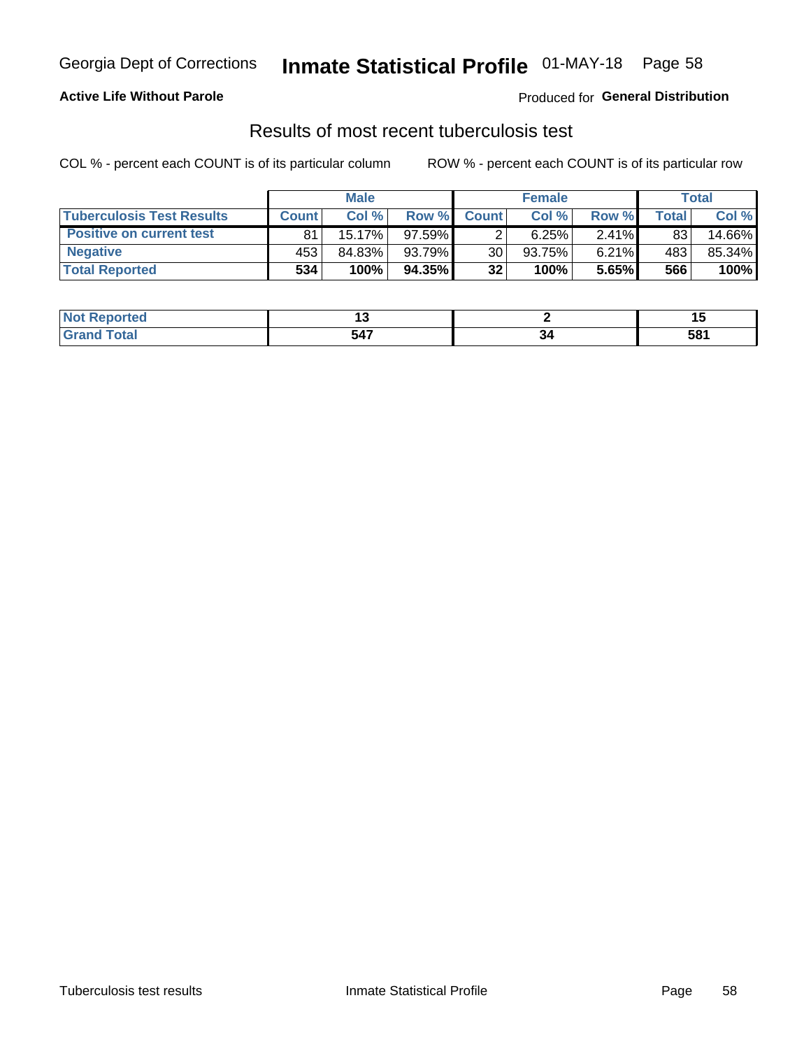Georgia Dept of Corrections **Inmate Statistical Profile** 01-MAY-18

**Active Life Without Parole**

Produced for **General Distribution**

## Results of most recent tuberculosis test

COL % - percent each COUNT is of its particular column

ROW % - percent each COUNT is of its particular row

| | Male | | | Female | | | Total | |
|---|---|---|---|---|---|---|---|---|
| **Tuberculosis Test Results** | **Count** | **Col %** | **Row %** | **Count** | **Col %** | **Row %** | **Total** | **Col %** |
| **Positive on current test** | 81 | 15.17% | 97.59% | 2 | 6.25% | 2.41% | 83 | 14.66% |
| **Negative** | 453 | 84.83% | 93.79% | 30 | 93.75% | 6.21% | 483 | 85.34% |
| **Total Reported** | **534** | **100%** | **94.35%** | **32** | **100%** | **5.65%** | **566** | **100%** |

| | Male | Female | Total |
|---|---|---|---|
| **Not Reported** | **13** | **2** | **15** |
| **Grand Total** | **547** | **34** | **581** |

Tuberculosis test results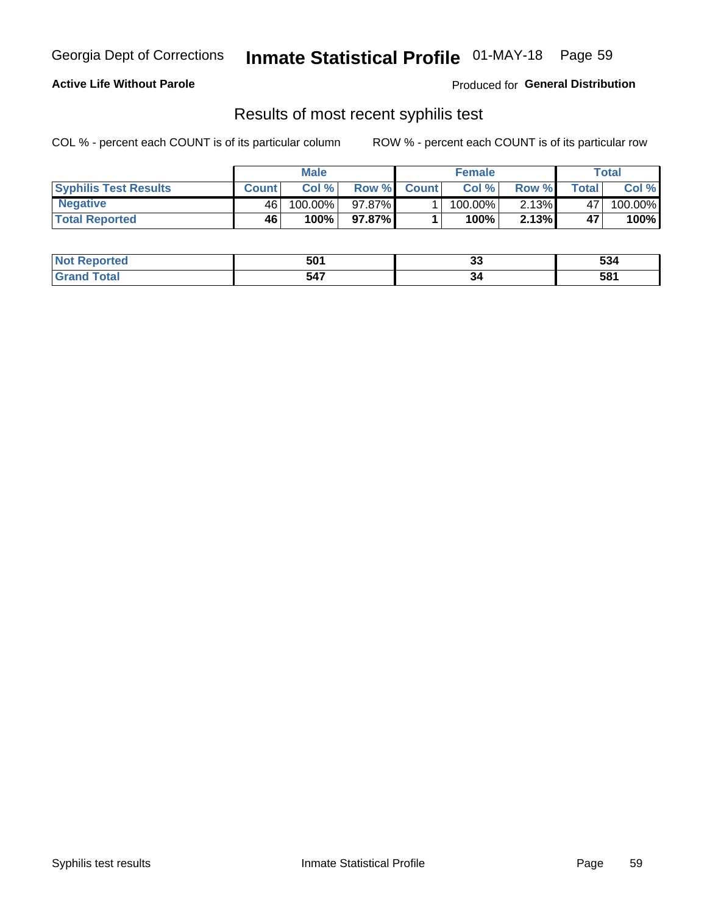Georgia Dept of Corrections **Inmate Statistical Profile** 01-MAY-18

**Active Life Without Parole**

Produced for **General Distribution**

## Results of most recent syphilis test

COL % - percent each COUNT is of its particular column

ROW % - percent each COUNT is of its particular row

| | Male | | | Female | | | Total | |
|---|---|---|---|---|---|---|---|---|
| **Syphilis Test Results** | **Count** | **Col %** | **Row %** | **Count** | **Col %** | **Row %** | **Total** | **Col %** |
| **Negative** | 46 | 100.00% | 97.87% | 1 | 100.00% | 2.13% | 47 | 100.00% |
| **Total Reported** | **46** | **100%** | **97.87%** | **1** | **100%** | **2.13%** | **47** | **100%** |

| | Male | Female | Total |
|---|---|---|---|
| **Not Reported** | **501** | **33** | **534** |
| **Grand Total** | **547** | **34** | **581** |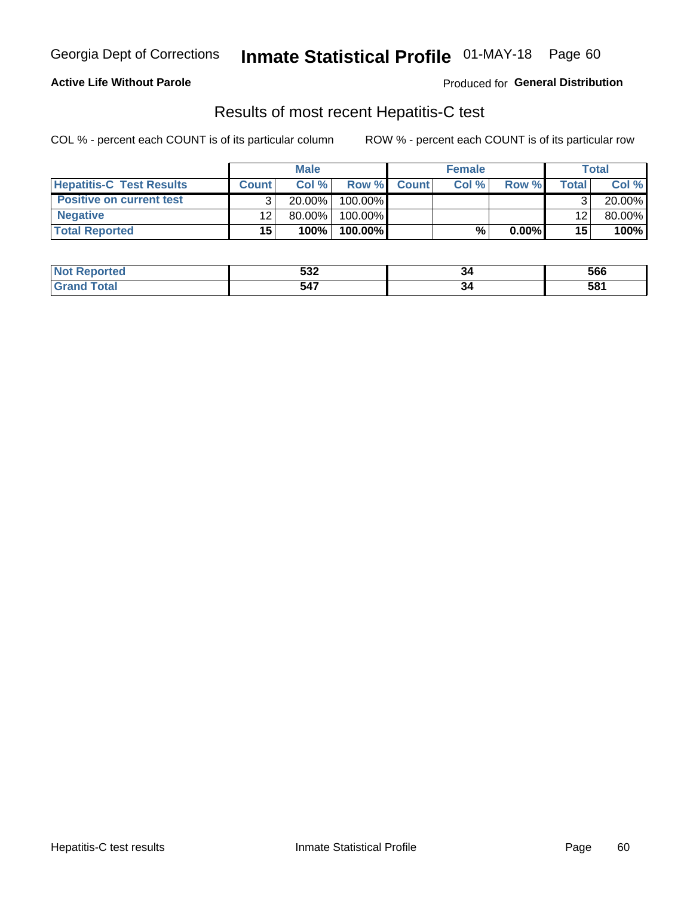Georgia Dept of Corrections **Inmate Statistical Profile** 01-MAY-18

**Active Life Without Parole**

Produced for **General Distribution**

## Results of most recent Hepatitis-C test

COL % - percent each COUNT is of its particular column     ROW % - percent each COUNT is of its particular row

| | Male | | | Female | | | Total | |
|---|---|---|---|---|---|---|---|---|
| **Hepatitis-C Test Results** | **Count** | **Col %** | **Row %** | **Count** | **Col %** | **Row %** | **Total** | **Col %** |
| **Positive on current test** | 3 | 20.00% | 100.00% | | | | 3 | 20.00% |
| **Negative** | 12 | 80.00% | 100.00% | | | | 12 | 80.00% |
| **Total Reported** | **15** | **100%** | **100.00%** | | **%** | **0.00%** | **15** | **100%** |

| | Male | Female | Total |
|---|---|---|---|
| **Not Reported** | **532** | **34** | **566** |
| **Grand Total** | **547** | **34** | **581** |

Hepatitis-C test results     Inmate Statistical Profile